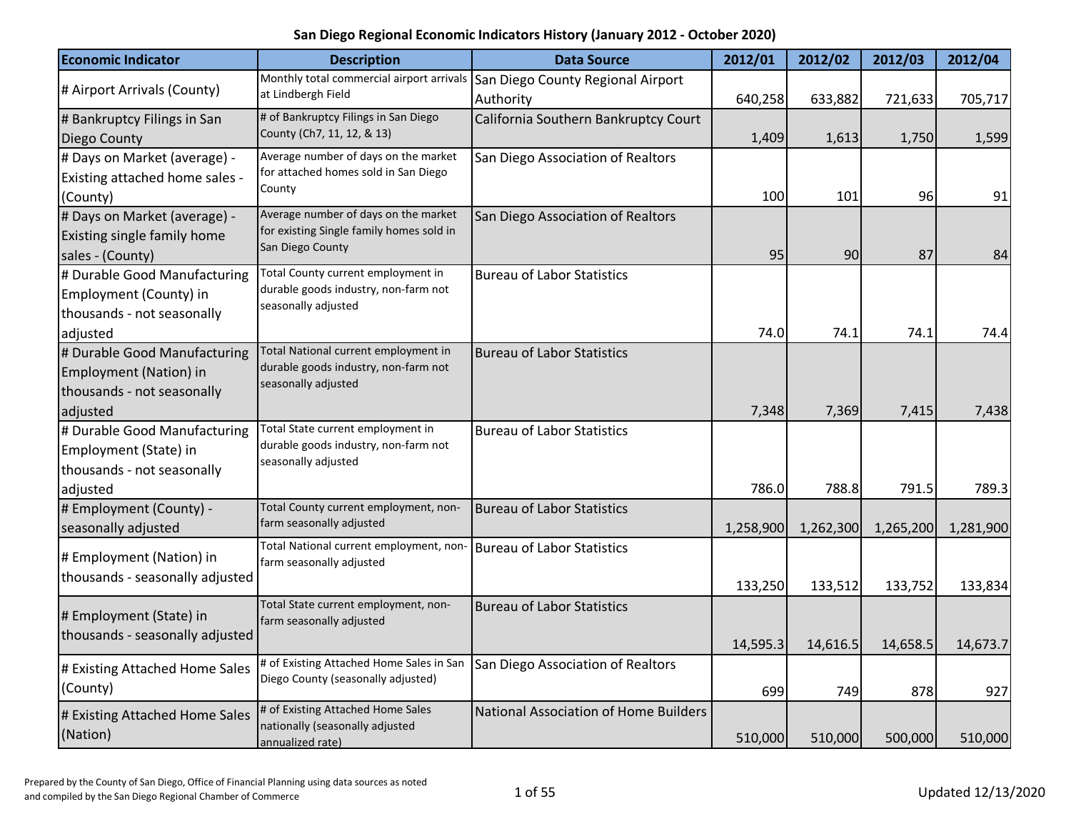# San Diego Regional Economic Indicators History (January 2012 - October 2020)

| Economic Indicator | Description | Data Source | 2012/01 | 2012/02 | 2012/03 | 2012/04 |
|---|---|---|---|---|---|---|
| # Airport Arrivals (County) | Monthly total commercial airport arrivals at Lindbergh Field | San Diego County Regional Airport Authority | 640,258 | 633,882 | 721,633 | 705,717 |
| # Bankruptcy Filings in San Diego County | # of Bankruptcy Filings in San Diego County (Ch7, 11, 12, & 13) | California Southern Bankruptcy Court | 1,409 | 1,613 | 1,750 | 1,599 |
| # Days on Market (average) - Existing attached home sales - (County) | Average number of days on the market for attached homes sold in San Diego County | San Diego Association of Realtors | 100 | 101 | 96 | 91 |
| # Days on Market (average) - Existing single family home sales - (County) | Average number of days on the market for existing Single family homes sold in San Diego County | San Diego Association of Realtors | 95 | 90 | 87 | 84 |
| # Durable Good Manufacturing Employment (County) in thousands - not seasonally adjusted | Total County current employment in durable goods industry, non-farm not seasonally adjusted | Bureau of Labor Statistics | 74.0 | 74.1 | 74.1 | 74.4 |
| # Durable Good Manufacturing Employment (Nation) in thousands - not seasonally adjusted | Total National current employment in durable goods industry, non-farm not seasonally adjusted | Bureau of Labor Statistics | 7,348 | 7,369 | 7,415 | 7,438 |
| # Durable Good Manufacturing Employment (State) in thousands - not seasonally adjusted | Total State current employment in durable goods industry, non-farm not seasonally adjusted | Bureau of Labor Statistics | 786.0 | 788.8 | 791.5 | 789.3 |
| # Employment (County) - seasonally adjusted | Total County current employment, non-farm seasonally adjusted | Bureau of Labor Statistics | 1,258,900 | 1,262,300 | 1,265,200 | 1,281,900 |
| # Employment (Nation) in thousands - seasonally adjusted | Total National current employment, non-farm seasonally adjusted | Bureau of Labor Statistics | 133,250 | 133,512 | 133,752 | 133,834 |
| # Employment (State) in thousands - seasonally adjusted | Total State current employment, non-farm seasonally adjusted | Bureau of Labor Statistics | 14,595.3 | 14,616.5 | 14,658.5 | 14,673.7 |
| # Existing Attached Home Sales (County) | # of Existing Attached Home Sales in San Diego County (seasonally adjusted) | San Diego Association of Realtors | 699 | 749 | 878 | 927 |
| # Existing Attached Home Sales (Nation) | # of Existing Attached Home Sales nationally (seasonally adjusted annualized rate) | National Association of Home Builders | 510,000 | 510,000 | 500,000 | 510,000 |

Prepared by the County of San Diego, Office of Financial Planning using data sources as noted and compiled by the San Diego Regional Chamber of Commerce

Updated 12/13/2020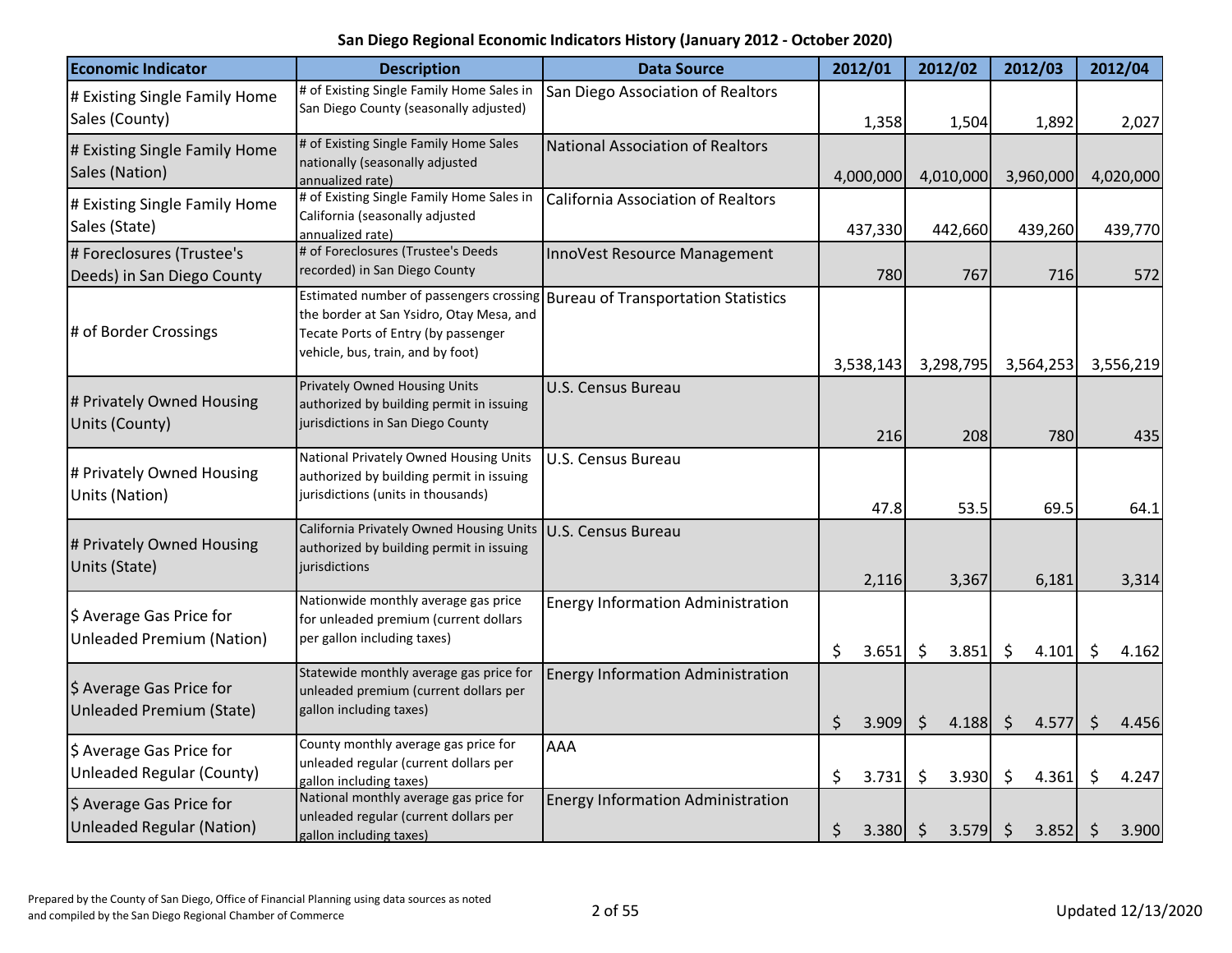**San Diego Regional Economic Indicators History (January 2012 - October 2020)**

| Economic Indicator | Description | Data Source | 2012/01 | 2012/02 | 2012/03 | 2012/04 |
|---|---|---|---|---|---|---|
| # Existing Single Family Home Sales (County) | # of Existing Single Family Home Sales in San Diego County (seasonally adjusted) | San Diego Association of Realtors | 1,358 | 1,504 | 1,892 | 2,027 |
| # Existing Single Family Home Sales (Nation) | # of Existing Single Family Home Sales nationally (seasonally adjusted annualized rate) | National Association of Realtors | 4,000,000 | 4,010,000 | 3,960,000 | 4,020,000 |
| # Existing Single Family Home Sales (State) | # of Existing Single Family Home Sales in California (seasonally adjusted annualized rate) | California Association of Realtors | 437,330 | 442,660 | 439,260 | 439,770 |
| # Foreclosures (Trustee's Deeds) in San Diego County | # of Foreclosures (Trustee's Deeds recorded) in San Diego County | InnoVest Resource Management | 780 | 767 | 716 | 572 |
| # of Border Crossings | Estimated number of passengers crossing the border at San Ysidro, Otay Mesa, and Tecate Ports of Entry (by passenger vehicle, bus, train, and by foot) | Bureau of Transportation Statistics | 3,538,143 | 3,298,795 | 3,564,253 | 3,556,219 |
| # Privately Owned Housing Units (County) | Privately Owned Housing Units authorized by building permit in issuing jurisdictions in San Diego County | U.S. Census Bureau | 216 | 208 | 780 | 435 |
| # Privately Owned Housing Units (Nation) | National Privately Owned Housing Units authorized by building permit in issuing jurisdictions (units in thousands) | U.S. Census Bureau | 47.8 | 53.5 | 69.5 | 64.1 |
| # Privately Owned Housing Units (State) | California Privately Owned Housing Units authorized by building permit in issuing jurisdictions | U.S. Census Bureau | 2,116 | 3,367 | 6,181 | 3,314 |
| $ Average Gas Price for Unleaded Premium (Nation) | Nationwide monthly average gas price for unleaded premium (current dollars per gallon including taxes) | Energy Information Administration | $ 3.651 | $ 3.851 | $ 4.101 | $ 4.162 |
| $ Average Gas Price for Unleaded Premium (State) | Statewide monthly average gas price for unleaded premium (current dollars per gallon including taxes) | Energy Information Administration | $ 3.909 | $ 4.188 | $ 4.577 | $ 4.456 |
| $ Average Gas Price for Unleaded Regular (County) | County monthly average gas price for unleaded regular (current dollars per gallon including taxes) | AAA | $ 3.731 | $ 3.930 | $ 4.361 | $ 4.247 |
| $ Average Gas Price for Unleaded Regular (Nation) | National monthly average gas price for unleaded regular (current dollars per gallon including taxes) | Energy Information Administration | $ 3.380 | $ 3.579 | $ 3.852 | $ 3.900 |

Prepared by the County of San Diego, Office of Financial Planning using data sources as noted and compiled by the San Diego Regional Chamber of Commerce

Updated 12/13/2020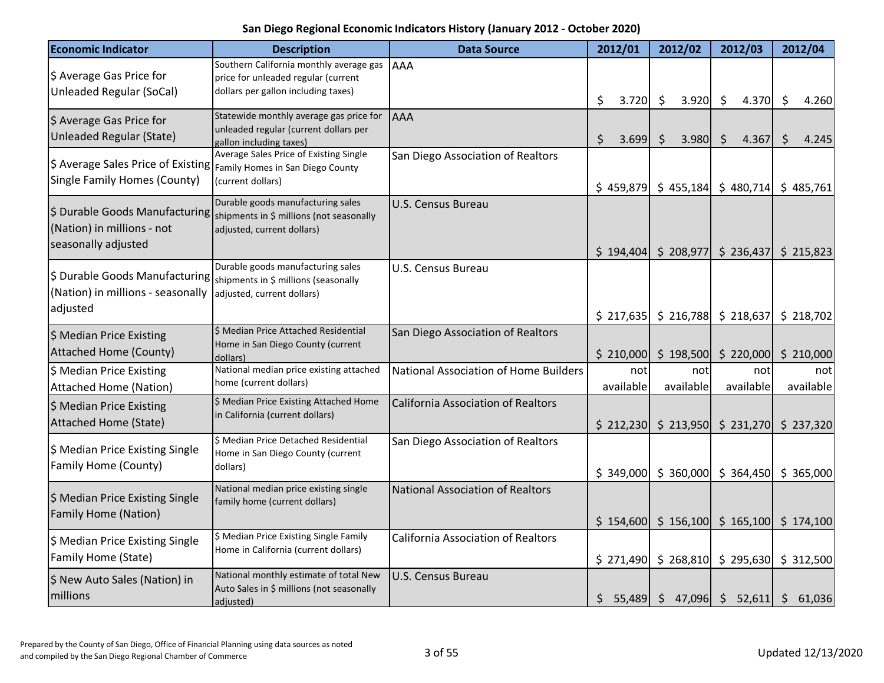**San Diego Regional Economic Indicators History (January 2012 - October 2020)**

| Economic Indicator | Description | Data Source | 2012/01 | 2012/02 | 2012/03 | 2012/04 |
|---|---|---|---|---|---|---|
| $ Average Gas Price for Unleaded Regular (SoCal) | Southern California monthly average gas price for unleaded regular (current dollars per gallon including taxes) | AAA | $ 3.720 | $ 3.920 | $ 4.370 | $ 4.260 |
| $ Average Gas Price for Unleaded Regular (State) | Statewide monthly average gas price for unleaded regular (current dollars per gallon including taxes) | AAA | $ 3.699 | $ 3.980 | $ 4.367 | $ 4.245 |
| $ Average Sales Price of Existing Single Family Homes (County) | Average Sales Price of Existing Single Family Homes in San Diego County (current dollars) | San Diego Association of Realtors | $ 459,879 | $ 455,184 | $ 480,714 | $ 485,761 |
| $ Durable Goods Manufacturing (Nation) in millions - not seasonally adjusted | Durable goods manufacturing sales shipments in $ millions (not seasonally adjusted, current dollars) | U.S. Census Bureau | $ 194,404 | $ 208,977 | $ 236,437 | $ 215,823 |
| $ Durable Goods Manufacturing (Nation) in millions - seasonally adjusted | Durable goods manufacturing sales shipments in $ millions (seasonally adjusted, current dollars) | U.S. Census Bureau | $ 217,635 | $ 216,788 | $ 218,637 | $ 218,702 |
| $ Median Price Existing Attached Home (County) | $ Median Price Attached Residential Home in San Diego County (current dollars) | San Diego Association of Realtors | $ 210,000 | $ 198,500 | $ 220,000 | $ 210,000 |
| $ Median Price Existing Attached Home (Nation) | National median price existing attached home (current dollars) | National Association of Home Builders | not available | not available | not available | not available |
| $ Median Price Existing Attached Home (State) | $ Median Price Existing Attached Home in California (current dollars) | California Association of Realtors | $ 212,230 | $ 213,950 | $ 231,270 | $ 237,320 |
| $ Median Price Existing Single Family Home (County) | $ Median Price Detached Residential Home in San Diego County (current dollars) | San Diego Association of Realtors | $ 349,000 | $ 360,000 | $ 364,450 | $ 365,000 |
| $ Median Price Existing Single Family Home (Nation) | National median price existing single family home (current dollars) | National Association of Realtors | $ 154,600 | $ 156,100 | $ 165,100 | $ 174,100 |
| $ Median Price Existing Single Family Home (State) | $ Median Price Existing Single Family Home in California (current dollars) | California Association of Realtors | $ 271,490 | $ 268,810 | $ 295,630 | $ 312,500 |
| $ New Auto Sales (Nation) in millions | National monthly estimate of total New Auto Sales in $ millions (not seasonally adjusted) | U.S. Census Bureau | $ 55,489 | $ 47,096 | $ 52,611 | $ 61,036 |

Prepared by the County of San Diego, Office of Financial Planning using data sources as noted and compiled by the San Diego Regional Chamber of Commerce

Updated 12/13/2020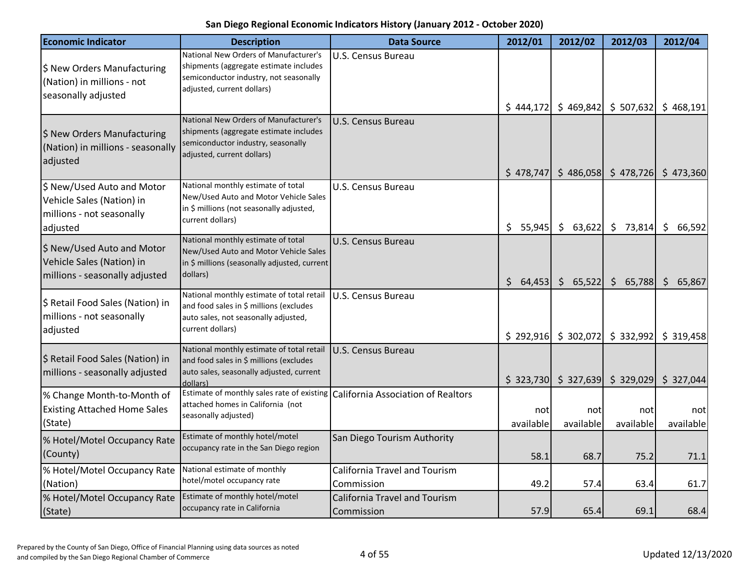**San Diego Regional Economic Indicators History (January 2012 - October 2020)**

| Economic Indicator | Description | Data Source | 2012/01 | 2012/02 | 2012/03 | 2012/04 |
|---|---|---|---|---|---|---|
| $ New Orders Manufacturing (Nation) in millions - not seasonally adjusted | National New Orders of Manufacturer's shipments (aggregate estimate includes semiconductor industry, not seasonally adjusted, current dollars) | U.S. Census Bureau | $ 444,172 | $ 469,842 | $ 507,632 | $ 468,191 |
| $ New Orders Manufacturing (Nation) in millions - seasonally adjusted | National New Orders of Manufacturer's shipments (aggregate estimate includes semiconductor industry, seasonally adjusted, current dollars) | U.S. Census Bureau | $ 478,747 | $ 486,058 | $ 478,726 | $ 473,360 |
| $ New/Used Auto and Motor Vehicle Sales (Nation) in millions - not seasonally adjusted | National monthly estimate of total New/Used Auto and Motor Vehicle Sales in $ millions (not seasonally adjusted, current dollars) | U.S. Census Bureau | $ 55,945 | $ 63,622 | $ 73,814 | $ 66,592 |
| $ New/Used Auto and Motor Vehicle Sales (Nation) in millions - seasonally adjusted | National monthly estimate of total New/Used Auto and Motor Vehicle Sales in $ millions (seasonally adjusted, current dollars) | U.S. Census Bureau | $ 64,453 | $ 65,522 | $ 65,788 | $ 65,867 |
| $ Retail Food Sales (Nation) in millions - not seasonally adjusted | National monthly estimate of total retail and food sales in $ millions (excludes auto sales, not seasonally adjusted, current dollars) | U.S. Census Bureau | $ 292,916 | $ 302,072 | $ 332,992 | $ 319,458 |
| $ Retail Food Sales (Nation) in millions - seasonally adjusted | National monthly estimate of total retail and food sales in $ millions (excludes auto sales, seasonally adjusted, current dollars) | U.S. Census Bureau | $ 323,730 | $ 327,639 | $ 329,029 | $ 327,044 |
| % Change Month-to-Month of Existing Attached Home Sales (State) | Estimate of monthly sales rate of existing attached homes in California (not seasonally adjusted) | California Association of Realtors | not available | not available | not available | not available |
| % Hotel/Motel Occupancy Rate (County) | Estimate of monthly hotel/motel occupancy rate in the San Diego region | San Diego Tourism Authority | 58.1 | 68.7 | 75.2 | 71.1 |
| % Hotel/Motel Occupancy Rate (Nation) | National estimate of monthly hotel/motel occupancy rate | California Travel and Tourism Commission | 49.2 | 57.4 | 63.4 | 61.7 |
| % Hotel/Motel Occupancy Rate (State) | Estimate of monthly hotel/motel occupancy rate in California | California Travel and Tourism Commission | 57.9 | 65.4 | 69.1 | 68.4 |

Prepared by the County of San Diego, Office of Financial Planning using data sources as noted and compiled by the San Diego Regional Chamber of Commerce

Updated 12/13/2020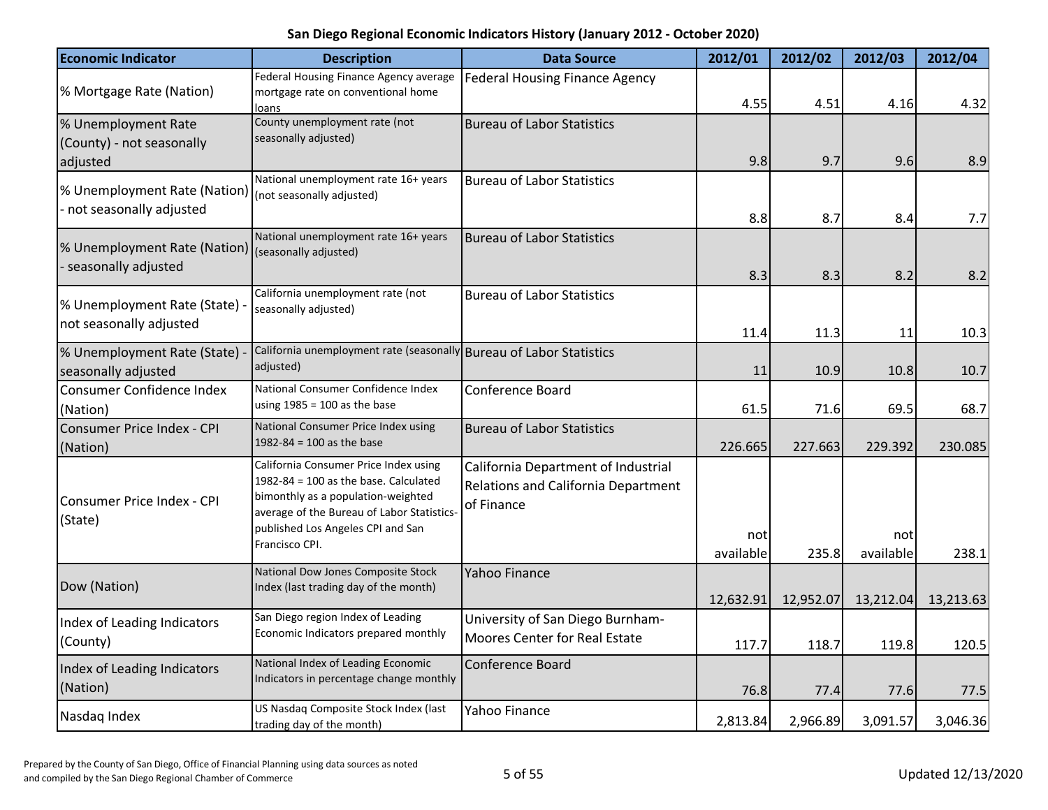## San Diego Regional Economic Indicators History (January 2012 - October 2020)

| Economic Indicator | Description | Data Source | 2012/01 | 2012/02 | 2012/03 | 2012/04 |
|---|---|---|---|---|---|---|
| % Mortgage Rate (Nation) | Federal Housing Finance Agency average mortgage rate on conventional home loans | Federal Housing Finance Agency | 4.55 | 4.51 | 4.16 | 4.32 |
| % Unemployment Rate (County) - not seasonally adjusted | County unemployment rate (not seasonally adjusted) | Bureau of Labor Statistics | 9.8 | 9.7 | 9.6 | 8.9 |
| % Unemployment Rate (Nation) - not seasonally adjusted | National unemployment rate 16+ years (not seasonally adjusted) | Bureau of Labor Statistics | 8.8 | 8.7 | 8.4 | 7.7 |
| % Unemployment Rate (Nation) - seasonally adjusted | National unemployment rate 16+ years (seasonally adjusted) | Bureau of Labor Statistics | 8.3 | 8.3 | 8.2 | 8.2 |
| % Unemployment Rate (State) - not seasonally adjusted | California unemployment rate (not seasonally adjusted) | Bureau of Labor Statistics | 11.4 | 11.3 | 11 | 10.3 |
| % Unemployment Rate (State) - seasonally adjusted | California unemployment rate (seasonally adjusted) | Bureau of Labor Statistics | 11 | 10.9 | 10.8 | 10.7 |
| Consumer Confidence Index (Nation) | National Consumer Confidence Index using 1985 = 100 as the base | Conference Board | 61.5 | 71.6 | 69.5 | 68.7 |
| Consumer Price Index - CPI (Nation) | National Consumer Price Index using 1982-84 = 100 as the base | Bureau of Labor Statistics | 226.665 | 227.663 | 229.392 | 230.085 |
| Consumer Price Index - CPI (State) | California Consumer Price Index using 1982-84 = 100 as the base. Calculated bimonthly as a population-weighted average of the Bureau of Labor Statistics-published Los Angeles CPI and San Francisco CPI. | California Department of Industrial Relations and California Department of Finance | not available | 235.8 | not available | 238.1 |
| Dow (Nation) | National Dow Jones Composite Stock Index (last trading day of the month) | Yahoo Finance | 12,632.91 | 12,952.07 | 13,212.04 | 13,213.63 |
| Index of Leading Indicators (County) | San Diego region Index of Leading Economic Indicators prepared monthly | University of San Diego Burnham-Moores Center for Real Estate | 117.7 | 118.7 | 119.8 | 120.5 |
| Index of Leading Indicators (Nation) | National Index of Leading Economic Indicators in percentage change monthly | Conference Board | 76.8 | 77.4 | 77.6 | 77.5 |
| Nasdaq Index | US Nasdaq Composite Stock Index (last trading day of the month) | Yahoo Finance | 2,813.84 | 2,966.89 | 3,091.57 | 3,046.36 |

Prepared by the County of San Diego, Office of Financial Planning using data sources as noted and compiled by the San Diego Regional Chamber of Commerce

Updated 12/13/2020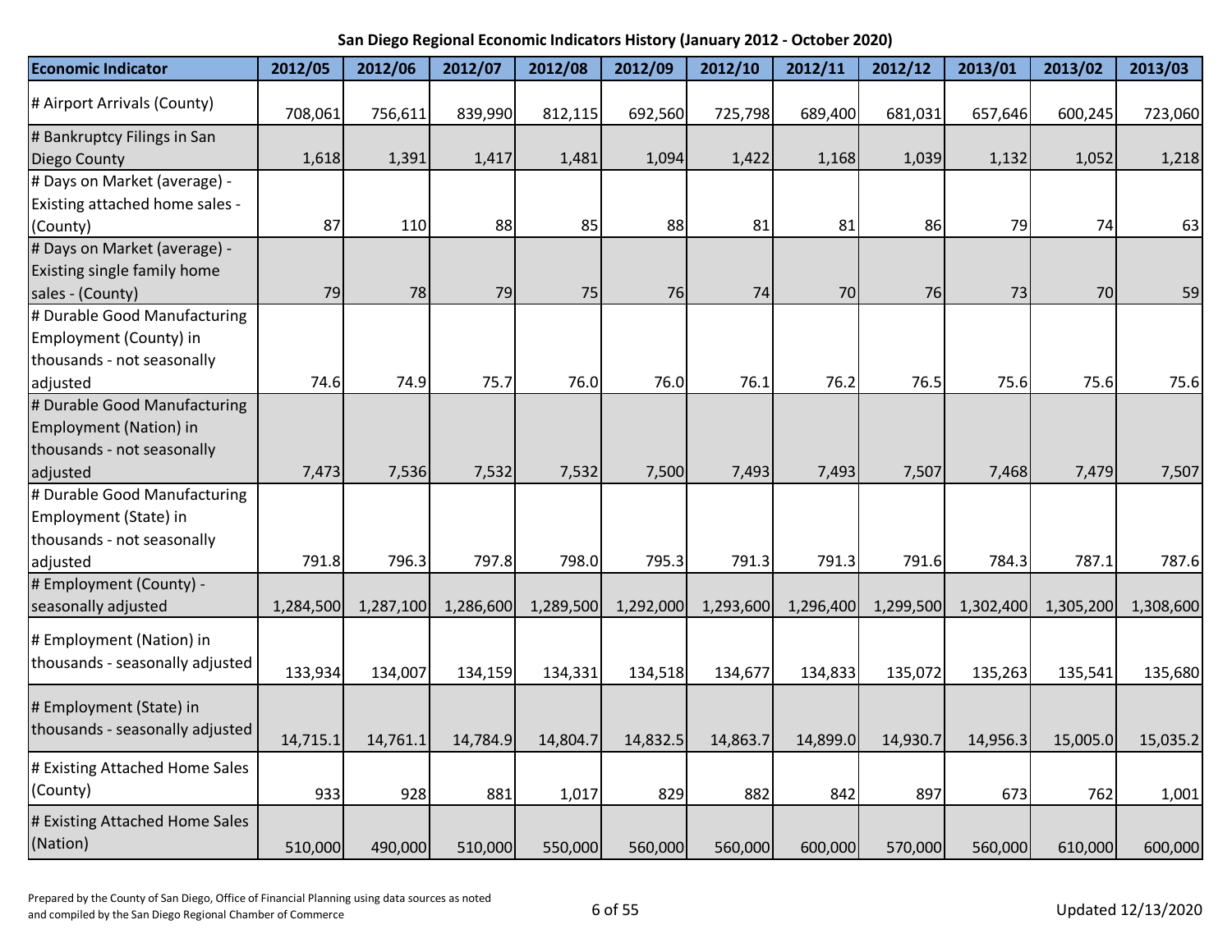## San Diego Regional Economic Indicators History (January 2012 - October 2020)

| Economic Indicator | 2012/05 | 2012/06 | 2012/07 | 2012/08 | 2012/09 | 2012/10 | 2012/11 | 2012/12 | 2013/01 | 2013/02 | 2013/03 |
|---|---|---|---|---|---|---|---|---|---|---|---|
| # Airport Arrivals (County) | 708,061 | 756,611 | 839,990 | 812,115 | 692,560 | 725,798 | 689,400 | 681,031 | 657,646 | 600,245 | 723,060 |
| # Bankruptcy Filings in San Diego County | 1,618 | 1,391 | 1,417 | 1,481 | 1,094 | 1,422 | 1,168 | 1,039 | 1,132 | 1,052 | 1,218 |
| # Days on Market (average) - Existing attached home sales - (County) | 87 | 110 | 88 | 85 | 88 | 81 | 81 | 86 | 79 | 74 | 63 |
| # Days on Market (average) - Existing single family home sales - (County) | 79 | 78 | 79 | 75 | 76 | 74 | 70 | 76 | 73 | 70 | 59 |
| # Durable Good Manufacturing Employment (County) in thousands - not seasonally adjusted | 74.6 | 74.9 | 75.7 | 76.0 | 76.0 | 76.1 | 76.2 | 76.5 | 75.6 | 75.6 | 75.6 |
| # Durable Good Manufacturing Employment (Nation) in thousands - not seasonally adjusted | 7,473 | 7,536 | 7,532 | 7,532 | 7,500 | 7,493 | 7,493 | 7,507 | 7,468 | 7,479 | 7,507 |
| # Durable Good Manufacturing Employment (State) in thousands - not seasonally adjusted | 791.8 | 796.3 | 797.8 | 798.0 | 795.3 | 791.3 | 791.3 | 791.6 | 784.3 | 787.1 | 787.6 |
| # Employment (County) - seasonally adjusted | 1,284,500 | 1,287,100 | 1,286,600 | 1,289,500 | 1,292,000 | 1,293,600 | 1,296,400 | 1,299,500 | 1,302,400 | 1,305,200 | 1,308,600 |
| # Employment (Nation) in thousands - seasonally adjusted | 133,934 | 134,007 | 134,159 | 134,331 | 134,518 | 134,677 | 134,833 | 135,072 | 135,263 | 135,541 | 135,680 |
| # Employment (State) in thousands - seasonally adjusted | 14,715.1 | 14,761.1 | 14,784.9 | 14,804.7 | 14,832.5 | 14,863.7 | 14,899.0 | 14,930.7 | 14,956.3 | 15,005.0 | 15,035.2 |
| # Existing Attached Home Sales (County) | 933 | 928 | 881 | 1,017 | 829 | 882 | 842 | 897 | 673 | 762 | 1,001 |
| # Existing Attached Home Sales (Nation) | 510,000 | 490,000 | 510,000 | 550,000 | 560,000 | 560,000 | 600,000 | 570,000 | 560,000 | 610,000 | 600,000 |

Prepared by the County of San Diego, Office of Financial Planning using data sources as noted and compiled by the San Diego Regional Chamber of Commerce

Updated 12/13/2020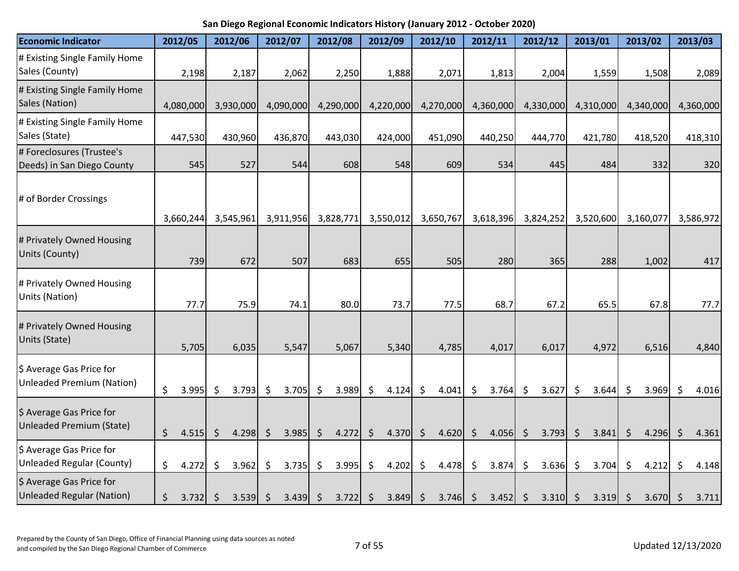**San Diego Regional Economic Indicators History (January 2012 - October 2020)**

| Economic Indicator | 2012/05 | 2012/06 | 2012/07 | 2012/08 | 2012/09 | 2012/10 | 2012/11 | 2012/12 | 2013/01 | 2013/02 | 2013/03 |
|---|---|---|---|---|---|---|---|---|---|---|---|
| # Existing Single Family Home Sales (County) | 2,198 | 2,187 | 2,062 | 2,250 | 1,888 | 2,071 | 1,813 | 2,004 | 1,559 | 1,508 | 2,089 |
| # Existing Single Family Home Sales (Nation) | 4,080,000 | 3,930,000 | 4,090,000 | 4,290,000 | 4,220,000 | 4,270,000 | 4,360,000 | 4,330,000 | 4,310,000 | 4,340,000 | 4,360,000 |
| # Existing Single Family Home Sales (State) | 447,530 | 430,960 | 436,870 | 443,030 | 424,000 | 451,090 | 440,250 | 444,770 | 421,780 | 418,520 | 418,310 |
| # Foreclosures (Trustee's Deeds) in San Diego County | 545 | 527 | 544 | 608 | 548 | 609 | 534 | 445 | 484 | 332 | 320 |
| # of Border Crossings | 3,660,244 | 3,545,961 | 3,911,956 | 3,828,771 | 3,550,012 | 3,650,767 | 3,618,396 | 3,824,252 | 3,520,600 | 3,160,077 | 3,586,972 |
| # Privately Owned Housing Units (County) | 739 | 672 | 507 | 683 | 655 | 505 | 280 | 365 | 288 | 1,002 | 417 |
| # Privately Owned Housing Units (Nation) | 77.7 | 75.9 | 74.1 | 80.0 | 73.7 | 77.5 | 68.7 | 67.2 | 65.5 | 67.8 | 77.7 |
| # Privately Owned Housing Units (State) | 5,705 | 6,035 | 5,547 | 5,067 | 5,340 | 4,785 | 4,017 | 6,017 | 4,972 | 6,516 | 4,840 |
| $ Average Gas Price for Unleaded Premium (Nation) | $ 3.995 | $ 3.793 | $ 3.705 | $ 3.989 | $ 4.124 | $ 4.041 | $ 3.764 | $ 3.627 | $ 3.644 | $ 3.969 | $ 4.016 |
| $ Average Gas Price for Unleaded Premium (State) | $ 4.515 | $ 4.298 | $ 3.985 | $ 4.272 | $ 4.370 | $ 4.620 | $ 4.056 | $ 3.793 | $ 3.841 | $ 4.296 | $ 4.361 |
| $ Average Gas Price for Unleaded Regular (County) | $ 4.272 | $ 3.962 | $ 3.735 | $ 3.995 | $ 4.202 | $ 4.478 | $ 3.874 | $ 3.636 | $ 3.704 | $ 4.212 | $ 4.148 |
| $ Average Gas Price for Unleaded Regular (Nation) | $ 3.732 | $ 3.539 | $ 3.439 | $ 3.722 | $ 3.849 | $ 3.746 | $ 3.452 | $ 3.310 | $ 3.319 | $ 3.670 | $ 3.711 |

Prepared by the County of San Diego, Office of Financial Planning using data sources as noted and compiled by the San Diego Regional Chamber of Commerce

Updated 12/13/2020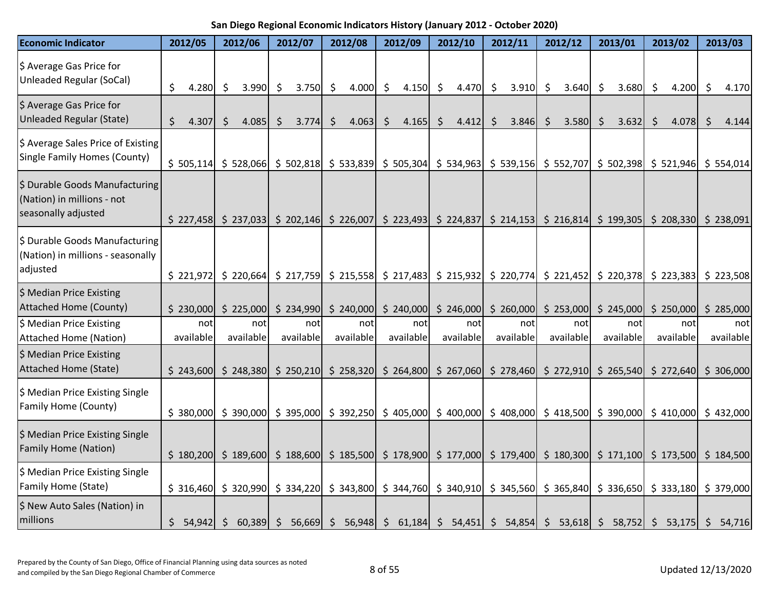**San Diego Regional Economic Indicators History (January 2012 - October 2020)**

| Economic Indicator | 2012/05 | 2012/06 | 2012/07 | 2012/08 | 2012/09 | 2012/10 | 2012/11 | 2012/12 | 2013/01 | 2013/02 | 2013/03 |
|---|---|---|---|---|---|---|---|---|---|---|---|
| $ Average Gas Price for Unleaded Regular (SoCal) | $ 4.280 | $ 3.990 | $ 3.750 | $ 4.000 | $ 4.150 | $ 4.470 | $ 3.910 | $ 3.640 | $ 3.680 | $ 4.200 | $ 4.170 |
| $ Average Gas Price for Unleaded Regular (State) | $ 4.307 | $ 4.085 | $ 3.774 | $ 4.063 | $ 4.165 | $ 4.412 | $ 3.846 | $ 3.580 | $ 3.632 | $ 4.078 | $ 4.144 |
| $ Average Sales Price of Existing Single Family Homes (County) | $ 505,114 | $ 528,066 | $ 502,818 | $ 533,839 | $ 505,304 | $ 534,963 | $ 539,156 | $ 552,707 | $ 502,398 | $ 521,946 | $ 554,014 |
| $ Durable Goods Manufacturing (Nation) in millions - not seasonally adjusted | $ 227,458 | $ 237,033 | $ 202,146 | $ 226,007 | $ 223,493 | $ 224,837 | $ 214,153 | $ 216,814 | $ 199,305 | $ 208,330 | $ 238,091 |
| $ Durable Goods Manufacturing (Nation) in millions - seasonally adjusted | $ 221,972 | $ 220,664 | $ 217,759 | $ 215,558 | $ 217,483 | $ 215,932 | $ 220,774 | $ 221,452 | $ 220,378 | $ 223,383 | $ 223,508 |
| $ Median Price Existing Attached Home (County) | $ 230,000 | $ 225,000 | $ 234,990 | $ 240,000 | $ 240,000 | $ 246,000 | $ 260,000 | $ 253,000 | $ 245,000 | $ 250,000 | $ 285,000 |
| $ Median Price Existing Attached Home (Nation) | not available | not available | not available | not available | not available | not available | not available | not available | not available | not available | not available |
| $ Median Price Existing Attached Home (State) | $ 243,600 | $ 248,380 | $ 250,210 | $ 258,320 | $ 264,800 | $ 267,060 | $ 278,460 | $ 272,910 | $ 265,540 | $ 272,640 | $ 306,000 |
| $ Median Price Existing Single Family Home (County) | $ 380,000 | $ 390,000 | $ 395,000 | $ 392,250 | $ 405,000 | $ 400,000 | $ 408,000 | $ 418,500 | $ 390,000 | $ 410,000 | $ 432,000 |
| $ Median Price Existing Single Family Home (Nation) | $ 180,200 | $ 189,600 | $ 188,600 | $ 185,500 | $ 178,900 | $ 177,000 | $ 179,400 | $ 180,300 | $ 171,100 | $ 173,500 | $ 184,500 |
| $ Median Price Existing Single Family Home (State) | $ 316,460 | $ 320,990 | $ 334,220 | $ 343,800 | $ 344,760 | $ 340,910 | $ 345,560 | $ 365,840 | $ 336,650 | $ 333,180 | $ 379,000 |
| $ New Auto Sales (Nation) in millions | $ 54,942 | $ 60,389 | $ 56,669 | $ 56,948 | $ 61,184 | $ 54,451 | $ 54,854 | $ 53,618 | $ 58,752 | $ 53,175 | $ 54,716 |

Prepared by the County of San Diego, Office of Financial Planning using data sources as noted and compiled by the San Diego Regional Chamber of Commerce

Updated 12/13/2020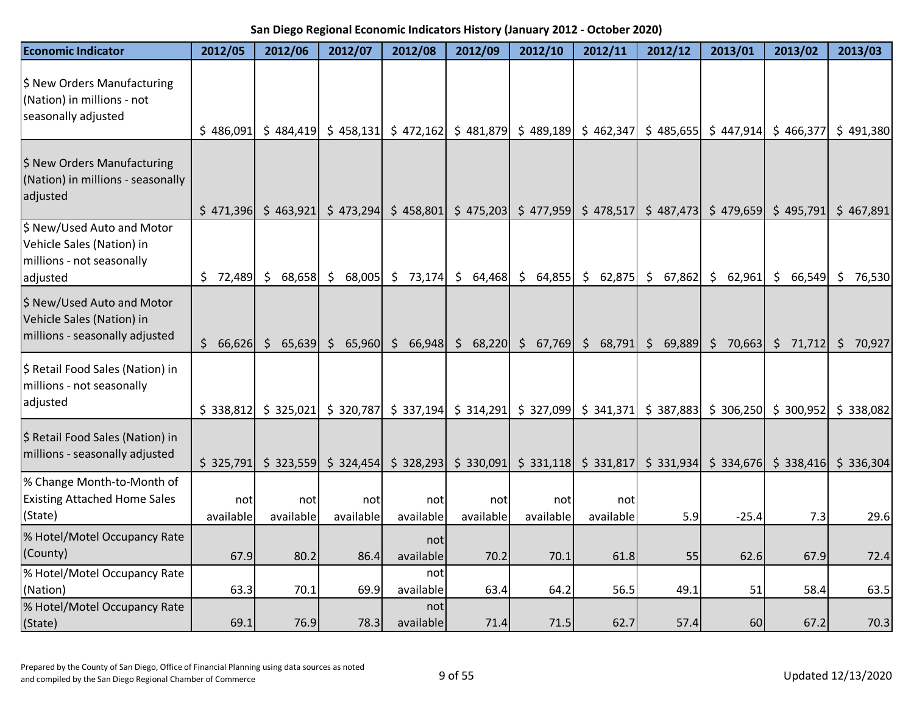**San Diego Regional Economic Indicators History (January 2012 - October 2020)**

| Economic Indicator | 2012/05 | 2012/06 | 2012/07 | 2012/08 | 2012/09 | 2012/10 | 2012/11 | 2012/12 | 2013/01 | 2013/02 | 2013/03 |
|---|---|---|---|---|---|---|---|---|---|---|---|
| $ New Orders Manufacturing (Nation) in millions - not seasonally adjusted | $ 486,091 | $ 484,419 | $ 458,131 | $ 472,162 | $ 481,879 | $ 489,189 | $ 462,347 | $ 485,655 | $ 447,914 | $ 466,377 | $ 491,380 |
| $ New Orders Manufacturing (Nation) in millions - seasonally adjusted | $ 471,396 | $ 463,921 | $ 473,294 | $ 458,801 | $ 475,203 | $ 477,959 | $ 478,517 | $ 487,473 | $ 479,659 | $ 495,791 | $ 467,891 |
| $ New/Used Auto and Motor Vehicle Sales (Nation) in millions - not seasonally adjusted | $ 72,489 | $ 68,658 | $ 68,005 | $ 73,174 | $ 64,468 | $ 64,855 | $ 62,875 | $ 67,862 | $ 62,961 | $ 66,549 | $ 76,530 |
| $ New/Used Auto and Motor Vehicle Sales (Nation) in millions - seasonally adjusted | $ 66,626 | $ 65,639 | $ 65,960 | $ 66,948 | $ 68,220 | $ 67,769 | $ 68,791 | $ 69,889 | $ 70,663 | $ 71,712 | $ 70,927 |
| $ Retail Food Sales (Nation) in millions - not seasonally adjusted | $ 338,812 | $ 325,021 | $ 320,787 | $ 337,194 | $ 314,291 | $ 327,099 | $ 341,371 | $ 387,883 | $ 306,250 | $ 300,952 | $ 338,082 |
| $ Retail Food Sales (Nation) in millions - seasonally adjusted | $ 325,791 | $ 323,559 | $ 324,454 | $ 328,293 | $ 330,091 | $ 331,118 | $ 331,817 | $ 331,934 | $ 334,676 | $ 338,416 | $ 336,304 |
| % Change Month-to-Month of Existing Attached Home Sales (State) | not available | not available | not available | not available | not available | not available | not available | 5.9 | -25.4 | 7.3 | 29.6 |
| % Hotel/Motel Occupancy Rate (County) | 67.9 | 80.2 | 86.4 | not available | 70.2 | 70.1 | 61.8 | 55 | 62.6 | 67.9 | 72.4 |
| % Hotel/Motel Occupancy Rate (Nation) | 63.3 | 70.1 | 69.9 | not available | 63.4 | 64.2 | 56.5 | 49.1 | 51 | 58.4 | 63.5 |
| % Hotel/Motel Occupancy Rate (State) | 69.1 | 76.9 | 78.3 | not available | 71.4 | 71.5 | 62.7 | 57.4 | 60 | 67.2 | 70.3 |

Prepared by the County of San Diego, Office of Financial Planning using data sources as noted and compiled by the San Diego Regional Chamber of Commerce

Updated 12/13/2020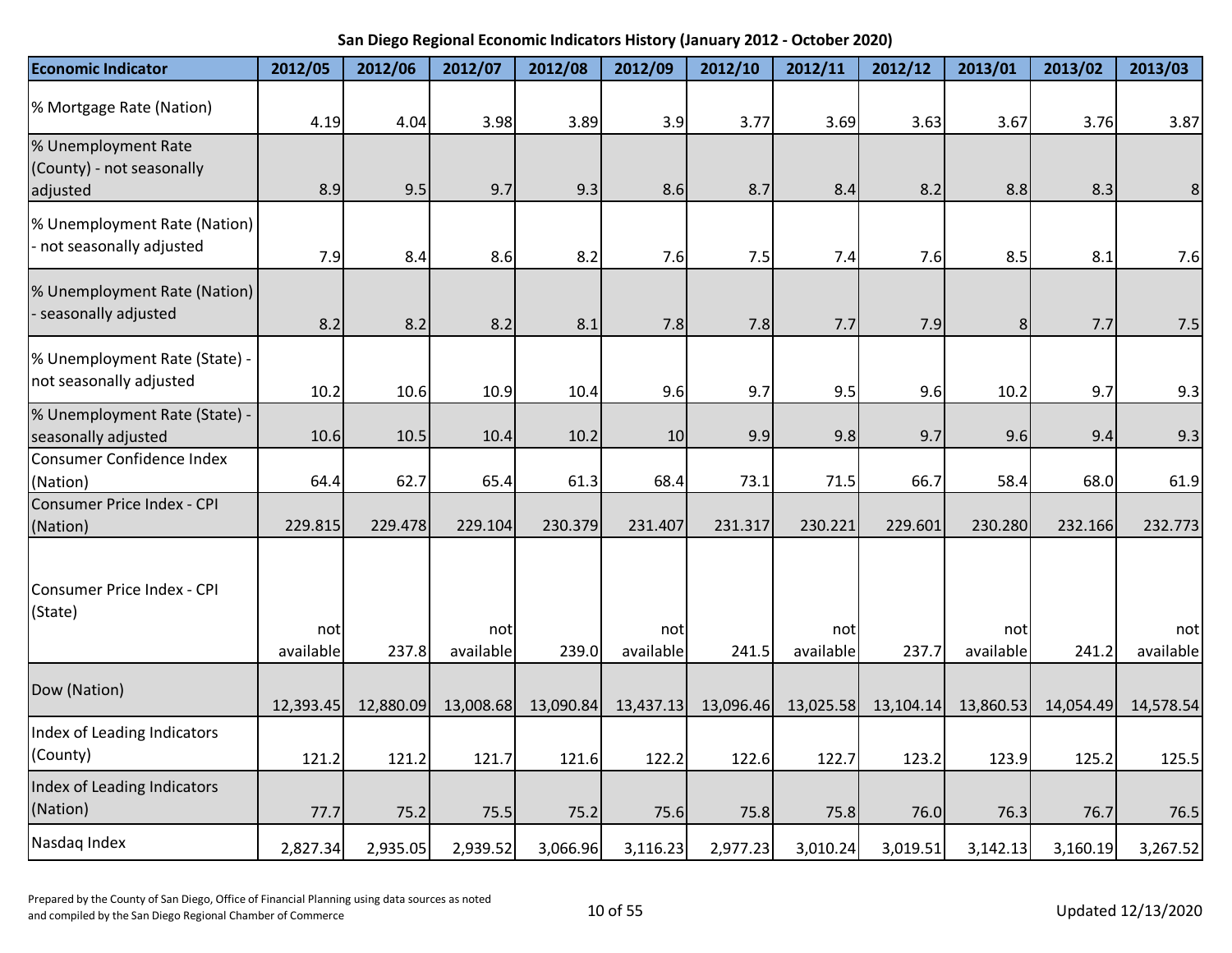**San Diego Regional Economic Indicators History (January 2012 - October 2020)**

| Economic Indicator | 2012/05 | 2012/06 | 2012/07 | 2012/08 | 2012/09 | 2012/10 | 2012/11 | 2012/12 | 2013/01 | 2013/02 | 2013/03 |
|---|---|---|---|---|---|---|---|---|---|---|---|
| % Mortgage Rate (Nation) | 4.19 | 4.04 | 3.98 | 3.89 | 3.9 | 3.77 | 3.69 | 3.63 | 3.67 | 3.76 | 3.87 |
| % Unemployment Rate (County) - not seasonally adjusted | 8.9 | 9.5 | 9.7 | 9.3 | 8.6 | 8.7 | 8.4 | 8.2 | 8.8 | 8.3 | 8 |
| % Unemployment Rate (Nation) - not seasonally adjusted | 7.9 | 8.4 | 8.6 | 8.2 | 7.6 | 7.5 | 7.4 | 7.6 | 8.5 | 8.1 | 7.6 |
| % Unemployment Rate (Nation) - seasonally adjusted | 8.2 | 8.2 | 8.2 | 8.1 | 7.8 | 7.8 | 7.7 | 7.9 | 8 | 7.7 | 7.5 |
| % Unemployment Rate (State) - not seasonally adjusted | 10.2 | 10.6 | 10.9 | 10.4 | 9.6 | 9.7 | 9.5 | 9.6 | 10.2 | 9.7 | 9.3 |
| % Unemployment Rate (State) - seasonally adjusted | 10.6 | 10.5 | 10.4 | 10.2 | 10 | 9.9 | 9.8 | 9.7 | 9.6 | 9.4 | 9.3 |
| Consumer Confidence Index (Nation) | 64.4 | 62.7 | 65.4 | 61.3 | 68.4 | 73.1 | 71.5 | 66.7 | 58.4 | 68.0 | 61.9 |
| Consumer Price Index - CPI (Nation) | 229.815 | 229.478 | 229.104 | 230.379 | 231.407 | 231.317 | 230.221 | 229.601 | 230.280 | 232.166 | 232.773 |
| Consumer Price Index - CPI (State) | not available | 237.8 | not available | 239.0 | not available | 241.5 | not available | 237.7 | not available | 241.2 | not available |
| Dow (Nation) | 12,393.45 | 12,880.09 | 13,008.68 | 13,090.84 | 13,437.13 | 13,096.46 | 13,025.58 | 13,104.14 | 13,860.53 | 14,054.49 | 14,578.54 |
| Index of Leading Indicators (County) | 121.2 | 121.2 | 121.7 | 121.6 | 122.2 | 122.6 | 122.7 | 123.2 | 123.9 | 125.2 | 125.5 |
| Index of Leading Indicators (Nation) | 77.7 | 75.2 | 75.5 | 75.2 | 75.6 | 75.8 | 75.8 | 76.0 | 76.3 | 76.7 | 76.5 |
| Nasdaq Index | 2,827.34 | 2,935.05 | 2,939.52 | 3,066.96 | 3,116.23 | 2,977.23 | 3,010.24 | 3,019.51 | 3,142.13 | 3,160.19 | 3,267.52 |

Prepared by the County of San Diego, Office of Financial Planning using data sources as noted and compiled by the San Diego Regional Chamber of Commerce

Updated 12/13/2020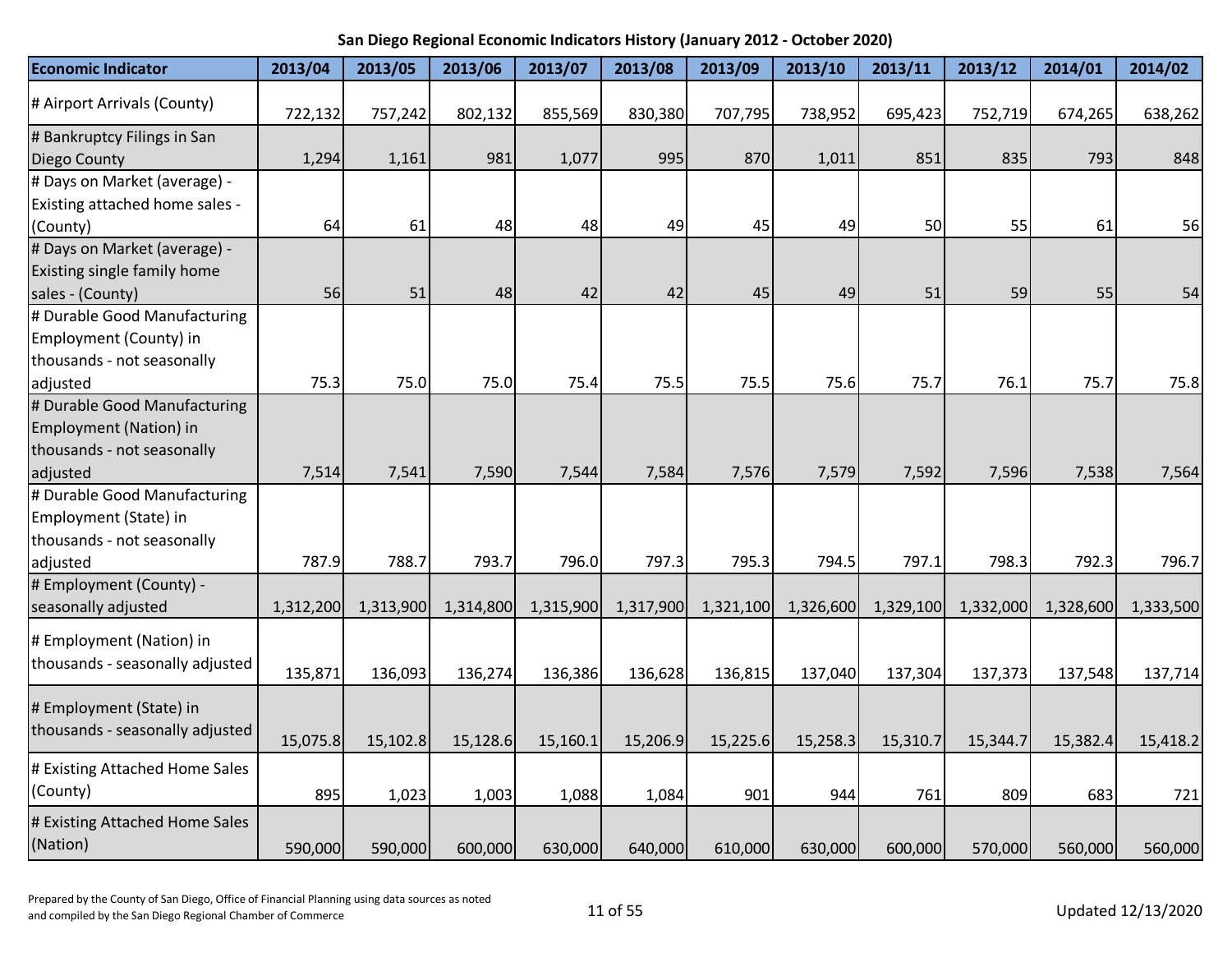**San Diego Regional Economic Indicators History (January 2012 - October 2020)**

| Economic Indicator | 2013/04 | 2013/05 | 2013/06 | 2013/07 | 2013/08 | 2013/09 | 2013/10 | 2013/11 | 2013/12 | 2014/01 | 2014/02 |
|---|---|---|---|---|---|---|---|---|---|---|---|
| # Airport Arrivals (County) | 722,132 | 757,242 | 802,132 | 855,569 | 830,380 | 707,795 | 738,952 | 695,423 | 752,719 | 674,265 | 638,262 |
| # Bankruptcy Filings in San Diego County | 1,294 | 1,161 | 981 | 1,077 | 995 | 870 | 1,011 | 851 | 835 | 793 | 848 |
| # Days on Market (average) - Existing attached home sales - (County) | 64 | 61 | 48 | 48 | 49 | 45 | 49 | 50 | 55 | 61 | 56 |
| # Days on Market (average) - Existing single family home sales - (County) | 56 | 51 | 48 | 42 | 42 | 45 | 49 | 51 | 59 | 55 | 54 |
| # Durable Good Manufacturing Employment (County) in thousands - not seasonally adjusted | 75.3 | 75.0 | 75.0 | 75.4 | 75.5 | 75.5 | 75.6 | 75.7 | 76.1 | 75.7 | 75.8 |
| # Durable Good Manufacturing Employment (Nation) in thousands - not seasonally adjusted | 7,514 | 7,541 | 7,590 | 7,544 | 7,584 | 7,576 | 7,579 | 7,592 | 7,596 | 7,538 | 7,564 |
| # Durable Good Manufacturing Employment (State) in thousands - not seasonally adjusted | 787.9 | 788.7 | 793.7 | 796.0 | 797.3 | 795.3 | 794.5 | 797.1 | 798.3 | 792.3 | 796.7 |
| # Employment (County) - seasonally adjusted | 1,312,200 | 1,313,900 | 1,314,800 | 1,315,900 | 1,317,900 | 1,321,100 | 1,326,600 | 1,329,100 | 1,332,000 | 1,328,600 | 1,333,500 |
| # Employment (Nation) in thousands - seasonally adjusted | 135,871 | 136,093 | 136,274 | 136,386 | 136,628 | 136,815 | 137,040 | 137,304 | 137,373 | 137,548 | 137,714 |
| # Employment (State) in thousands - seasonally adjusted | 15,075.8 | 15,102.8 | 15,128.6 | 15,160.1 | 15,206.9 | 15,225.6 | 15,258.3 | 15,310.7 | 15,344.7 | 15,382.4 | 15,418.2 |
| # Existing Attached Home Sales (County) | 895 | 1,023 | 1,003 | 1,088 | 1,084 | 901 | 944 | 761 | 809 | 683 | 721 |
| # Existing Attached Home Sales (Nation) | 590,000 | 590,000 | 600,000 | 630,000 | 640,000 | 610,000 | 630,000 | 600,000 | 570,000 | 560,000 | 560,000 |

Prepared by the County of San Diego, Office of Financial Planning using data sources as noted and compiled by the San Diego Regional Chamber of Commerce

Updated 12/13/2020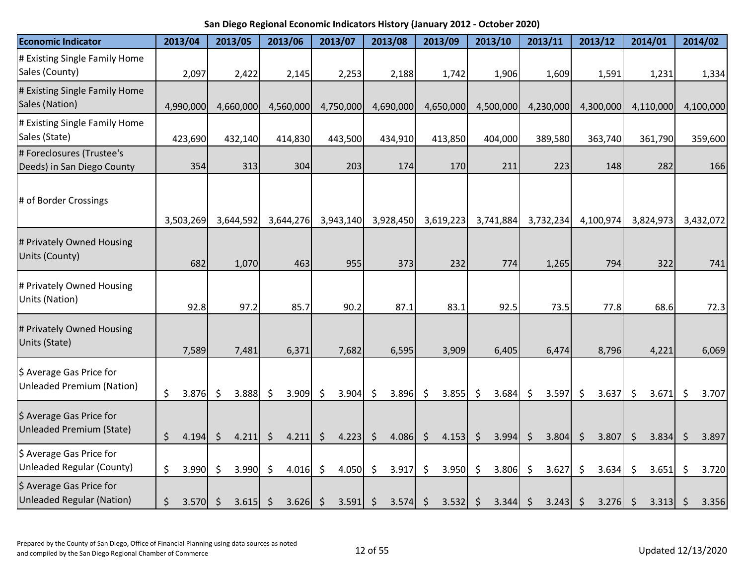**San Diego Regional Economic Indicators History (January 2012 - October 2020)**

| Economic Indicator | 2013/04 | 2013/05 | 2013/06 | 2013/07 | 2013/08 | 2013/09 | 2013/10 | 2013/11 | 2013/12 | 2014/01 | 2014/02 |
|---|---|---|---|---|---|---|---|---|---|---|---|
| # Existing Single Family Home Sales (County) | 2,097 | 2,422 | 2,145 | 2,253 | 2,188 | 1,742 | 1,906 | 1,609 | 1,591 | 1,231 | 1,334 |
| # Existing Single Family Home Sales (Nation) | 4,990,000 | 4,660,000 | 4,560,000 | 4,750,000 | 4,690,000 | 4,650,000 | 4,500,000 | 4,230,000 | 4,300,000 | 4,110,000 | 4,100,000 |
| # Existing Single Family Home Sales (State) | 423,690 | 432,140 | 414,830 | 443,500 | 434,910 | 413,850 | 404,000 | 389,580 | 363,740 | 361,790 | 359,600 |
| # Foreclosures (Trustee's Deeds) in San Diego County | 354 | 313 | 304 | 203 | 174 | 170 | 211 | 223 | 148 | 282 | 166 |
| # of Border Crossings | 3,503,269 | 3,644,592 | 3,644,276 | 3,943,140 | 3,928,450 | 3,619,223 | 3,741,884 | 3,732,234 | 4,100,974 | 3,824,973 | 3,432,072 |
| # Privately Owned Housing Units (County) | 682 | 1,070 | 463 | 955 | 373 | 232 | 774 | 1,265 | 794 | 322 | 741 |
| # Privately Owned Housing Units (Nation) | 92.8 | 97.2 | 85.7 | 90.2 | 87.1 | 83.1 | 92.5 | 73.5 | 77.8 | 68.6 | 72.3 |
| # Privately Owned Housing Units (State) | 7,589 | 7,481 | 6,371 | 7,682 | 6,595 | 3,909 | 6,405 | 6,474 | 8,796 | 4,221 | 6,069 |
| $ Average Gas Price for Unleaded Premium (Nation) | $ 3.876 | $ 3.888 | $ 3.909 | $ 3.904 | $ 3.896 | $ 3.855 | $ 3.684 | $ 3.597 | $ 3.637 | $ 3.671 | $ 3.707 |
| $ Average Gas Price for Unleaded Premium (State) | $ 4.194 | $ 4.211 | $ 4.211 | $ 4.223 | $ 4.086 | $ 4.153 | $ 3.994 | $ 3.804 | $ 3.807 | $ 3.834 | $ 3.897 |
| $ Average Gas Price for Unleaded Regular (County) | $ 3.990 | $ 3.990 | $ 4.016 | $ 4.050 | $ 3.917 | $ 3.950 | $ 3.806 | $ 3.627 | $ 3.634 | $ 3.651 | $ 3.720 |
| $ Average Gas Price for Unleaded Regular (Nation) | $ 3.570 | $ 3.615 | $ 3.626 | $ 3.591 | $ 3.574 | $ 3.532 | $ 3.344 | $ 3.243 | $ 3.276 | $ 3.313 | $ 3.356 |

Prepared by the County of San Diego, Office of Financial Planning using data sources as noted and compiled by the San Diego Regional Chamber of Commerce

Updated 12/13/2020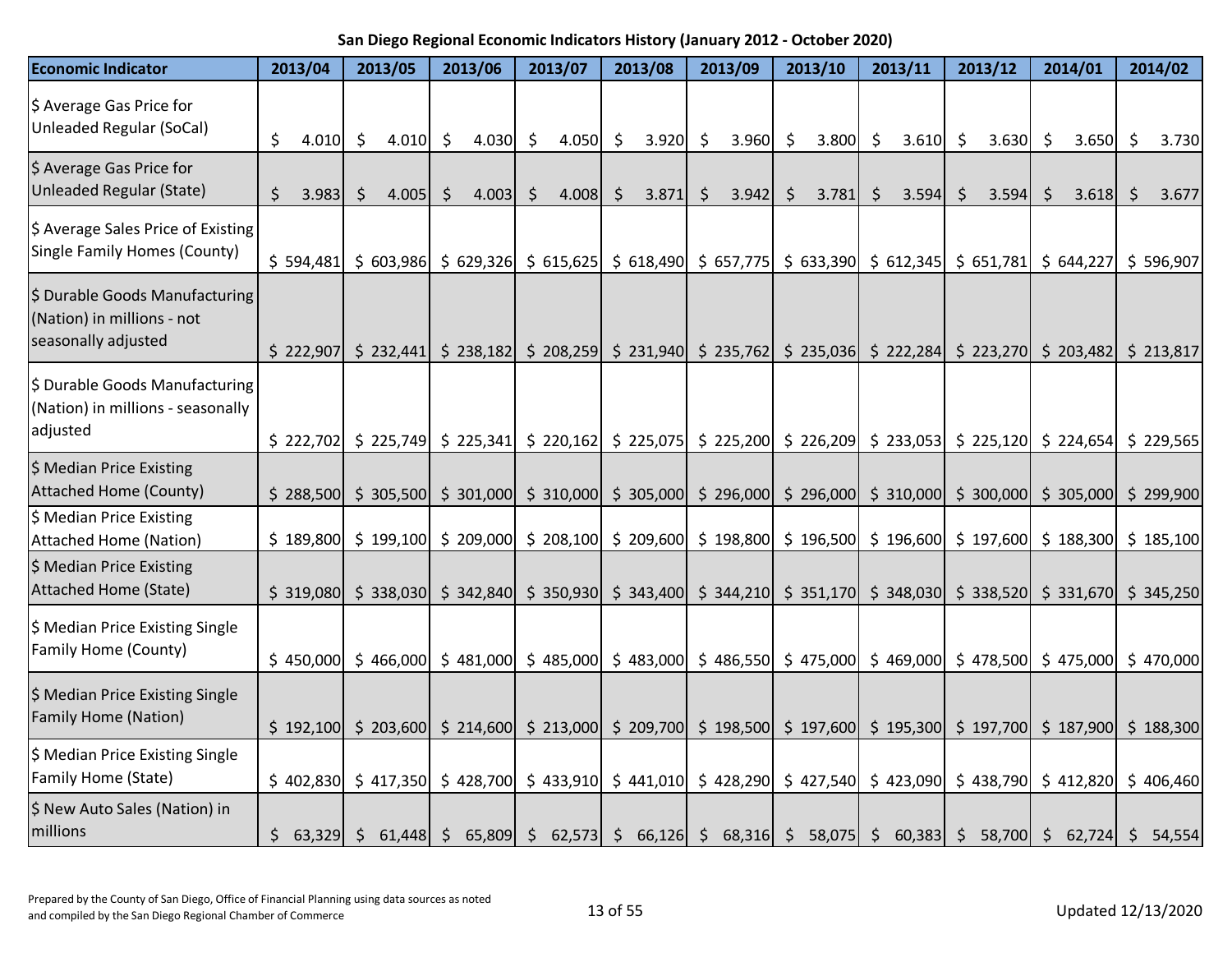## San Diego Regional Economic Indicators History (January 2012 - October 2020)

| Economic Indicator | 2013/04 | 2013/05 | 2013/06 | 2013/07 | 2013/08 | 2013/09 | 2013/10 | 2013/11 | 2013/12 | 2014/01 | 2014/02 |
|---|---|---|---|---|---|---|---|---|---|---|---|
| $ Average Gas Price for Unleaded Regular (SoCal) | $ 4.010 | $ 4.010 | $ 4.030 | $ 4.050 | $ 3.920 | $ 3.960 | $ 3.800 | $ 3.610 | $ 3.630 | $ 3.650 | $ 3.730 |
| $ Average Gas Price for Unleaded Regular (State) | $ 3.983 | $ 4.005 | $ 4.003 | $ 4.008 | $ 3.871 | $ 3.942 | $ 3.781 | $ 3.594 | $ 3.594 | $ 3.618 | $ 3.677 |
| $ Average Sales Price of Existing Single Family Homes (County) | $ 594,481 | $ 603,986 | $ 629,326 | $ 615,625 | $ 618,490 | $ 657,775 | $ 633,390 | $ 612,345 | $ 651,781 | $ 644,227 | $ 596,907 |
| $ Durable Goods Manufacturing (Nation) in millions - not seasonally adjusted | $ 222,907 | $ 232,441 | $ 238,182 | $ 208,259 | $ 231,940 | $ 235,762 | $ 235,036 | $ 222,284 | $ 223,270 | $ 203,482 | $ 213,817 |
| $ Durable Goods Manufacturing (Nation) in millions - seasonally adjusted | $ 222,702 | $ 225,749 | $ 225,341 | $ 220,162 | $ 225,075 | $ 225,200 | $ 226,209 | $ 233,053 | $ 225,120 | $ 224,654 | $ 229,565 |
| $ Median Price Existing Attached Home (County) | $ 288,500 | $ 305,500 | $ 301,000 | $ 310,000 | $ 305,000 | $ 296,000 | $ 296,000 | $ 310,000 | $ 300,000 | $ 305,000 | $ 299,900 |
| $ Median Price Existing Attached Home (Nation) | $ 189,800 | $ 199,100 | $ 209,000 | $ 208,100 | $ 209,600 | $ 198,800 | $ 196,500 | $ 196,600 | $ 197,600 | $ 188,300 | $ 185,100 |
| $ Median Price Existing Attached Home (State) | $ 319,080 | $ 338,030 | $ 342,840 | $ 350,930 | $ 343,400 | $ 344,210 | $ 351,170 | $ 348,030 | $ 338,520 | $ 331,670 | $ 345,250 |
| $ Median Price Existing Single Family Home (County) | $ 450,000 | $ 466,000 | $ 481,000 | $ 485,000 | $ 483,000 | $ 486,550 | $ 475,000 | $ 469,000 | $ 478,500 | $ 475,000 | $ 470,000 |
| $ Median Price Existing Single Family Home (Nation) | $ 192,100 | $ 203,600 | $ 214,600 | $ 213,000 | $ 209,700 | $ 198,500 | $ 197,600 | $ 195,300 | $ 197,700 | $ 187,900 | $ 188,300 |
| $ Median Price Existing Single Family Home (State) | $ 402,830 | $ 417,350 | $ 428,700 | $ 433,910 | $ 441,010 | $ 428,290 | $ 427,540 | $ 423,090 | $ 438,790 | $ 412,820 | $ 406,460 |
| $ New Auto Sales (Nation) in millions | $ 63,329 | $ 61,448 | $ 65,809 | $ 62,573 | $ 66,126 | $ 68,316 | $ 58,075 | $ 60,383 | $ 58,700 | $ 62,724 | $ 54,554 |

Prepared by the County of San Diego, Office of Financial Planning using data sources as noted and compiled by the San Diego Regional Chamber of Commerce

Updated 12/13/2020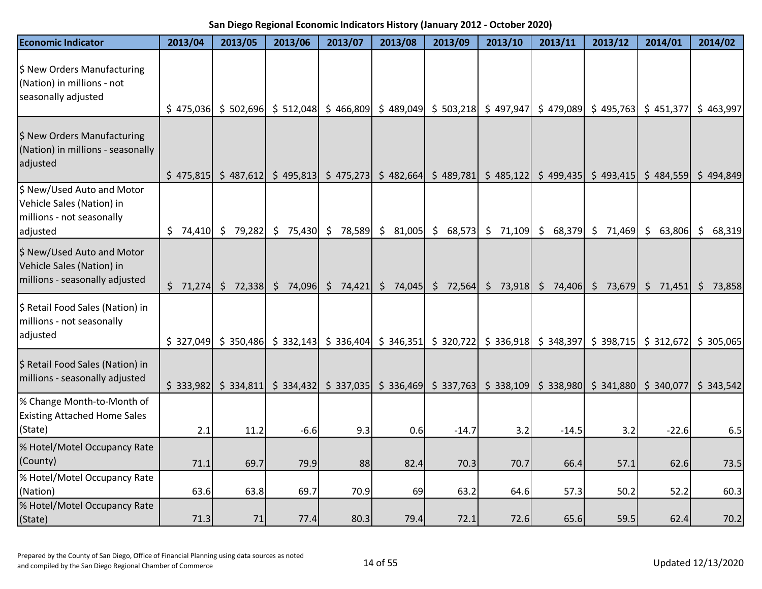## San Diego Regional Economic Indicators History (January 2012 - October 2020)

| Economic Indicator | 2013/04 | 2013/05 | 2013/06 | 2013/07 | 2013/08 | 2013/09 | 2013/10 | 2013/11 | 2013/12 | 2014/01 | 2014/02 |
|---|---|---|---|---|---|---|---|---|---|---|---|
| $ New Orders Manufacturing (Nation) in millions - not seasonally adjusted | $ 475,036 | $ 502,696 | $ 512,048 | $ 466,809 | $ 489,049 | $ 503,218 | $ 497,947 | $ 479,089 | $ 495,763 | $ 451,377 | $ 463,997 |
| $ New Orders Manufacturing (Nation) in millions - seasonally adjusted | $ 475,815 | $ 487,612 | $ 495,813 | $ 475,273 | $ 482,664 | $ 489,781 | $ 485,122 | $ 499,435 | $ 493,415 | $ 484,559 | $ 494,849 |
| $ New/Used Auto and Motor Vehicle Sales (Nation) in millions - not seasonally adjusted | $ 74,410 | $ 79,282 | $ 75,430 | $ 78,589 | $ 81,005 | $ 68,573 | $ 71,109 | $ 68,379 | $ 71,469 | $ 63,806 | $ 68,319 |
| $ New/Used Auto and Motor Vehicle Sales (Nation) in millions - seasonally adjusted | $ 71,274 | $ 72,338 | $ 74,096 | $ 74,421 | $ 74,045 | $ 72,564 | $ 73,918 | $ 74,406 | $ 73,679 | $ 71,451 | $ 73,858 |
| $ Retail Food Sales (Nation) in millions - not seasonally adjusted | $ 327,049 | $ 350,486 | $ 332,143 | $ 336,404 | $ 346,351 | $ 320,722 | $ 336,918 | $ 348,397 | $ 398,715 | $ 312,672 | $ 305,065 |
| $ Retail Food Sales (Nation) in millions - seasonally adjusted | $ 333,982 | $ 334,811 | $ 334,432 | $ 337,035 | $ 336,469 | $ 337,763 | $ 338,109 | $ 338,980 | $ 341,880 | $ 340,077 | $ 343,542 |
| % Change Month-to-Month of Existing Attached Home Sales (State) | 2.1 | 11.2 | -6.6 | 9.3 | 0.6 | -14.7 | 3.2 | -14.5 | 3.2 | -22.6 | 6.5 |
| % Hotel/Motel Occupancy Rate (County) | 71.1 | 69.7 | 79.9 | 88 | 82.4 | 70.3 | 70.7 | 66.4 | 57.1 | 62.6 | 73.5 |
| % Hotel/Motel Occupancy Rate (Nation) | 63.6 | 63.8 | 69.7 | 70.9 | 69 | 63.2 | 64.6 | 57.3 | 50.2 | 52.2 | 60.3 |
| % Hotel/Motel Occupancy Rate (State) | 71.3 | 71 | 77.4 | 80.3 | 79.4 | 72.1 | 72.6 | 65.6 | 59.5 | 62.4 | 70.2 |

Prepared by the County of San Diego, Office of Financial Planning using data sources as noted and compiled by the San Diego Regional Chamber of Commerce

Updated 12/13/2020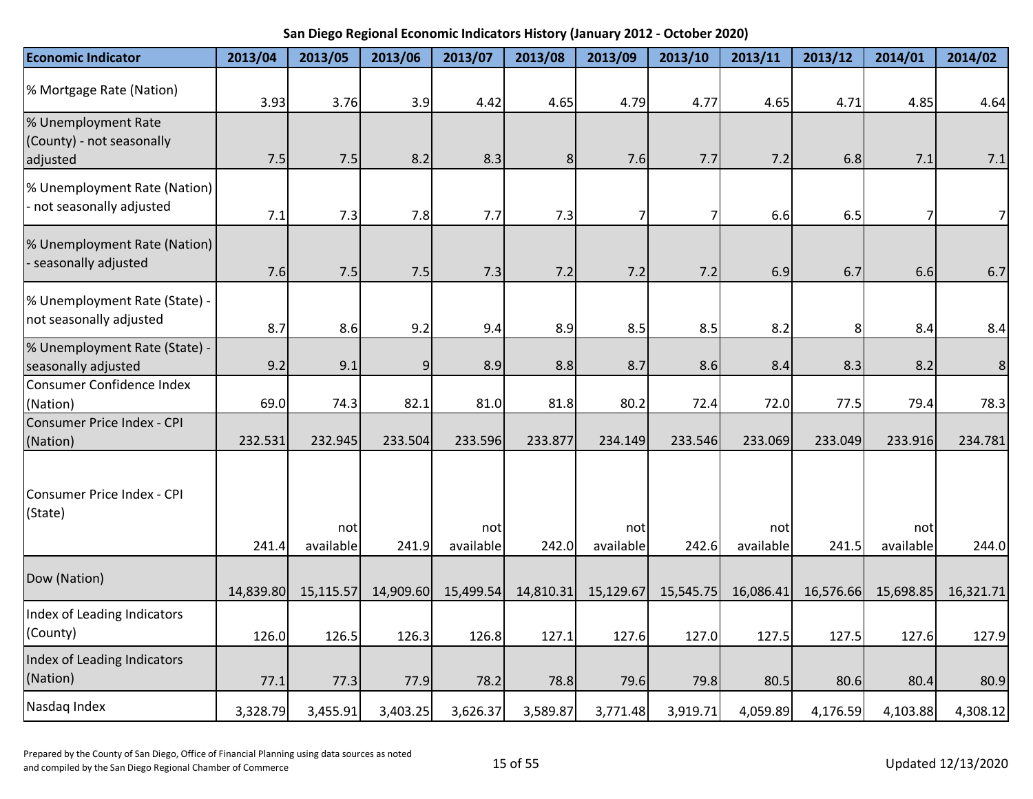## San Diego Regional Economic Indicators History (January 2012 - October 2020)

| Economic Indicator | 2013/04 | 2013/05 | 2013/06 | 2013/07 | 2013/08 | 2013/09 | 2013/10 | 2013/11 | 2013/12 | 2014/01 | 2014/02 |
|---|---|---|---|---|---|---|---|---|---|---|---|
| % Mortgage Rate (Nation) | 3.93 | 3.76 | 3.9 | 4.42 | 4.65 | 4.79 | 4.77 | 4.65 | 4.71 | 4.85 | 4.64 |
| % Unemployment Rate (County) - not seasonally adjusted | 7.5 | 7.5 | 8.2 | 8.3 | 8 | 7.6 | 7.7 | 7.2 | 6.8 | 7.1 | 7.1 |
| % Unemployment Rate (Nation) - not seasonally adjusted | 7.1 | 7.3 | 7.8 | 7.7 | 7.3 | 7 | 7 | 6.6 | 6.5 | 7 | 7 |
| % Unemployment Rate (Nation) - seasonally adjusted | 7.6 | 7.5 | 7.5 | 7.3 | 7.2 | 7.2 | 7.2 | 6.9 | 6.7 | 6.6 | 6.7 |
| % Unemployment Rate (State) - not seasonally adjusted | 8.7 | 8.6 | 9.2 | 9.4 | 8.9 | 8.5 | 8.5 | 8.2 | 8 | 8.4 | 8.4 |
| % Unemployment Rate (State) - seasonally adjusted | 9.2 | 9.1 | 9 | 8.9 | 8.8 | 8.7 | 8.6 | 8.4 | 8.3 | 8.2 | 8 |
| Consumer Confidence Index (Nation) | 69.0 | 74.3 | 82.1 | 81.0 | 81.8 | 80.2 | 72.4 | 72.0 | 77.5 | 79.4 | 78.3 |
| Consumer Price Index - CPI (Nation) | 232.531 | 232.945 | 233.504 | 233.596 | 233.877 | 234.149 | 233.546 | 233.069 | 233.049 | 233.916 | 234.781 |
| Consumer Price Index - CPI (State) | 241.4 | not available | 241.9 | not available | 242.0 | not available | 242.6 | not available | 241.5 | not available | 244.0 |
| Dow (Nation) | 14,839.80 | 15,115.57 | 14,909.60 | 15,499.54 | 14,810.31 | 15,129.67 | 15,545.75 | 16,086.41 | 16,576.66 | 15,698.85 | 16,321.71 |
| Index of Leading Indicators (County) | 126.0 | 126.5 | 126.3 | 126.8 | 127.1 | 127.6 | 127.0 | 127.5 | 127.5 | 127.6 | 127.9 |
| Index of Leading Indicators (Nation) | 77.1 | 77.3 | 77.9 | 78.2 | 78.8 | 79.6 | 79.8 | 80.5 | 80.6 | 80.4 | 80.9 |
| Nasdaq Index | 3,328.79 | 3,455.91 | 3,403.25 | 3,626.37 | 3,589.87 | 3,771.48 | 3,919.71 | 4,059.89 | 4,176.59 | 4,103.88 | 4,308.12 |

Prepared by the County of San Diego, Office of Financial Planning using data sources as noted and compiled by the San Diego Regional Chamber of Commerce

Updated 12/13/2020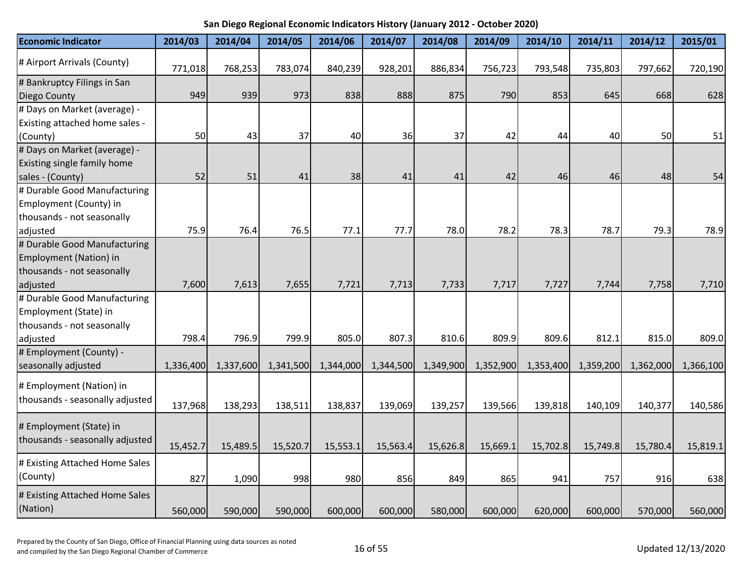**San Diego Regional Economic Indicators History (January 2012 - October 2020)**

| Economic Indicator | 2014/03 | 2014/04 | 2014/05 | 2014/06 | 2014/07 | 2014/08 | 2014/09 | 2014/10 | 2014/11 | 2014/12 | 2015/01 |
|---|---|---|---|---|---|---|---|---|---|---|---|
| # Airport Arrivals (County) | 771,018 | 768,253 | 783,074 | 840,239 | 928,201 | 886,834 | 756,723 | 793,548 | 735,803 | 797,662 | 720,190 |
| # Bankruptcy Filings in San Diego County | 949 | 939 | 973 | 838 | 888 | 875 | 790 | 853 | 645 | 668 | 628 |
| # Days on Market (average) - Existing attached home sales - (County) | 50 | 43 | 37 | 40 | 36 | 37 | 42 | 44 | 40 | 50 | 51 |
| # Days on Market (average) - Existing single family home sales - (County) | 52 | 51 | 41 | 38 | 41 | 41 | 42 | 46 | 46 | 48 | 54 |
| # Durable Good Manufacturing Employment (County) in thousands - not seasonally adjusted | 75.9 | 76.4 | 76.5 | 77.1 | 77.7 | 78.0 | 78.2 | 78.3 | 78.7 | 79.3 | 78.9 |
| # Durable Good Manufacturing Employment (Nation) in thousands - not seasonally adjusted | 7,600 | 7,613 | 7,655 | 7,721 | 7,713 | 7,733 | 7,717 | 7,727 | 7,744 | 7,758 | 7,710 |
| # Durable Good Manufacturing Employment (State) in thousands - not seasonally adjusted | 798.4 | 796.9 | 799.9 | 805.0 | 807.3 | 810.6 | 809.9 | 809.6 | 812.1 | 815.0 | 809.0 |
| # Employment (County) - seasonally adjusted | 1,336,400 | 1,337,600 | 1,341,500 | 1,344,000 | 1,344,500 | 1,349,900 | 1,352,900 | 1,353,400 | 1,359,200 | 1,362,000 | 1,366,100 |
| # Employment (Nation) in thousands - seasonally adjusted | 137,968 | 138,293 | 138,511 | 138,837 | 139,069 | 139,257 | 139,566 | 139,818 | 140,109 | 140,377 | 140,586 |
| # Employment (State) in thousands - seasonally adjusted | 15,452.7 | 15,489.5 | 15,520.7 | 15,553.1 | 15,563.4 | 15,626.8 | 15,669.1 | 15,702.8 | 15,749.8 | 15,780.4 | 15,819.1 |
| # Existing Attached Home Sales (County) | 827 | 1,090 | 998 | 980 | 856 | 849 | 865 | 941 | 757 | 916 | 638 |
| # Existing Attached Home Sales (Nation) | 560,000 | 590,000 | 590,000 | 600,000 | 600,000 | 580,000 | 600,000 | 620,000 | 600,000 | 570,000 | 560,000 |

Prepared by the County of San Diego, Office of Financial Planning using data sources as noted and compiled by the San Diego Regional Chamber of Commerce

Updated 12/13/2020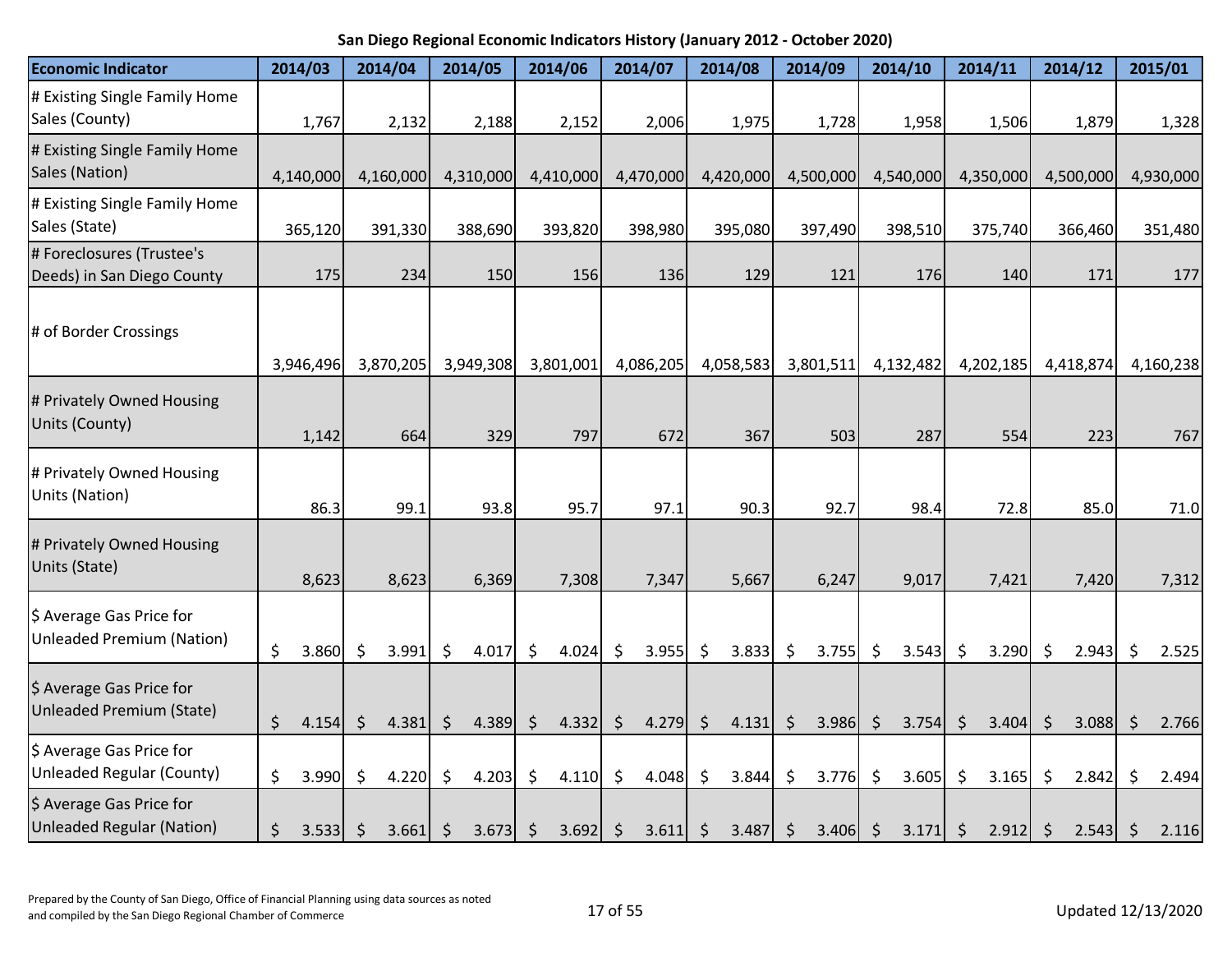## San Diego Regional Economic Indicators History (January 2012 - October 2020)

| Economic Indicator | 2014/03 | 2014/04 | 2014/05 | 2014/06 | 2014/07 | 2014/08 | 2014/09 | 2014/10 | 2014/11 | 2014/12 | 2015/01 |
|---|---|---|---|---|---|---|---|---|---|---|---|
| # Existing Single Family Home Sales (County) | 1,767 | 2,132 | 2,188 | 2,152 | 2,006 | 1,975 | 1,728 | 1,958 | 1,506 | 1,879 | 1,328 |
| # Existing Single Family Home Sales (Nation) | 4,140,000 | 4,160,000 | 4,310,000 | 4,410,000 | 4,470,000 | 4,420,000 | 4,500,000 | 4,540,000 | 4,350,000 | 4,500,000 | 4,930,000 |
| # Existing Single Family Home Sales (State) | 365,120 | 391,330 | 388,690 | 393,820 | 398,980 | 395,080 | 397,490 | 398,510 | 375,740 | 366,460 | 351,480 |
| # Foreclosures (Trustee's Deeds) in San Diego County | 175 | 234 | 150 | 156 | 136 | 129 | 121 | 176 | 140 | 171 | 177 |
| # of Border Crossings | 3,946,496 | 3,870,205 | 3,949,308 | 3,801,001 | 4,086,205 | 4,058,583 | 3,801,511 | 4,132,482 | 4,202,185 | 4,418,874 | 4,160,238 |
| # Privately Owned Housing Units (County) | 1,142 | 664 | 329 | 797 | 672 | 367 | 503 | 287 | 554 | 223 | 767 |
| # Privately Owned Housing Units (Nation) | 86.3 | 99.1 | 93.8 | 95.7 | 97.1 | 90.3 | 92.7 | 98.4 | 72.8 | 85.0 | 71.0 |
| # Privately Owned Housing Units (State) | 8,623 | 8,623 | 6,369 | 7,308 | 7,347 | 5,667 | 6,247 | 9,017 | 7,421 | 7,420 | 7,312 |
| $ Average Gas Price for Unleaded Premium (Nation) | $ 3.860 | $ 3.991 | $ 4.017 | $ 4.024 | $ 3.955 | $ 3.833 | $ 3.755 | $ 3.543 | $ 3.290 | $ 2.943 | $ 2.525 |
| $ Average Gas Price for Unleaded Premium (State) | $ 4.154 | $ 4.381 | $ 4.389 | $ 4.332 | $ 4.279 | $ 4.131 | $ 3.986 | $ 3.754 | $ 3.404 | $ 3.088 | $ 2.766 |
| $ Average Gas Price for Unleaded Regular (County) | $ 3.990 | $ 4.220 | $ 4.203 | $ 4.110 | $ 4.048 | $ 3.844 | $ 3.776 | $ 3.605 | $ 3.165 | $ 2.842 | $ 2.494 |
| $ Average Gas Price for Unleaded Regular (Nation) | $ 3.533 | $ 3.661 | $ 3.673 | $ 3.692 | $ 3.611 | $ 3.487 | $ 3.406 | $ 3.171 | $ 2.912 | $ 2.543 | $ 2.116 |

Prepared by the County of San Diego, Office of Financial Planning using data sources as noted and compiled by the San Diego Regional Chamber of Commerce

Updated 12/13/2020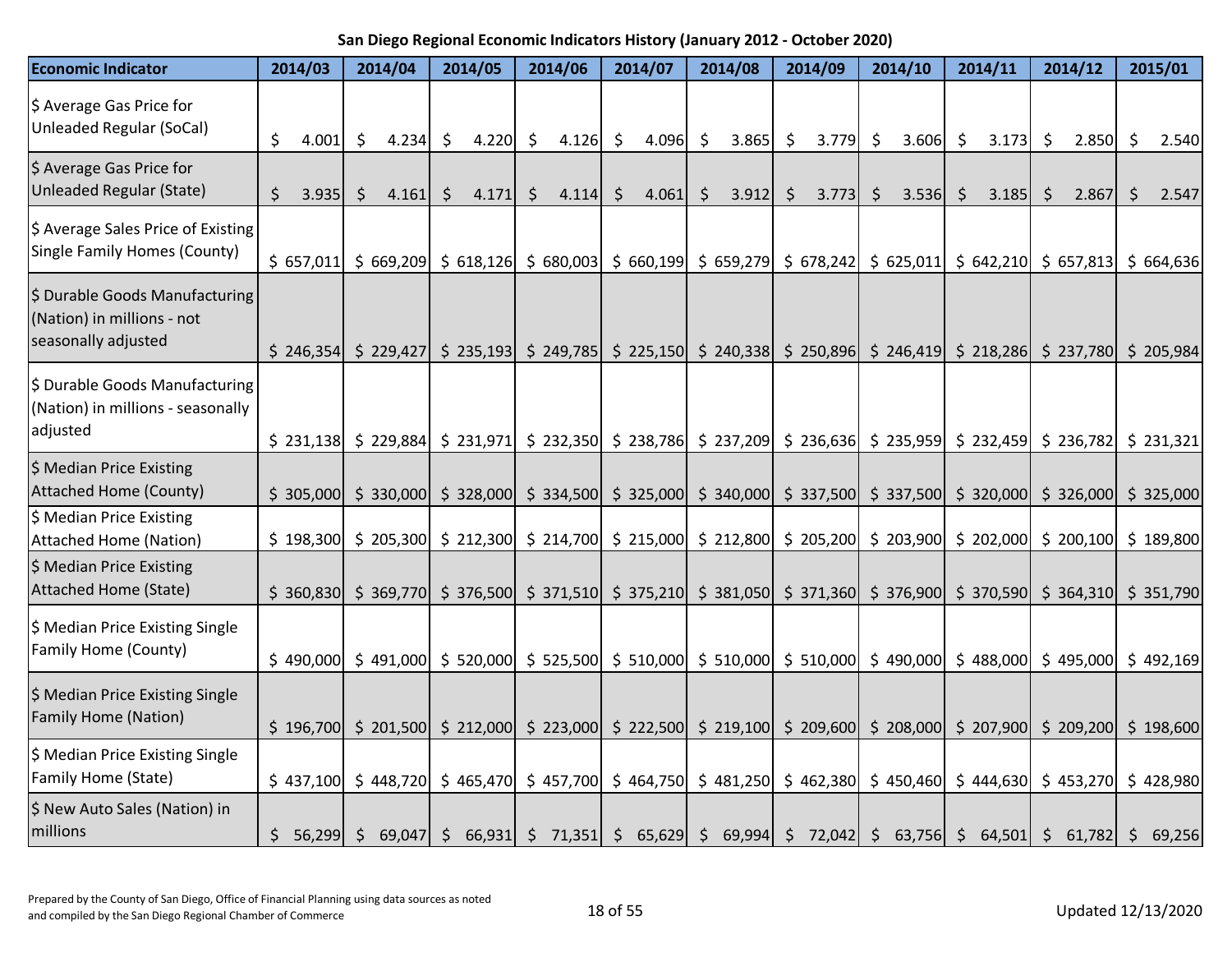## San Diego Regional Economic Indicators History (January 2012 - October 2020)

| Economic Indicator | 2014/03 | 2014/04 | 2014/05 | 2014/06 | 2014/07 | 2014/08 | 2014/09 | 2014/10 | 2014/11 | 2014/12 | 2015/01 |
|---|---|---|---|---|---|---|---|---|---|---|---|
| $ Average Gas Price for Unleaded Regular (SoCal) | $ 4.001 | $ 4.234 | $ 4.220 | $ 4.126 | $ 4.096 | $ 3.865 | $ 3.779 | $ 3.606 | $ 3.173 | $ 2.850 | $ 2.540 |
| $ Average Gas Price for Unleaded Regular (State) | $ 3.935 | $ 4.161 | $ 4.171 | $ 4.114 | $ 4.061 | $ 3.912 | $ 3.773 | $ 3.536 | $ 3.185 | $ 2.867 | $ 2.547 |
| $ Average Sales Price of Existing Single Family Homes (County) | $ 657,011 | $ 669,209 | $ 618,126 | $ 680,003 | $ 660,199 | $ 659,279 | $ 678,242 | $ 625,011 | $ 642,210 | $ 657,813 | $ 664,636 |
| $ Durable Goods Manufacturing (Nation) in millions - not seasonally adjusted | $ 246,354 | $ 229,427 | $ 235,193 | $ 249,785 | $ 225,150 | $ 240,338 | $ 250,896 | $ 246,419 | $ 218,286 | $ 237,780 | $ 205,984 |
| $ Durable Goods Manufacturing (Nation) in millions - seasonally adjusted | $ 231,138 | $ 229,884 | $ 231,971 | $ 232,350 | $ 238,786 | $ 237,209 | $ 236,636 | $ 235,959 | $ 232,459 | $ 236,782 | $ 231,321 |
| $ Median Price Existing Attached Home (County) | $ 305,000 | $ 330,000 | $ 328,000 | $ 334,500 | $ 325,000 | $ 340,000 | $ 337,500 | $ 337,500 | $ 320,000 | $ 326,000 | $ 325,000 |
| $ Median Price Existing Attached Home (Nation) | $ 198,300 | $ 205,300 | $ 212,300 | $ 214,700 | $ 215,000 | $ 212,800 | $ 205,200 | $ 203,900 | $ 202,000 | $ 200,100 | $ 189,800 |
| $ Median Price Existing Attached Home (State) | $ 360,830 | $ 369,770 | $ 376,500 | $ 371,510 | $ 375,210 | $ 381,050 | $ 371,360 | $ 376,900 | $ 370,590 | $ 364,310 | $ 351,790 |
| $ Median Price Existing Single Family Home (County) | $ 490,000 | $ 491,000 | $ 520,000 | $ 525,500 | $ 510,000 | $ 510,000 | $ 510,000 | $ 490,000 | $ 488,000 | $ 495,000 | $ 492,169 |
| $ Median Price Existing Single Family Home (Nation) | $ 196,700 | $ 201,500 | $ 212,000 | $ 223,000 | $ 222,500 | $ 219,100 | $ 209,600 | $ 208,000 | $ 207,900 | $ 209,200 | $ 198,600 |
| $ Median Price Existing Single Family Home (State) | $ 437,100 | $ 448,720 | $ 465,470 | $ 457,700 | $ 464,750 | $ 481,250 | $ 462,380 | $ 450,460 | $ 444,630 | $ 453,270 | $ 428,980 |
| $ New Auto Sales (Nation) in millions | $ 56,299 | $ 69,047 | $ 66,931 | $ 71,351 | $ 65,629 | $ 69,994 | $ 72,042 | $ 63,756 | $ 64,501 | $ 61,782 | $ 69,256 |

Prepared by the County of San Diego, Office of Financial Planning using data sources as noted and compiled by the San Diego Regional Chamber of Commerce

Updated 12/13/2020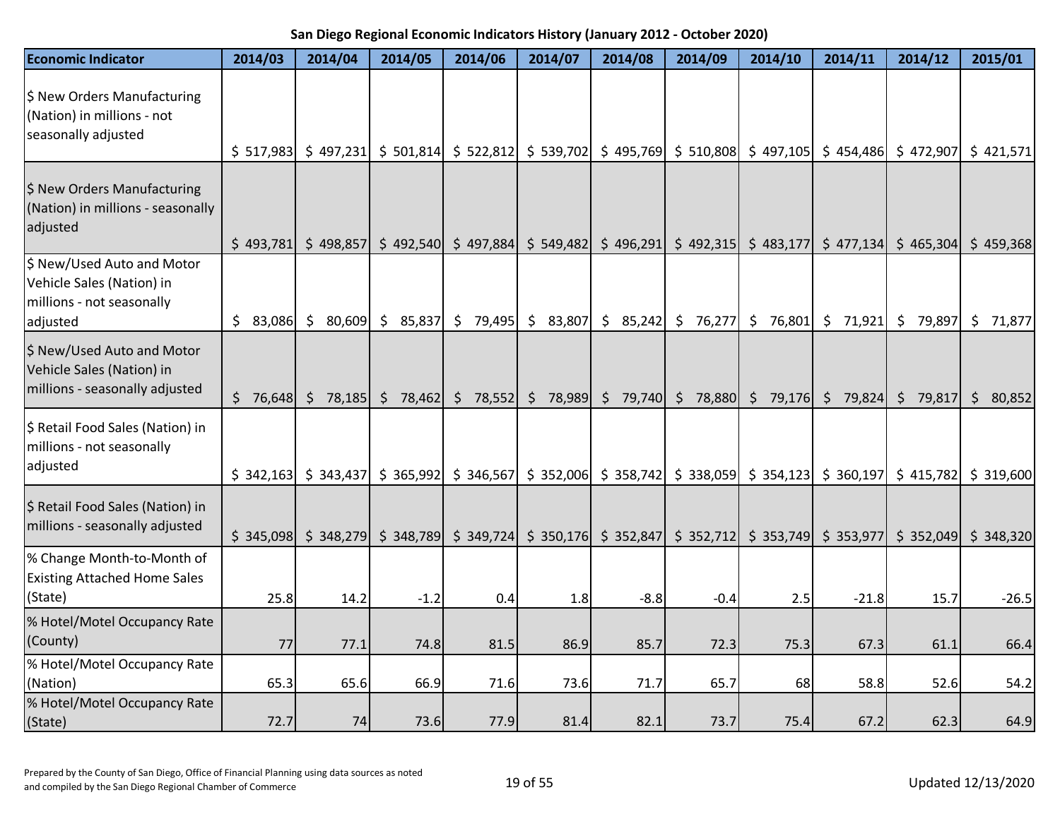**San Diego Regional Economic Indicators History (January 2012 - October 2020)**

| Economic Indicator | 2014/03 | 2014/04 | 2014/05 | 2014/06 | 2014/07 | 2014/08 | 2014/09 | 2014/10 | 2014/11 | 2014/12 | 2015/01 |
|---|---|---|---|---|---|---|---|---|---|---|---|
| $ New Orders Manufacturing (Nation) in millions - not seasonally adjusted | $ 517,983 | $ 497,231 | $ 501,814 | $ 522,812 | $ 539,702 | $ 495,769 | $ 510,808 | $ 497,105 | $ 454,486 | $ 472,907 | $ 421,571 |
| $ New Orders Manufacturing (Nation) in millions - seasonally adjusted | $ 493,781 | $ 498,857 | $ 492,540 | $ 497,884 | $ 549,482 | $ 496,291 | $ 492,315 | $ 483,177 | $ 477,134 | $ 465,304 | $ 459,368 |
| $ New/Used Auto and Motor Vehicle Sales (Nation) in millions - not seasonally adjusted | $ 83,086 | $ 80,609 | $ 85,837 | $ 79,495 | $ 83,807 | $ 85,242 | $ 76,277 | $ 76,801 | $ 71,921 | $ 79,897 | $ 71,877 |
| $ New/Used Auto and Motor Vehicle Sales (Nation) in millions - seasonally adjusted | $ 76,648 | $ 78,185 | $ 78,462 | $ 78,552 | $ 78,989 | $ 79,740 | $ 78,880 | $ 79,176 | $ 79,824 | $ 79,817 | $ 80,852 |
| $ Retail Food Sales (Nation) in millions - not seasonally adjusted | $ 342,163 | $ 343,437 | $ 365,992 | $ 346,567 | $ 352,006 | $ 358,742 | $ 338,059 | $ 354,123 | $ 360,197 | $ 415,782 | $ 319,600 |
| $ Retail Food Sales (Nation) in millions - seasonally adjusted | $ 345,098 | $ 348,279 | $ 348,789 | $ 349,724 | $ 350,176 | $ 352,847 | $ 352,712 | $ 353,749 | $ 353,977 | $ 352,049 | $ 348,320 |
| % Change Month-to-Month of Existing Attached Home Sales (State) | 25.8 | 14.2 | -1.2 | 0.4 | 1.8 | -8.8 | -0.4 | 2.5 | -21.8 | 15.7 | -26.5 |
| % Hotel/Motel Occupancy Rate (County) | 77 | 77.1 | 74.8 | 81.5 | 86.9 | 85.7 | 72.3 | 75.3 | 67.3 | 61.1 | 66.4 |
| % Hotel/Motel Occupancy Rate (Nation) | 65.3 | 65.6 | 66.9 | 71.6 | 73.6 | 71.7 | 65.7 | 68 | 58.8 | 52.6 | 54.2 |
| % Hotel/Motel Occupancy Rate (State) | 72.7 | 74 | 73.6 | 77.9 | 81.4 | 82.1 | 73.7 | 75.4 | 67.2 | 62.3 | 64.9 |

Prepared by the County of San Diego, Office of Financial Planning using data sources as noted and compiled by the San Diego Regional Chamber of Commerce

Updated 12/13/2020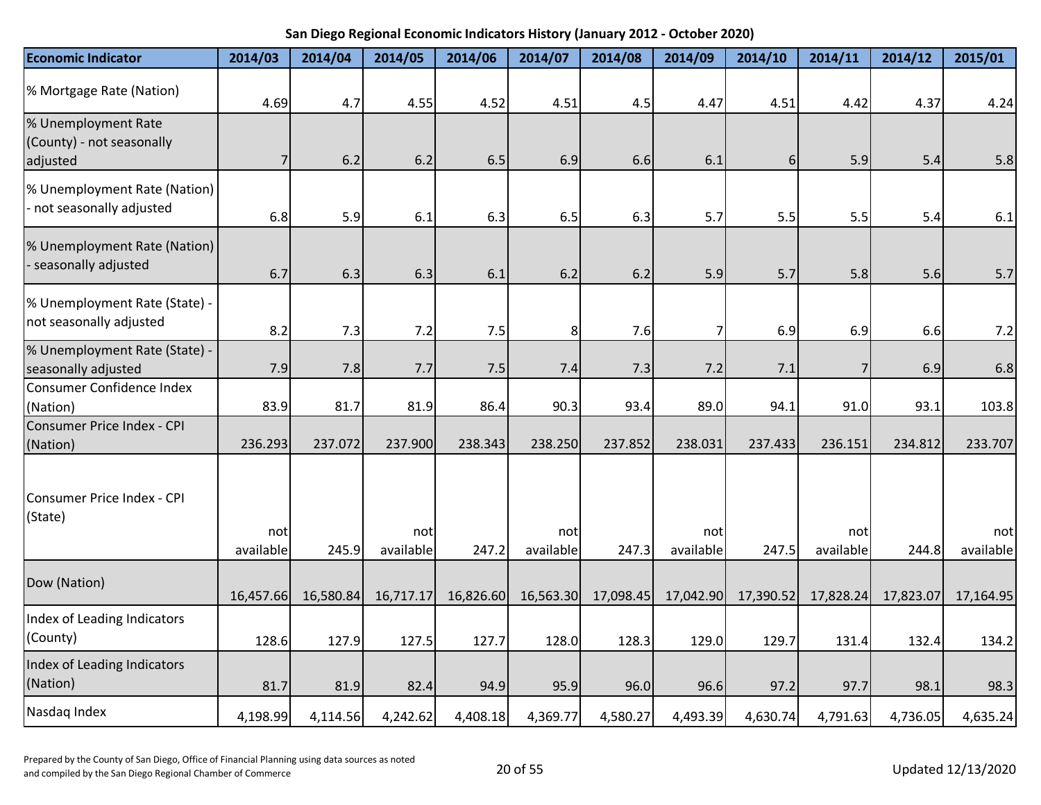## San Diego Regional Economic Indicators History (January 2012 - October 2020)

| Economic Indicator | 2014/03 | 2014/04 | 2014/05 | 2014/06 | 2014/07 | 2014/08 | 2014/09 | 2014/10 | 2014/11 | 2014/12 | 2015/01 |
|---|---|---|---|---|---|---|---|---|---|---|---|
| % Mortgage Rate (Nation) | 4.69 | 4.7 | 4.55 | 4.52 | 4.51 | 4.5 | 4.47 | 4.51 | 4.42 | 4.37 | 4.24 |
| % Unemployment Rate (County) - not seasonally adjusted | 7 | 6.2 | 6.2 | 6.5 | 6.9 | 6.6 | 6.1 | 6 | 5.9 | 5.4 | 5.8 |
| % Unemployment Rate (Nation) - not seasonally adjusted | 6.8 | 5.9 | 6.1 | 6.3 | 6.5 | 6.3 | 5.7 | 5.5 | 5.5 | 5.4 | 6.1 |
| % Unemployment Rate (Nation) - seasonally adjusted | 6.7 | 6.3 | 6.3 | 6.1 | 6.2 | 6.2 | 5.9 | 5.7 | 5.8 | 5.6 | 5.7 |
| % Unemployment Rate (State) - not seasonally adjusted | 8.2 | 7.3 | 7.2 | 7.5 | 8 | 7.6 | 7 | 6.9 | 6.9 | 6.6 | 7.2 |
| % Unemployment Rate (State) - seasonally adjusted | 7.9 | 7.8 | 7.7 | 7.5 | 7.4 | 7.3 | 7.2 | 7.1 | 7 | 6.9 | 6.8 |
| Consumer Confidence Index (Nation) | 83.9 | 81.7 | 81.9 | 86.4 | 90.3 | 93.4 | 89.0 | 94.1 | 91.0 | 93.1 | 103.8 |
| Consumer Price Index - CPI (Nation) | 236.293 | 237.072 | 237.900 | 238.343 | 238.250 | 237.852 | 238.031 | 237.433 | 236.151 | 234.812 | 233.707 |
| Consumer Price Index - CPI (State) | not available | 245.9 | not available | 247.2 | not available | 247.3 | not available | 247.5 | not available | 244.8 | not available |
| Dow (Nation) | 16,457.66 | 16,580.84 | 16,717.17 | 16,826.60 | 16,563.30 | 17,098.45 | 17,042.90 | 17,390.52 | 17,828.24 | 17,823.07 | 17,164.95 |
| Index of Leading Indicators (County) | 128.6 | 127.9 | 127.5 | 127.7 | 128.0 | 128.3 | 129.0 | 129.7 | 131.4 | 132.4 | 134.2 |
| Index of Leading Indicators (Nation) | 81.7 | 81.9 | 82.4 | 94.9 | 95.9 | 96.0 | 96.6 | 97.2 | 97.7 | 98.1 | 98.3 |
| Nasdaq Index | 4,198.99 | 4,114.56 | 4,242.62 | 4,408.18 | 4,369.77 | 4,580.27 | 4,493.39 | 4,630.74 | 4,791.63 | 4,736.05 | 4,635.24 |

Prepared by the County of San Diego, Office of Financial Planning using data sources as noted and compiled by the San Diego Regional Chamber of Commerce

Updated 12/13/2020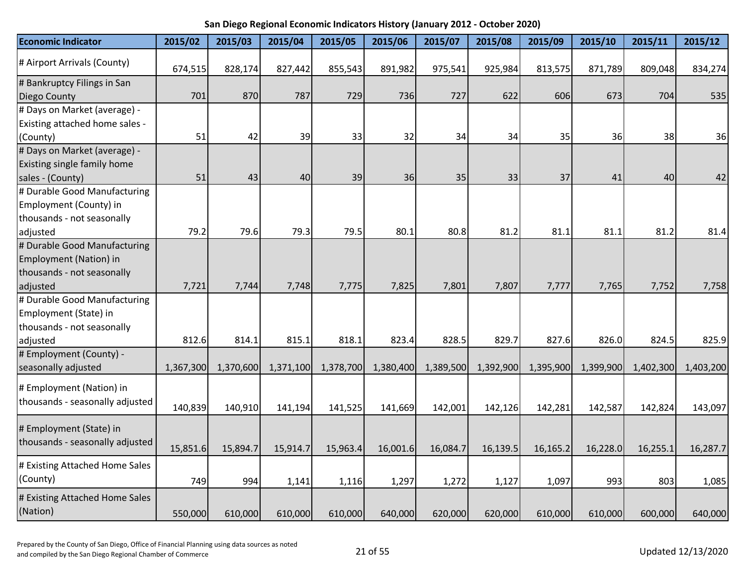## San Diego Regional Economic Indicators History (January 2012 - October 2020)

| Economic Indicator | 2015/02 | 2015/03 | 2015/04 | 2015/05 | 2015/06 | 2015/07 | 2015/08 | 2015/09 | 2015/10 | 2015/11 | 2015/12 |
|---|---|---|---|---|---|---|---|---|---|---|---|
| # Airport Arrivals (County) | 674,515 | 828,174 | 827,442 | 855,543 | 891,982 | 975,541 | 925,984 | 813,575 | 871,789 | 809,048 | 834,274 |
| # Bankruptcy Filings in San Diego County | 701 | 870 | 787 | 729 | 736 | 727 | 622 | 606 | 673 | 704 | 535 |
| # Days on Market (average) - Existing attached home sales - (County) | 51 | 42 | 39 | 33 | 32 | 34 | 34 | 35 | 36 | 38 | 36 |
| # Days on Market (average) - Existing single family home sales - (County) | 51 | 43 | 40 | 39 | 36 | 35 | 33 | 37 | 41 | 40 | 42 |
| # Durable Good Manufacturing Employment (County) in thousands - not seasonally adjusted | 79.2 | 79.6 | 79.3 | 79.5 | 80.1 | 80.8 | 81.2 | 81.1 | 81.1 | 81.2 | 81.4 |
| # Durable Good Manufacturing Employment (Nation) in thousands - not seasonally adjusted | 7,721 | 7,744 | 7,748 | 7,775 | 7,825 | 7,801 | 7,807 | 7,777 | 7,765 | 7,752 | 7,758 |
| # Durable Good Manufacturing Employment (State) in thousands - not seasonally adjusted | 812.6 | 814.1 | 815.1 | 818.1 | 823.4 | 828.5 | 829.7 | 827.6 | 826.0 | 824.5 | 825.9 |
| # Employment (County) - seasonally adjusted | 1,367,300 | 1,370,600 | 1,371,100 | 1,378,700 | 1,380,400 | 1,389,500 | 1,392,900 | 1,395,900 | 1,399,900 | 1,402,300 | 1,403,200 |
| # Employment (Nation) in thousands - seasonally adjusted | 140,839 | 140,910 | 141,194 | 141,525 | 141,669 | 142,001 | 142,126 | 142,281 | 142,587 | 142,824 | 143,097 |
| # Employment (State) in thousands - seasonally adjusted | 15,851.6 | 15,894.7 | 15,914.7 | 15,963.4 | 16,001.6 | 16,084.7 | 16,139.5 | 16,165.2 | 16,228.0 | 16,255.1 | 16,287.7 |
| # Existing Attached Home Sales (County) | 749 | 994 | 1,141 | 1,116 | 1,297 | 1,272 | 1,127 | 1,097 | 993 | 803 | 1,085 |
| # Existing Attached Home Sales (Nation) | 550,000 | 610,000 | 610,000 | 610,000 | 640,000 | 620,000 | 620,000 | 610,000 | 610,000 | 600,000 | 640,000 |

Prepared by the County of San Diego, Office of Financial Planning using data sources as noted and compiled by the San Diego Regional Chamber of Commerce

Updated 12/13/2020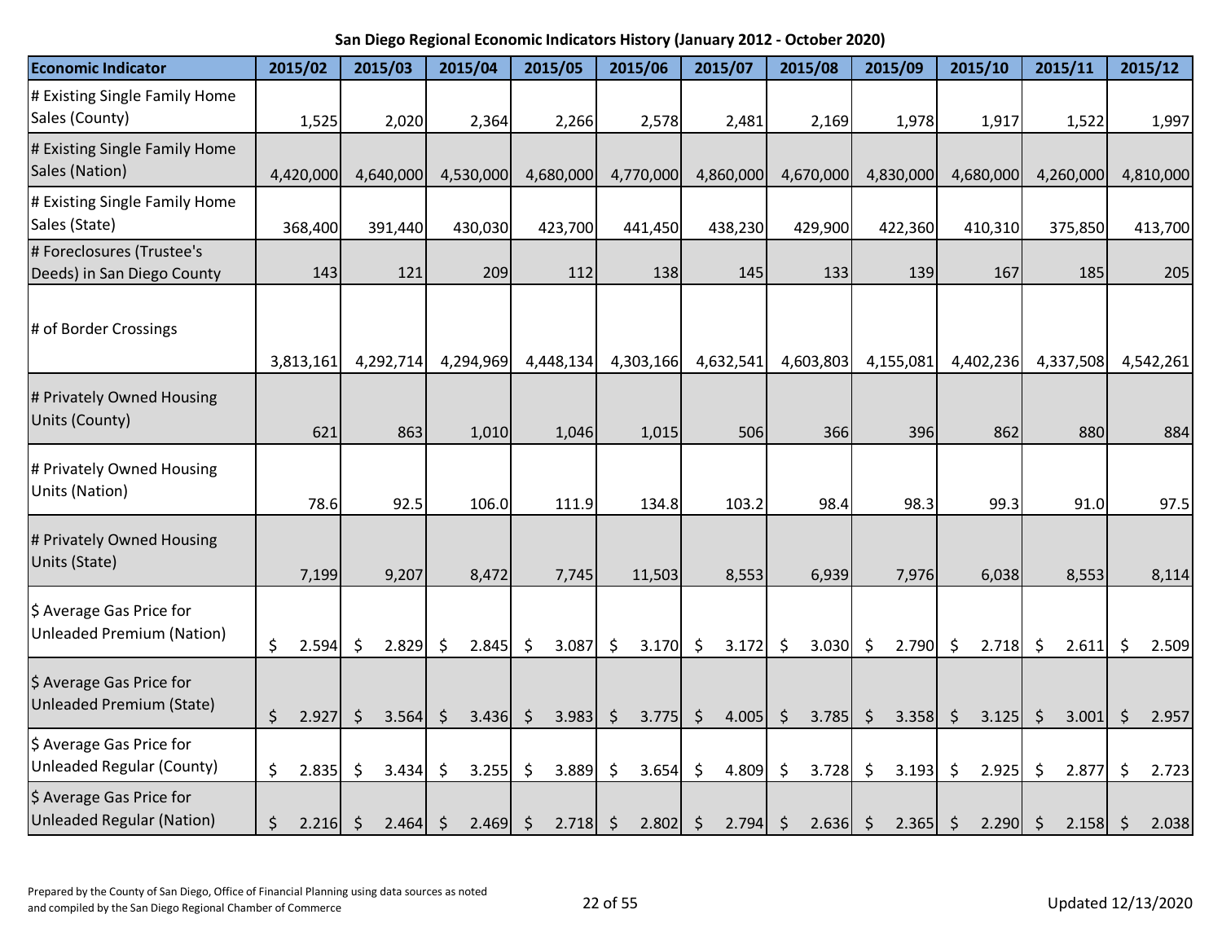**San Diego Regional Economic Indicators History (January 2012 - October 2020)**

| Economic Indicator | 2015/02 | 2015/03 | 2015/04 | 2015/05 | 2015/06 | 2015/07 | 2015/08 | 2015/09 | 2015/10 | 2015/11 | 2015/12 |
|---|---|---|---|---|---|---|---|---|---|---|---|
| # Existing Single Family Home Sales (County) | 1,525 | 2,020 | 2,364 | 2,266 | 2,578 | 2,481 | 2,169 | 1,978 | 1,917 | 1,522 | 1,997 |
| # Existing Single Family Home Sales (Nation) | 4,420,000 | 4,640,000 | 4,530,000 | 4,680,000 | 4,770,000 | 4,860,000 | 4,670,000 | 4,830,000 | 4,680,000 | 4,260,000 | 4,810,000 |
| # Existing Single Family Home Sales (State) | 368,400 | 391,440 | 430,030 | 423,700 | 441,450 | 438,230 | 429,900 | 422,360 | 410,310 | 375,850 | 413,700 |
| # Foreclosures (Trustee's Deeds) in San Diego County | 143 | 121 | 209 | 112 | 138 | 145 | 133 | 139 | 167 | 185 | 205 |
| # of Border Crossings | 3,813,161 | 4,292,714 | 4,294,969 | 4,448,134 | 4,303,166 | 4,632,541 | 4,603,803 | 4,155,081 | 4,402,236 | 4,337,508 | 4,542,261 |
| # Privately Owned Housing Units (County) | 621 | 863 | 1,010 | 1,046 | 1,015 | 506 | 366 | 396 | 862 | 880 | 884 |
| # Privately Owned Housing Units (Nation) | 78.6 | 92.5 | 106.0 | 111.9 | 134.8 | 103.2 | 98.4 | 98.3 | 99.3 | 91.0 | 97.5 |
| # Privately Owned Housing Units (State) | 7,199 | 9,207 | 8,472 | 7,745 | 11,503 | 8,553 | 6,939 | 7,976 | 6,038 | 8,553 | 8,114 |
| $ Average Gas Price for Unleaded Premium (Nation) | $ 2.594 | $ 2.829 | $ 2.845 | $ 3.087 | $ 3.170 | $ 3.172 | $ 3.030 | $ 2.790 | $ 2.718 | $ 2.611 | $ 2.509 |
| $ Average Gas Price for Unleaded Premium (State) | $ 2.927 | $ 3.564 | $ 3.436 | $ 3.983 | $ 3.775 | $ 4.005 | $ 3.785 | $ 3.358 | $ 3.125 | $ 3.001 | $ 2.957 |
| $ Average Gas Price for Unleaded Regular (County) | $ 2.835 | $ 3.434 | $ 3.255 | $ 3.889 | $ 3.654 | $ 4.809 | $ 3.728 | $ 3.193 | $ 2.925 | $ 2.877 | $ 2.723 |
| $ Average Gas Price for Unleaded Regular (Nation) | $ 2.216 | $ 2.464 | $ 2.469 | $ 2.718 | $ 2.802 | $ 2.794 | $ 2.636 | $ 2.365 | $ 2.290 | $ 2.158 | $ 2.038 |

Prepared by the County of San Diego, Office of Financial Planning using data sources as noted and compiled by the San Diego Regional Chamber of Commerce

Updated 12/13/2020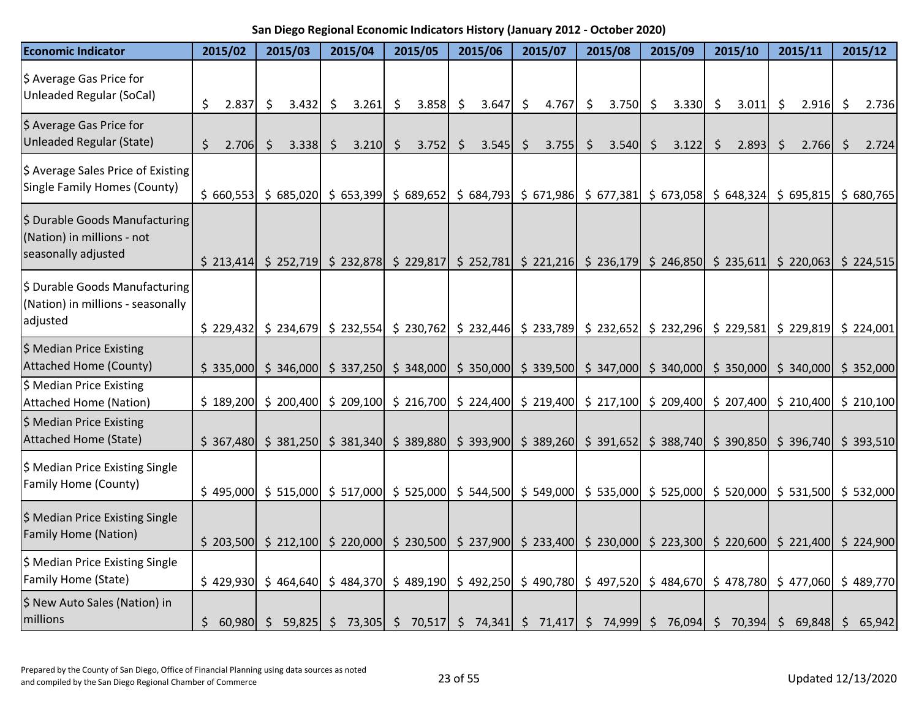## San Diego Regional Economic Indicators History (January 2012 - October 2020)

| Economic Indicator | 2015/02 | 2015/03 | 2015/04 | 2015/05 | 2015/06 | 2015/07 | 2015/08 | 2015/09 | 2015/10 | 2015/11 | 2015/12 |
|---|---|---|---|---|---|---|---|---|---|---|---|
| $ Average Gas Price for Unleaded Regular (SoCal) | $ 2.837 | $ 3.432 | $ 3.261 | $ 3.858 | $ 3.647 | $ 4.767 | $ 3.750 | $ 3.330 | $ 3.011 | $ 2.916 | $ 2.736 |
| $ Average Gas Price for Unleaded Regular (State) | $ 2.706 | $ 3.338 | $ 3.210 | $ 3.752 | $ 3.545 | $ 3.755 | $ 3.540 | $ 3.122 | $ 2.893 | $ 2.766 | $ 2.724 |
| $ Average Sales Price of Existing Single Family Homes (County) | $ 660,553 | $ 685,020 | $ 653,399 | $ 689,652 | $ 684,793 | $ 671,986 | $ 677,381 | $ 673,058 | $ 648,324 | $ 695,815 | $ 680,765 |
| $ Durable Goods Manufacturing (Nation) in millions - not seasonally adjusted | $ 213,414 | $ 252,719 | $ 232,878 | $ 229,817 | $ 252,781 | $ 221,216 | $ 236,179 | $ 246,850 | $ 235,611 | $ 220,063 | $ 224,515 |
| $ Durable Goods Manufacturing (Nation) in millions - seasonally adjusted | $ 229,432 | $ 234,679 | $ 232,554 | $ 230,762 | $ 232,446 | $ 233,789 | $ 232,652 | $ 232,296 | $ 229,581 | $ 229,819 | $ 224,001 |
| $ Median Price Existing Attached Home (County) | $ 335,000 | $ 346,000 | $ 337,250 | $ 348,000 | $ 350,000 | $ 339,500 | $ 347,000 | $ 340,000 | $ 350,000 | $ 340,000 | $ 352,000 |
| $ Median Price Existing Attached Home (Nation) | $ 189,200 | $ 200,400 | $ 209,100 | $ 216,700 | $ 224,400 | $ 219,400 | $ 217,100 | $ 209,400 | $ 207,400 | $ 210,400 | $ 210,100 |
| $ Median Price Existing Attached Home (State) | $ 367,480 | $ 381,250 | $ 381,340 | $ 389,880 | $ 393,900 | $ 389,260 | $ 391,652 | $ 388,740 | $ 390,850 | $ 396,740 | $ 393,510 |
| $ Median Price Existing Single Family Home (County) | $ 495,000 | $ 515,000 | $ 517,000 | $ 525,000 | $ 544,500 | $ 549,000 | $ 535,000 | $ 525,000 | $ 520,000 | $ 531,500 | $ 532,000 |
| $ Median Price Existing Single Family Home (Nation) | $ 203,500 | $ 212,100 | $ 220,000 | $ 230,500 | $ 237,900 | $ 233,400 | $ 230,000 | $ 223,300 | $ 220,600 | $ 221,400 | $ 224,900 |
| $ Median Price Existing Single Family Home (State) | $ 429,930 | $ 464,640 | $ 484,370 | $ 489,190 | $ 492,250 | $ 490,780 | $ 497,520 | $ 484,670 | $ 478,780 | $ 477,060 | $ 489,770 |
| $ New Auto Sales (Nation) in millions | $ 60,980 | $ 59,825 | $ 73,305 | $ 70,517 | $ 74,341 | $ 71,417 | $ 74,999 | $ 76,094 | $ 70,394 | $ 69,848 | $ 65,942 |

Prepared by the County of San Diego, Office of Financial Planning using data sources as noted and compiled by the San Diego Regional Chamber of Commerce

Updated 12/13/2020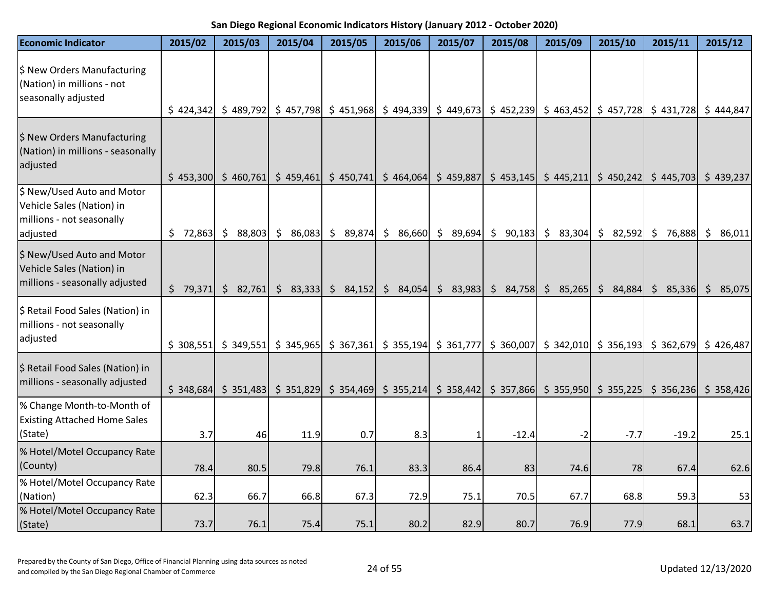**San Diego Regional Economic Indicators History (January 2012 - October 2020)**

| Economic Indicator | 2015/02 | 2015/03 | 2015/04 | 2015/05 | 2015/06 | 2015/07 | 2015/08 | 2015/09 | 2015/10 | 2015/11 | 2015/12 |
|---|---|---|---|---|---|---|---|---|---|---|---|
| $ New Orders Manufacturing (Nation) in millions - not seasonally adjusted | $ 424,342 | $ 489,792 | $ 457,798 | $ 451,968 | $ 494,339 | $ 449,673 | $ 452,239 | $ 463,452 | $ 457,728 | $ 431,728 | $ 444,847 |
| $ New Orders Manufacturing (Nation) in millions - seasonally adjusted | $ 453,300 | $ 460,761 | $ 459,461 | $ 450,741 | $ 464,064 | $ 459,887 | $ 453,145 | $ 445,211 | $ 450,242 | $ 445,703 | $ 439,237 |
| $ New/Used Auto and Motor Vehicle Sales (Nation) in millions - not seasonally adjusted | $ 72,863 | $ 88,803 | $ 86,083 | $ 89,874 | $ 86,660 | $ 89,694 | $ 90,183 | $ 83,304 | $ 82,592 | $ 76,888 | $ 86,011 |
| $ New/Used Auto and Motor Vehicle Sales (Nation) in millions - seasonally adjusted | $ 79,371 | $ 82,761 | $ 83,333 | $ 84,152 | $ 84,054 | $ 83,983 | $ 84,758 | $ 85,265 | $ 84,884 | $ 85,336 | $ 85,075 |
| $ Retail Food Sales (Nation) in millions - not seasonally adjusted | $ 308,551 | $ 349,551 | $ 345,965 | $ 367,361 | $ 355,194 | $ 361,777 | $ 360,007 | $ 342,010 | $ 356,193 | $ 362,679 | $ 426,487 |
| $ Retail Food Sales (Nation) in millions - seasonally adjusted | $ 348,684 | $ 351,483 | $ 351,829 | $ 354,469 | $ 355,214 | $ 358,442 | $ 357,866 | $ 355,950 | $ 355,225 | $ 356,236 | $ 358,426 |
| % Change Month-to-Month of Existing Attached Home Sales (State) | 3.7 | 46 | 11.9 | 0.7 | 8.3 | 1 | -12.4 | -2 | -7.7 | -19.2 | 25.1 |
| % Hotel/Motel Occupancy Rate (County) | 78.4 | 80.5 | 79.8 | 76.1 | 83.3 | 86.4 | 83 | 74.6 | 78 | 67.4 | 62.6 |
| % Hotel/Motel Occupancy Rate (Nation) | 62.3 | 66.7 | 66.8 | 67.3 | 72.9 | 75.1 | 70.5 | 67.7 | 68.8 | 59.3 | 53 |
| % Hotel/Motel Occupancy Rate (State) | 73.7 | 76.1 | 75.4 | 75.1 | 80.2 | 82.9 | 80.7 | 76.9 | 77.9 | 68.1 | 63.7 |

Prepared by the County of San Diego, Office of Financial Planning using data sources as noted and compiled by the San Diego Regional Chamber of Commerce

Updated 12/13/2020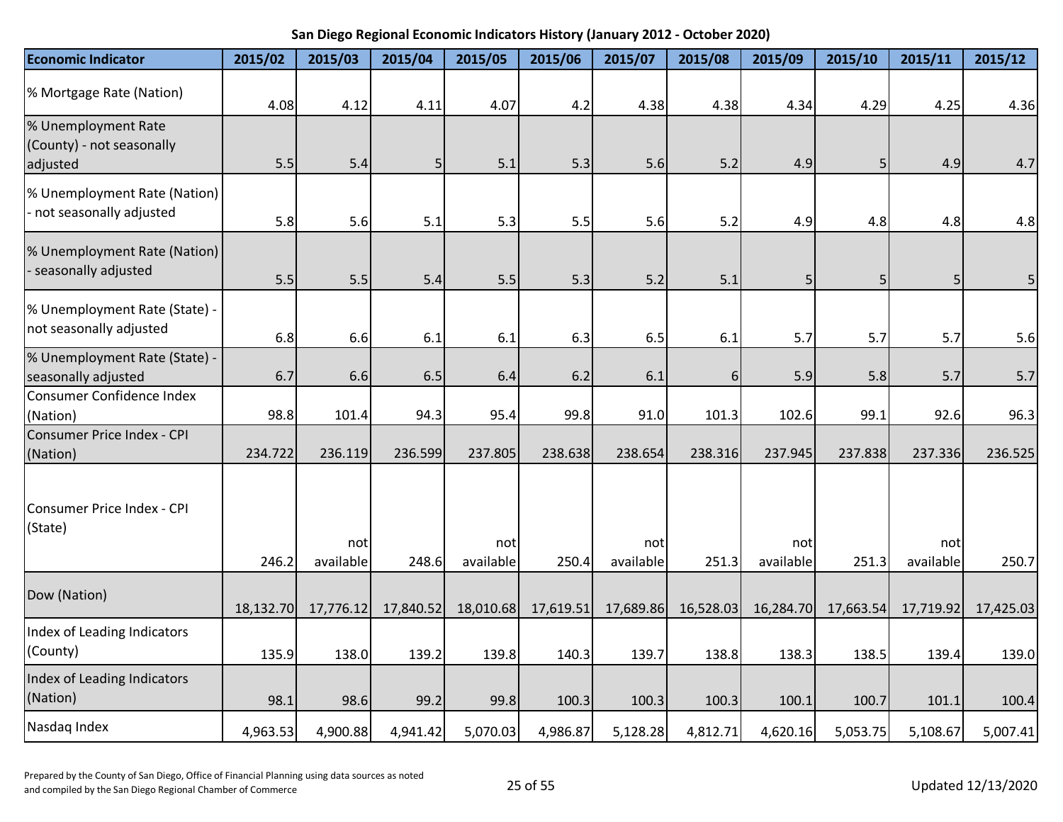**San Diego Regional Economic Indicators History (January 2012 - October 2020)**

| Economic Indicator | 2015/02 | 2015/03 | 2015/04 | 2015/05 | 2015/06 | 2015/07 | 2015/08 | 2015/09 | 2015/10 | 2015/11 | 2015/12 |
|---|---|---|---|---|---|---|---|---|---|---|---|
| % Mortgage Rate (Nation) | 4.08 | 4.12 | 4.11 | 4.07 | 4.2 | 4.38 | 4.38 | 4.34 | 4.29 | 4.25 | 4.36 |
| % Unemployment Rate (County) - not seasonally adjusted | 5.5 | 5.4 | 5 | 5.1 | 5.3 | 5.6 | 5.2 | 4.9 | 5 | 4.9 | 4.7 |
| % Unemployment Rate (Nation) - not seasonally adjusted | 5.8 | 5.6 | 5.1 | 5.3 | 5.5 | 5.6 | 5.2 | 4.9 | 4.8 | 4.8 | 4.8 |
| % Unemployment Rate (Nation) - seasonally adjusted | 5.5 | 5.5 | 5.4 | 5.5 | 5.3 | 5.2 | 5.1 | 5 | 5 | 5 | 5 |
| % Unemployment Rate (State) - not seasonally adjusted | 6.8 | 6.6 | 6.1 | 6.1 | 6.3 | 6.5 | 6.1 | 5.7 | 5.7 | 5.7 | 5.6 |
| % Unemployment Rate (State) - seasonally adjusted | 6.7 | 6.6 | 6.5 | 6.4 | 6.2 | 6.1 | 6 | 5.9 | 5.8 | 5.7 | 5.7 |
| Consumer Confidence Index (Nation) | 98.8 | 101.4 | 94.3 | 95.4 | 99.8 | 91.0 | 101.3 | 102.6 | 99.1 | 92.6 | 96.3 |
| Consumer Price Index - CPI (Nation) | 234.722 | 236.119 | 236.599 | 237.805 | 238.638 | 238.654 | 238.316 | 237.945 | 237.838 | 237.336 | 236.525 |
| Consumer Price Index - CPI (State) | 246.2 | not available | 248.6 | not available | 250.4 | not available | 251.3 | not available | 251.3 | not available | 250.7 |
| Dow (Nation) | 18,132.70 | 17,776.12 | 17,840.52 | 18,010.68 | 17,619.51 | 17,689.86 | 16,528.03 | 16,284.70 | 17,663.54 | 17,719.92 | 17,425.03 |
| Index of Leading Indicators (County) | 135.9 | 138.0 | 139.2 | 139.8 | 140.3 | 139.7 | 138.8 | 138.3 | 138.5 | 139.4 | 139.0 |
| Index of Leading Indicators (Nation) | 98.1 | 98.6 | 99.2 | 99.8 | 100.3 | 100.3 | 100.3 | 100.1 | 100.7 | 101.1 | 100.4 |
| Nasdaq Index | 4,963.53 | 4,900.88 | 4,941.42 | 5,070.03 | 4,986.87 | 5,128.28 | 4,812.71 | 4,620.16 | 5,053.75 | 5,108.67 | 5,007.41 |

Prepared by the County of San Diego, Office of Financial Planning using data sources as noted and compiled by the San Diego Regional Chamber of Commerce

Updated 12/13/2020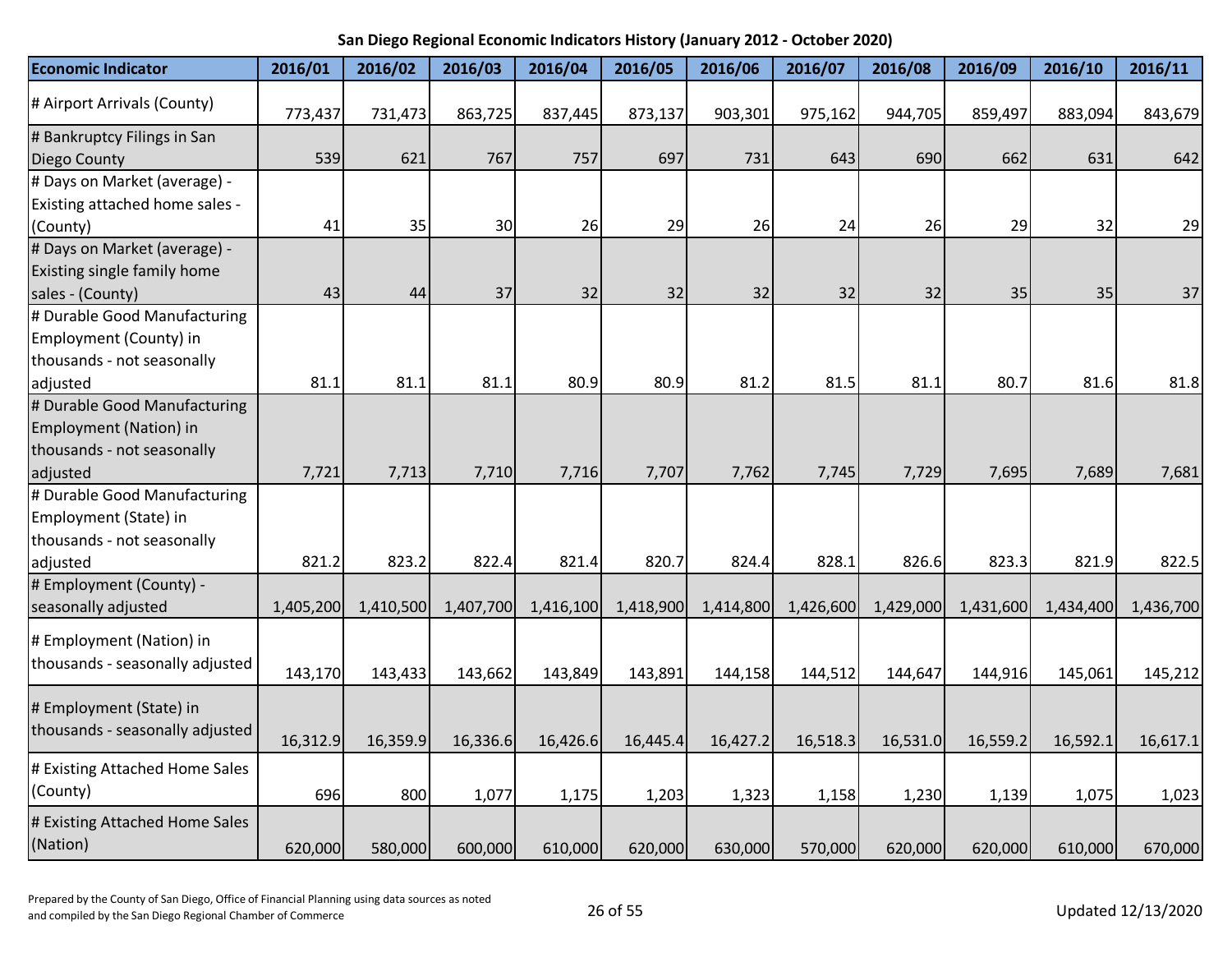**San Diego Regional Economic Indicators History (January 2012 - October 2020)**

| Economic Indicator | 2016/01 | 2016/02 | 2016/03 | 2016/04 | 2016/05 | 2016/06 | 2016/07 | 2016/08 | 2016/09 | 2016/10 | 2016/11 |
|---|---|---|---|---|---|---|---|---|---|---|---|
| # Airport Arrivals (County) | 773,437 | 731,473 | 863,725 | 837,445 | 873,137 | 903,301 | 975,162 | 944,705 | 859,497 | 883,094 | 843,679 |
| # Bankruptcy Filings in San Diego County | 539 | 621 | 767 | 757 | 697 | 731 | 643 | 690 | 662 | 631 | 642 |
| # Days on Market (average) - Existing attached home sales - (County) | 41 | 35 | 30 | 26 | 29 | 26 | 24 | 26 | 29 | 32 | 29 |
| # Days on Market (average) - Existing single family home sales - (County) | 43 | 44 | 37 | 32 | 32 | 32 | 32 | 32 | 35 | 35 | 37 |
| # Durable Good Manufacturing Employment (County) in thousands - not seasonally adjusted | 81.1 | 81.1 | 81.1 | 80.9 | 80.9 | 81.2 | 81.5 | 81.1 | 80.7 | 81.6 | 81.8 |
| # Durable Good Manufacturing Employment (Nation) in thousands - not seasonally adjusted | 7,721 | 7,713 | 7,710 | 7,716 | 7,707 | 7,762 | 7,745 | 7,729 | 7,695 | 7,689 | 7,681 |
| # Durable Good Manufacturing Employment (State) in thousands - not seasonally adjusted | 821.2 | 823.2 | 822.4 | 821.4 | 820.7 | 824.4 | 828.1 | 826.6 | 823.3 | 821.9 | 822.5 |
| # Employment (County) - seasonally adjusted | 1,405,200 | 1,410,500 | 1,407,700 | 1,416,100 | 1,418,900 | 1,414,800 | 1,426,600 | 1,429,000 | 1,431,600 | 1,434,400 | 1,436,700 |
| # Employment (Nation) in thousands - seasonally adjusted | 143,170 | 143,433 | 143,662 | 143,849 | 143,891 | 144,158 | 144,512 | 144,647 | 144,916 | 145,061 | 145,212 |
| # Employment (State) in thousands - seasonally adjusted | 16,312.9 | 16,359.9 | 16,336.6 | 16,426.6 | 16,445.4 | 16,427.2 | 16,518.3 | 16,531.0 | 16,559.2 | 16,592.1 | 16,617.1 |
| # Existing Attached Home Sales (County) | 696 | 800 | 1,077 | 1,175 | 1,203 | 1,323 | 1,158 | 1,230 | 1,139 | 1,075 | 1,023 |
| # Existing Attached Home Sales (Nation) | 620,000 | 580,000 | 600,000 | 610,000 | 620,000 | 630,000 | 570,000 | 620,000 | 620,000 | 610,000 | 670,000 |

Prepared by the County of San Diego, Office of Financial Planning using data sources as noted and compiled by the San Diego Regional Chamber of Commerce

Updated 12/13/2020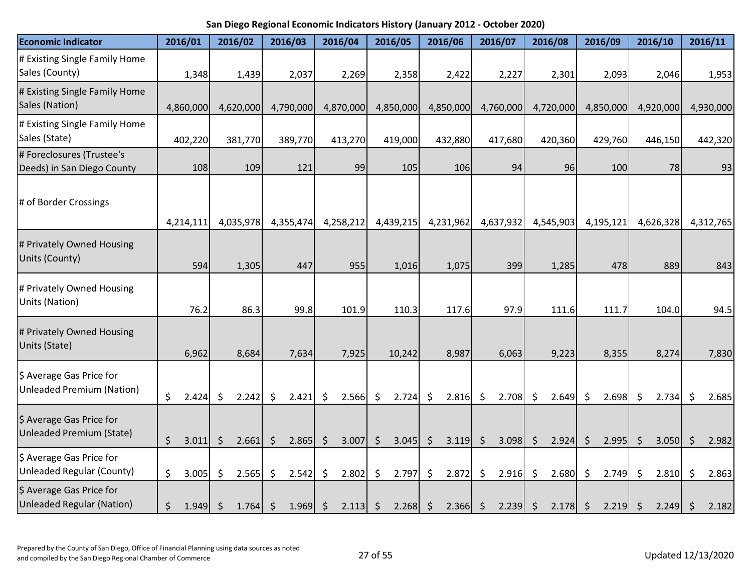**San Diego Regional Economic Indicators History (January 2012 - October 2020)**

| Economic Indicator | 2016/01 | 2016/02 | 2016/03 | 2016/04 | 2016/05 | 2016/06 | 2016/07 | 2016/08 | 2016/09 | 2016/10 | 2016/11 |
|---|---|---|---|---|---|---|---|---|---|---|---|
| # Existing Single Family Home Sales (County) | 1,348 | 1,439 | 2,037 | 2,269 | 2,358 | 2,422 | 2,227 | 2,301 | 2,093 | 2,046 | 1,953 |
| # Existing Single Family Home Sales (Nation) | 4,860,000 | 4,620,000 | 4,790,000 | 4,870,000 | 4,850,000 | 4,850,000 | 4,760,000 | 4,720,000 | 4,850,000 | 4,920,000 | 4,930,000 |
| # Existing Single Family Home Sales (State) | 402,220 | 381,770 | 389,770 | 413,270 | 419,000 | 432,880 | 417,680 | 420,360 | 429,760 | 446,150 | 442,320 |
| # Foreclosures (Trustee's Deeds) in San Diego County | 108 | 109 | 121 | 99 | 105 | 106 | 94 | 96 | 100 | 78 | 93 |
| # of Border Crossings | 4,214,111 | 4,035,978 | 4,355,474 | 4,258,212 | 4,439,215 | 4,231,962 | 4,637,932 | 4,545,903 | 4,195,121 | 4,626,328 | 4,312,765 |
| # Privately Owned Housing Units (County) | 594 | 1,305 | 447 | 955 | 1,016 | 1,075 | 399 | 1,285 | 478 | 889 | 843 |
| # Privately Owned Housing Units (Nation) | 76.2 | 86.3 | 99.8 | 101.9 | 110.3 | 117.6 | 97.9 | 111.6 | 111.7 | 104.0 | 94.5 |
| # Privately Owned Housing Units (State) | 6,962 | 8,684 | 7,634 | 7,925 | 10,242 | 8,987 | 6,063 | 9,223 | 8,355 | 8,274 | 7,830 |
| $ Average Gas Price for Unleaded Premium (Nation) | $ 2.424 | $ 2.242 | $ 2.421 | $ 2.566 | $ 2.724 | $ 2.816 | $ 2.708 | $ 2.649 | $ 2.698 | $ 2.734 | $ 2.685 |
| $ Average Gas Price for Unleaded Premium (State) | $ 3.011 | $ 2.661 | $ 2.865 | $ 3.007 | $ 3.045 | $ 3.119 | $ 3.098 | $ 2.924 | $ 2.995 | $ 3.050 | $ 2.982 |
| $ Average Gas Price for Unleaded Regular (County) | $ 3.005 | $ 2.565 | $ 2.542 | $ 2.802 | $ 2.797 | $ 2.872 | $ 2.916 | $ 2.680 | $ 2.749 | $ 2.810 | $ 2.863 |
| $ Average Gas Price for Unleaded Regular (Nation) | $ 1.949 | $ 1.764 | $ 1.969 | $ 2.113 | $ 2.268 | $ 2.366 | $ 2.239 | $ 2.178 | $ 2.219 | $ 2.249 | $ 2.182 |

Prepared by the County of San Diego, Office of Financial Planning using data sources as noted and compiled by the San Diego Regional Chamber of Commerce

Updated 12/13/2020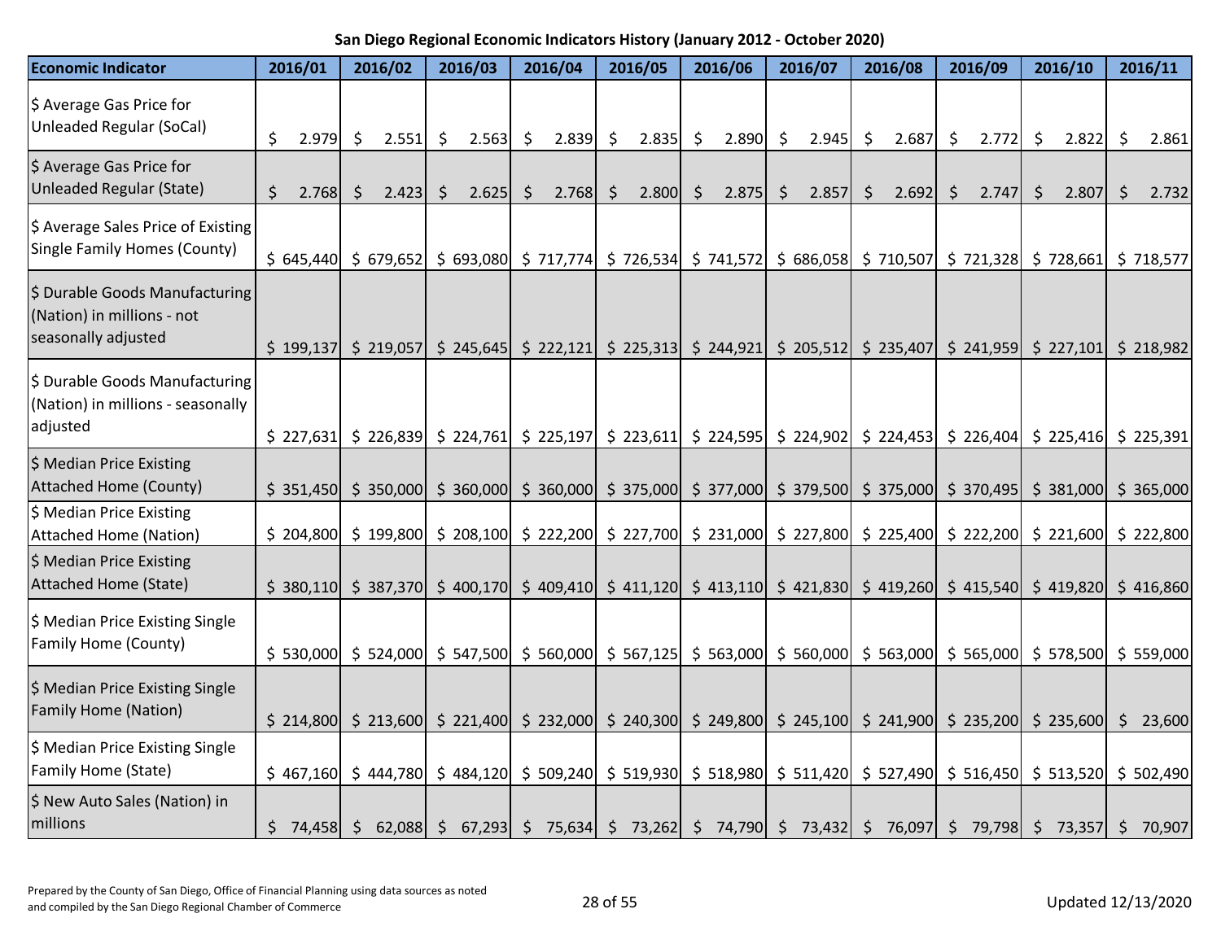**San Diego Regional Economic Indicators History (January 2012 - October 2020)**

| Economic Indicator | 2016/01 | 2016/02 | 2016/03 | 2016/04 | 2016/05 | 2016/06 | 2016/07 | 2016/08 | 2016/09 | 2016/10 | 2016/11 |
|---|---|---|---|---|---|---|---|---|---|---|---|
| $ Average Gas Price for Unleaded Regular (SoCal) | $ 2.979 | $ 2.551 | $ 2.563 | $ 2.839 | $ 2.835 | $ 2.890 | $ 2.945 | $ 2.687 | $ 2.772 | $ 2.822 | $ 2.861 |
| $ Average Gas Price for Unleaded Regular (State) | $ 2.768 | $ 2.423 | $ 2.625 | $ 2.768 | $ 2.800 | $ 2.875 | $ 2.857 | $ 2.692 | $ 2.747 | $ 2.807 | $ 2.732 |
| $ Average Sales Price of Existing Single Family Homes (County) | $ 645,440 | $ 679,652 | $ 693,080 | $ 717,774 | $ 726,534 | $ 741,572 | $ 686,058 | $ 710,507 | $ 721,328 | $ 728,661 | $ 718,577 |
| $ Durable Goods Manufacturing (Nation) in millions - not seasonally adjusted | $ 199,137 | $ 219,057 | $ 245,645 | $ 222,121 | $ 225,313 | $ 244,921 | $ 205,512 | $ 235,407 | $ 241,959 | $ 227,101 | $ 218,982 |
| $ Durable Goods Manufacturing (Nation) in millions - seasonally adjusted | $ 227,631 | $ 226,839 | $ 224,761 | $ 225,197 | $ 223,611 | $ 224,595 | $ 224,902 | $ 224,453 | $ 226,404 | $ 225,416 | $ 225,391 |
| $ Median Price Existing Attached Home (County) | $ 351,450 | $ 350,000 | $ 360,000 | $ 360,000 | $ 375,000 | $ 377,000 | $ 379,500 | $ 375,000 | $ 370,495 | $ 381,000 | $ 365,000 |
| $ Median Price Existing Attached Home (Nation) | $ 204,800 | $ 199,800 | $ 208,100 | $ 222,200 | $ 227,700 | $ 231,000 | $ 227,800 | $ 225,400 | $ 222,200 | $ 221,600 | $ 222,800 |
| $ Median Price Existing Attached Home (State) | $ 380,110 | $ 387,370 | $ 400,170 | $ 409,410 | $ 411,120 | $ 413,110 | $ 421,830 | $ 419,260 | $ 415,540 | $ 419,820 | $ 416,860 |
| $ Median Price Existing Single Family Home (County) | $ 530,000 | $ 524,000 | $ 547,500 | $ 560,000 | $ 567,125 | $ 563,000 | $ 560,000 | $ 563,000 | $ 565,000 | $ 578,500 | $ 559,000 |
| $ Median Price Existing Single Family Home (Nation) | $ 214,800 | $ 213,600 | $ 221,400 | $ 232,000 | $ 240,300 | $ 249,800 | $ 245,100 | $ 241,900 | $ 235,200 | $ 235,600 | $ 23,600 |
| $ Median Price Existing Single Family Home (State) | $ 467,160 | $ 444,780 | $ 484,120 | $ 509,240 | $ 519,930 | $ 518,980 | $ 511,420 | $ 527,490 | $ 516,450 | $ 513,520 | $ 502,490 |
| $ New Auto Sales (Nation) in millions | $ 74,458 | $ 62,088 | $ 67,293 | $ 75,634 | $ 73,262 | $ 74,790 | $ 73,432 | $ 76,097 | $ 79,798 | $ 73,357 | $ 70,907 |

Prepared by the County of San Diego, Office of Financial Planning using data sources as noted and compiled by the San Diego Regional Chamber of Commerce

Updated 12/13/2020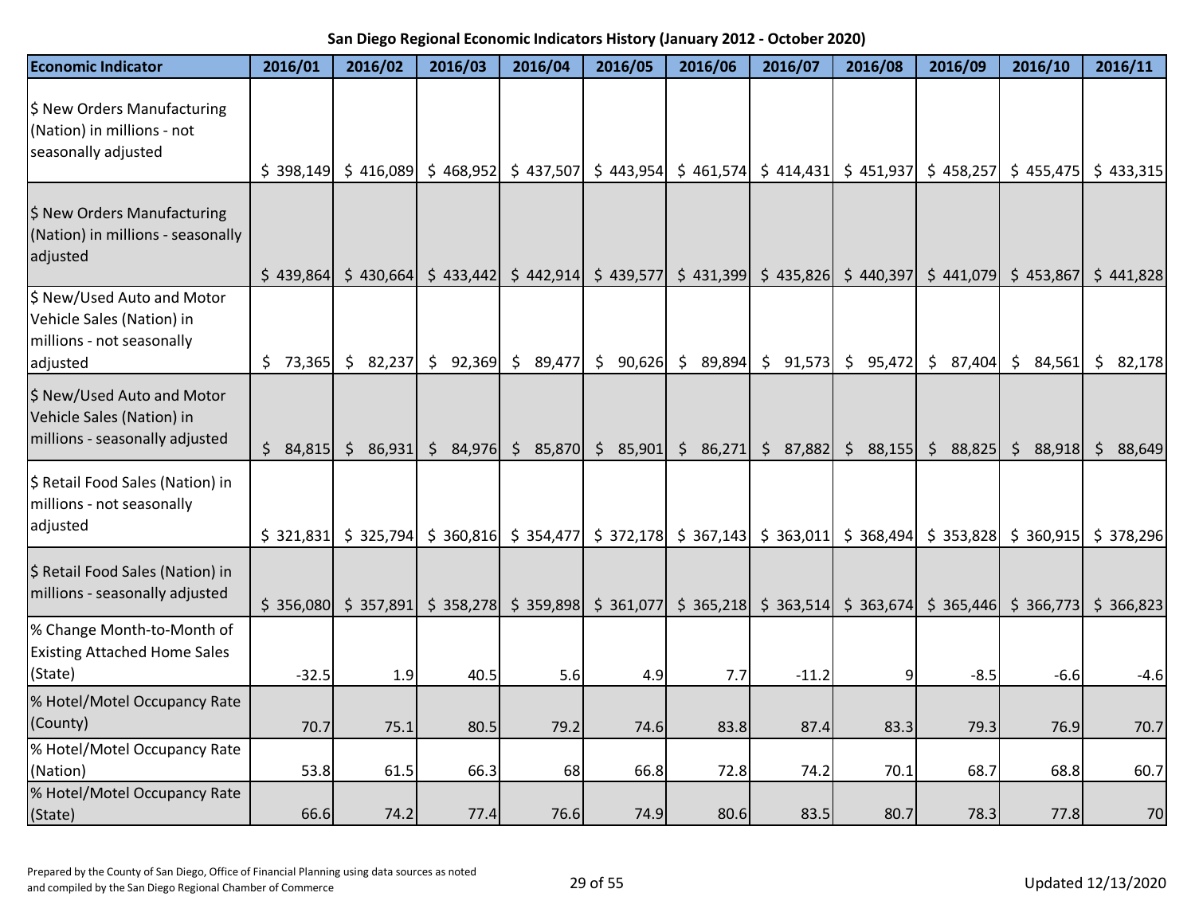**San Diego Regional Economic Indicators History (January 2012 - October 2020)**

| Economic Indicator | 2016/01 | 2016/02 | 2016/03 | 2016/04 | 2016/05 | 2016/06 | 2016/07 | 2016/08 | 2016/09 | 2016/10 | 2016/11 |
|---|---|---|---|---|---|---|---|---|---|---|---|
| $ New Orders Manufacturing (Nation) in millions - not seasonally adjusted | $ 398,149 | $ 416,089 | $ 468,952 | $ 437,507 | $ 443,954 | $ 461,574 | $ 414,431 | $ 451,937 | $ 458,257 | $ 455,475 | $ 433,315 |
| $ New Orders Manufacturing (Nation) in millions - seasonally adjusted | $ 439,864 | $ 430,664 | $ 433,442 | $ 442,914 | $ 439,577 | $ 431,399 | $ 435,826 | $ 440,397 | $ 441,079 | $ 453,867 | $ 441,828 |
| $ New/Used Auto and Motor Vehicle Sales (Nation) in millions - not seasonally adjusted | $ 73,365 | $ 82,237 | $ 92,369 | $ 89,477 | $ 90,626 | $ 89,894 | $ 91,573 | $ 95,472 | $ 87,404 | $ 84,561 | $ 82,178 |
| $ New/Used Auto and Motor Vehicle Sales (Nation) in millions - seasonally adjusted | $ 84,815 | $ 86,931 | $ 84,976 | $ 85,870 | $ 85,901 | $ 86,271 | $ 87,882 | $ 88,155 | $ 88,825 | $ 88,918 | $ 88,649 |
| $ Retail Food Sales (Nation) in millions - not seasonally adjusted | $ 321,831 | $ 325,794 | $ 360,816 | $ 354,477 | $ 372,178 | $ 367,143 | $ 363,011 | $ 368,494 | $ 353,828 | $ 360,915 | $ 378,296 |
| $ Retail Food Sales (Nation) in millions - seasonally adjusted | $ 356,080 | $ 357,891 | $ 358,278 | $ 359,898 | $ 361,077 | $ 365,218 | $ 363,514 | $ 363,674 | $ 365,446 | $ 366,773 | $ 366,823 |
| % Change Month-to-Month of Existing Attached Home Sales (State) | -32.5 | 1.9 | 40.5 | 5.6 | 4.9 | 7.7 | -11.2 | 9 | -8.5 | -6.6 | -4.6 |
| % Hotel/Motel Occupancy Rate (County) | 70.7 | 75.1 | 80.5 | 79.2 | 74.6 | 83.8 | 87.4 | 83.3 | 79.3 | 76.9 | 70.7 |
| % Hotel/Motel Occupancy Rate (Nation) | 53.8 | 61.5 | 66.3 | 68 | 66.8 | 72.8 | 74.2 | 70.1 | 68.7 | 68.8 | 60.7 |
| % Hotel/Motel Occupancy Rate (State) | 66.6 | 74.2 | 77.4 | 76.6 | 74.9 | 80.6 | 83.5 | 80.7 | 78.3 | 77.8 | 70 |

Prepared by the County of San Diego, Office of Financial Planning using data sources as noted and compiled by the San Diego Regional Chamber of Commerce

Updated 12/13/2020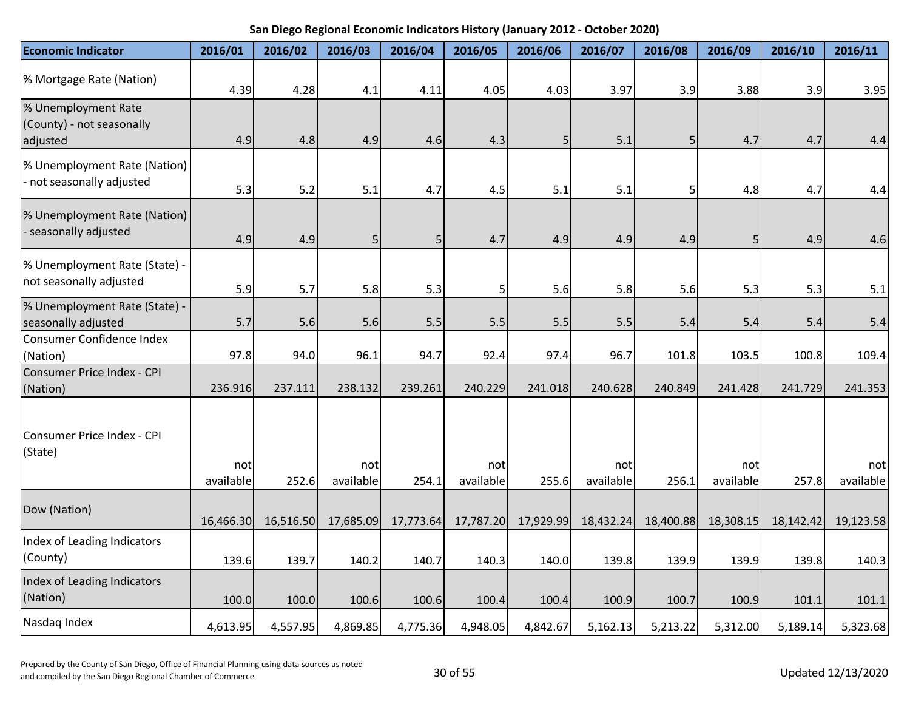## San Diego Regional Economic Indicators History (January 2012 - October 2020)

| Economic Indicator | 2016/01 | 2016/02 | 2016/03 | 2016/04 | 2016/05 | 2016/06 | 2016/07 | 2016/08 | 2016/09 | 2016/10 | 2016/11 |
|---|---|---|---|---|---|---|---|---|---|---|---|
| % Mortgage Rate (Nation) | 4.39 | 4.28 | 4.1 | 4.11 | 4.05 | 4.03 | 3.97 | 3.9 | 3.88 | 3.9 | 3.95 |
| % Unemployment Rate (County) - not seasonally adjusted | 4.9 | 4.8 | 4.9 | 4.6 | 4.3 | 5 | 5.1 | 5 | 4.7 | 4.7 | 4.4 |
| % Unemployment Rate (Nation) - not seasonally adjusted | 5.3 | 5.2 | 5.1 | 4.7 | 4.5 | 5.1 | 5.1 | 5 | 4.8 | 4.7 | 4.4 |
| % Unemployment Rate (Nation) - seasonally adjusted | 4.9 | 4.9 | 5 | 5 | 4.7 | 4.9 | 4.9 | 4.9 | 5 | 4.9 | 4.6 |
| % Unemployment Rate (State) - not seasonally adjusted | 5.9 | 5.7 | 5.8 | 5.3 | 5 | 5.6 | 5.8 | 5.6 | 5.3 | 5.3 | 5.1 |
| % Unemployment Rate (State) - seasonally adjusted | 5.7 | 5.6 | 5.6 | 5.5 | 5.5 | 5.5 | 5.5 | 5.4 | 5.4 | 5.4 | 5.4 |
| Consumer Confidence Index (Nation) | 97.8 | 94.0 | 96.1 | 94.7 | 92.4 | 97.4 | 96.7 | 101.8 | 103.5 | 100.8 | 109.4 |
| Consumer Price Index - CPI (Nation) | 236.916 | 237.111 | 238.132 | 239.261 | 240.229 | 241.018 | 240.628 | 240.849 | 241.428 | 241.729 | 241.353 |
| Consumer Price Index - CPI (State) | not available | 252.6 | not available | 254.1 | not available | 255.6 | not available | 256.1 | not available | 257.8 | not available |
| Dow (Nation) | 16,466.30 | 16,516.50 | 17,685.09 | 17,773.64 | 17,787.20 | 17,929.99 | 18,432.24 | 18,400.88 | 18,308.15 | 18,142.42 | 19,123.58 |
| Index of Leading Indicators (County) | 139.6 | 139.7 | 140.2 | 140.7 | 140.3 | 140.0 | 139.8 | 139.9 | 139.9 | 139.8 | 140.3 |
| Index of Leading Indicators (Nation) | 100.0 | 100.0 | 100.6 | 100.6 | 100.4 | 100.4 | 100.9 | 100.7 | 100.9 | 101.1 | 101.1 |
| Nasdaq Index | 4,613.95 | 4,557.95 | 4,869.85 | 4,775.36 | 4,948.05 | 4,842.67 | 5,162.13 | 5,213.22 | 5,312.00 | 5,189.14 | 5,323.68 |

Prepared by the County of San Diego, Office of Financial Planning using data sources as noted and compiled by the San Diego Regional Chamber of Commerce

Updated 12/13/2020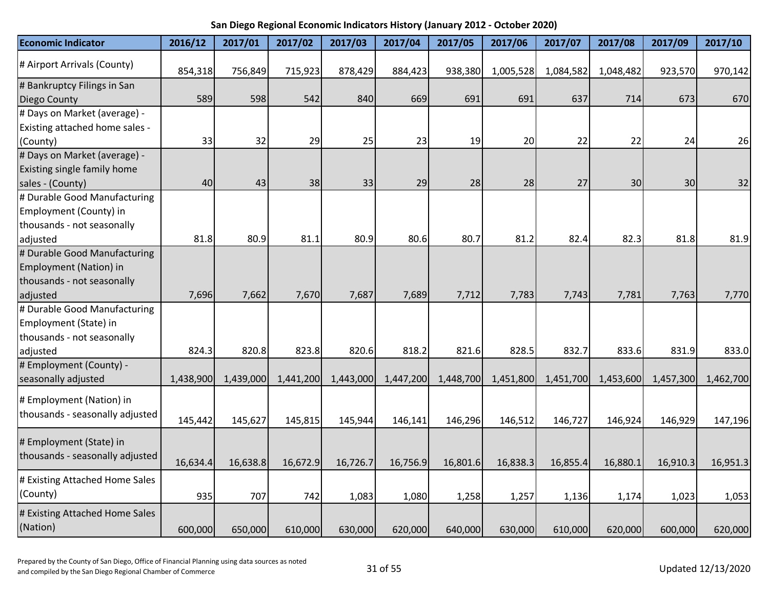## San Diego Regional Economic Indicators History (January 2012 - October 2020)

| Economic Indicator | 2016/12 | 2017/01 | 2017/02 | 2017/03 | 2017/04 | 2017/05 | 2017/06 | 2017/07 | 2017/08 | 2017/09 | 2017/10 |
|---|---|---|---|---|---|---|---|---|---|---|---|
| # Airport Arrivals (County) | 854,318 | 756,849 | 715,923 | 878,429 | 884,423 | 938,380 | 1,005,528 | 1,084,582 | 1,048,482 | 923,570 | 970,142 |
| # Bankruptcy Filings in San Diego County | 589 | 598 | 542 | 840 | 669 | 691 | 691 | 637 | 714 | 673 | 670 |
| # Days on Market (average) - Existing attached home sales - (County) | 33 | 32 | 29 | 25 | 23 | 19 | 20 | 22 | 22 | 24 | 26 |
| # Days on Market (average) - Existing single family home sales - (County) | 40 | 43 | 38 | 33 | 29 | 28 | 28 | 27 | 30 | 30 | 32 |
| # Durable Good Manufacturing Employment (County) in thousands - not seasonally adjusted | 81.8 | 80.9 | 81.1 | 80.9 | 80.6 | 80.7 | 81.2 | 82.4 | 82.3 | 81.8 | 81.9 |
| # Durable Good Manufacturing Employment (Nation) in thousands - not seasonally adjusted | 7,696 | 7,662 | 7,670 | 7,687 | 7,689 | 7,712 | 7,783 | 7,743 | 7,781 | 7,763 | 7,770 |
| # Durable Good Manufacturing Employment (State) in thousands - not seasonally adjusted | 824.3 | 820.8 | 823.8 | 820.6 | 818.2 | 821.6 | 828.5 | 832.7 | 833.6 | 831.9 | 833.0 |
| # Employment (County) - seasonally adjusted | 1,438,900 | 1,439,000 | 1,441,200 | 1,443,000 | 1,447,200 | 1,448,700 | 1,451,800 | 1,451,700 | 1,453,600 | 1,457,300 | 1,462,700 |
| # Employment (Nation) in thousands - seasonally adjusted | 145,442 | 145,627 | 145,815 | 145,944 | 146,141 | 146,296 | 146,512 | 146,727 | 146,924 | 146,929 | 147,196 |
| # Employment (State) in thousands - seasonally adjusted | 16,634.4 | 16,638.8 | 16,672.9 | 16,726.7 | 16,756.9 | 16,801.6 | 16,838.3 | 16,855.4 | 16,880.1 | 16,910.3 | 16,951.3 |
| # Existing Attached Home Sales (County) | 935 | 707 | 742 | 1,083 | 1,080 | 1,258 | 1,257 | 1,136 | 1,174 | 1,023 | 1,053 |
| # Existing Attached Home Sales (Nation) | 600,000 | 650,000 | 610,000 | 630,000 | 620,000 | 640,000 | 630,000 | 610,000 | 620,000 | 600,000 | 620,000 |

Prepared by the County of San Diego, Office of Financial Planning using data sources as noted and compiled by the San Diego Regional Chamber of Commerce

Updated 12/13/2020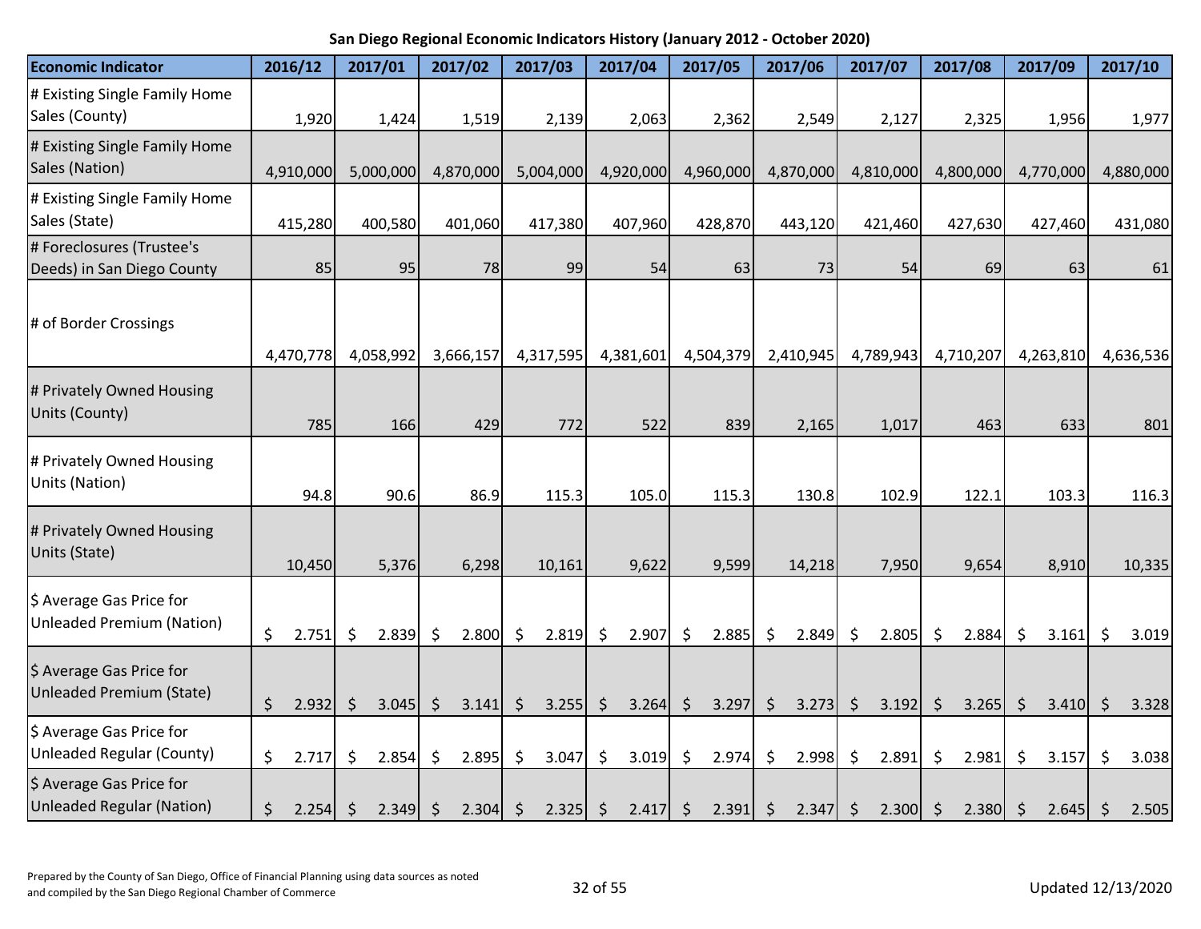## San Diego Regional Economic Indicators History (January 2012 - October 2020)

| Economic Indicator | 2016/12 | 2017/01 | 2017/02 | 2017/03 | 2017/04 | 2017/05 | 2017/06 | 2017/07 | 2017/08 | 2017/09 | 2017/10 |
|---|---|---|---|---|---|---|---|---|---|---|---|
| # Existing Single Family Home Sales (County) | 1,920 | 1,424 | 1,519 | 2,139 | 2,063 | 2,362 | 2,549 | 2,127 | 2,325 | 1,956 | 1,977 |
| # Existing Single Family Home Sales (Nation) | 4,910,000 | 5,000,000 | 4,870,000 | 5,004,000 | 4,920,000 | 4,960,000 | 4,870,000 | 4,810,000 | 4,800,000 | 4,770,000 | 4,880,000 |
| # Existing Single Family Home Sales (State) | 415,280 | 400,580 | 401,060 | 417,380 | 407,960 | 428,870 | 443,120 | 421,460 | 427,630 | 427,460 | 431,080 |
| # Foreclosures (Trustee's Deeds) in San Diego County | 85 | 95 | 78 | 99 | 54 | 63 | 73 | 54 | 69 | 63 | 61 |
| # of Border Crossings | 4,470,778 | 4,058,992 | 3,666,157 | 4,317,595 | 4,381,601 | 4,504,379 | 2,410,945 | 4,789,943 | 4,710,207 | 4,263,810 | 4,636,536 |
| # Privately Owned Housing Units (County) | 785 | 166 | 429 | 772 | 522 | 839 | 2,165 | 1,017 | 463 | 633 | 801 |
| # Privately Owned Housing Units (Nation) | 94.8 | 90.6 | 86.9 | 115.3 | 105.0 | 115.3 | 130.8 | 102.9 | 122.1 | 103.3 | 116.3 |
| # Privately Owned Housing Units (State) | 10,450 | 5,376 | 6,298 | 10,161 | 9,622 | 9,599 | 14,218 | 7,950 | 9,654 | 8,910 | 10,335 |
| $ Average Gas Price for Unleaded Premium (Nation) | $ 2.751 | $ 2.839 | $ 2.800 | $ 2.819 | $ 2.907 | $ 2.885 | $ 2.849 | $ 2.805 | $ 2.884 | $ 3.161 | $ 3.019 |
| $ Average Gas Price for Unleaded Premium (State) | $ 2.932 | $ 3.045 | $ 3.141 | $ 3.255 | $ 3.264 | $ 3.297 | $ 3.273 | $ 3.192 | $ 3.265 | $ 3.410 | $ 3.328 |
| $ Average Gas Price for Unleaded Regular (County) | $ 2.717 | $ 2.854 | $ 2.895 | $ 3.047 | $ 3.019 | $ 2.974 | $ 2.998 | $ 2.891 | $ 2.981 | $ 3.157 | $ 3.038 |
| $ Average Gas Price for Unleaded Regular (Nation) | $ 2.254 | $ 2.349 | $ 2.304 | $ 2.325 | $ 2.417 | $ 2.391 | $ 2.347 | $ 2.300 | $ 2.380 | $ 2.645 | $ 2.505 |

Prepared by the County of San Diego, Office of Financial Planning using data sources as noted and compiled by the San Diego Regional Chamber of Commerce

Updated 12/13/2020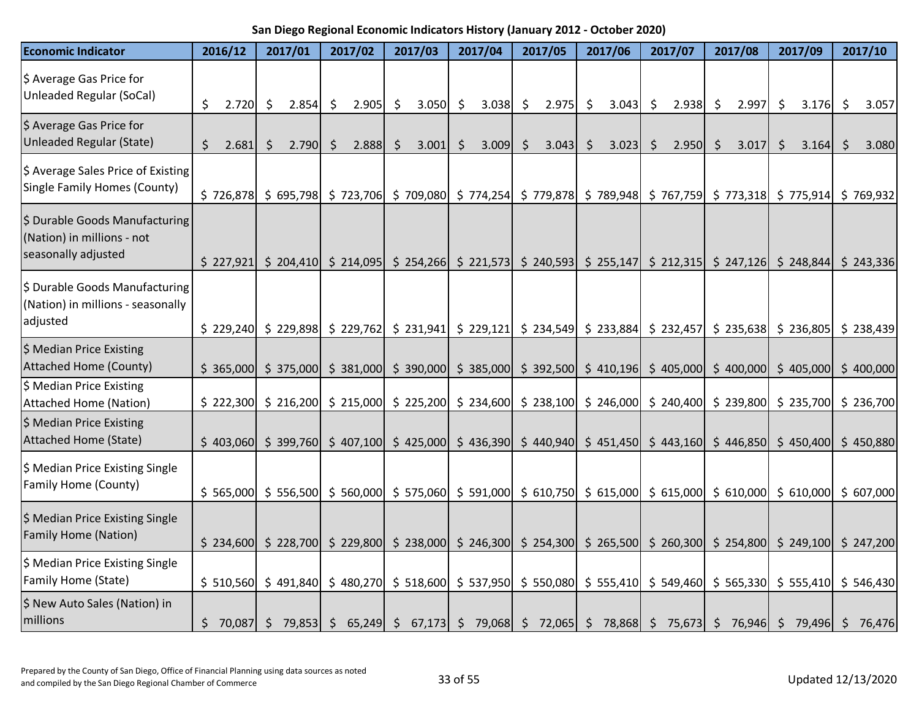**San Diego Regional Economic Indicators History (January 2012 - October 2020)**

| Economic Indicator | 2016/12 | 2017/01 | 2017/02 | 2017/03 | 2017/04 | 2017/05 | 2017/06 | 2017/07 | 2017/08 | 2017/09 | 2017/10 |
|---|---|---|---|---|---|---|---|---|---|---|---|
| $ Average Gas Price for Unleaded Regular (SoCal) | $ 2.720 | $ 2.854 | $ 2.905 | $ 3.050 | $ 3.038 | $ 2.975 | $ 3.043 | $ 2.938 | $ 2.997 | $ 3.176 | $ 3.057 |
| $ Average Gas Price for Unleaded Regular (State) | $ 2.681 | $ 2.790 | $ 2.888 | $ 3.001 | $ 3.009 | $ 3.043 | $ 3.023 | $ 2.950 | $ 3.017 | $ 3.164 | $ 3.080 |
| $ Average Sales Price of Existing Single Family Homes (County) | $ 726,878 | $ 695,798 | $ 723,706 | $ 709,080 | $ 774,254 | $ 779,878 | $ 789,948 | $ 767,759 | $ 773,318 | $ 775,914 | $ 769,932 |
| $ Durable Goods Manufacturing (Nation) in millions - not seasonally adjusted | $ 227,921 | $ 204,410 | $ 214,095 | $ 254,266 | $ 221,573 | $ 240,593 | $ 255,147 | $ 212,315 | $ 247,126 | $ 248,844 | $ 243,336 |
| $ Durable Goods Manufacturing (Nation) in millions - seasonally adjusted | $ 229,240 | $ 229,898 | $ 229,762 | $ 231,941 | $ 229,121 | $ 234,549 | $ 233,884 | $ 232,457 | $ 235,638 | $ 236,805 | $ 238,439 |
| $ Median Price Existing Attached Home (County) | $ 365,000 | $ 375,000 | $ 381,000 | $ 390,000 | $ 385,000 | $ 392,500 | $ 410,196 | $ 405,000 | $ 400,000 | $ 405,000 | $ 400,000 |
| $ Median Price Existing Attached Home (Nation) | $ 222,300 | $ 216,200 | $ 215,000 | $ 225,200 | $ 234,600 | $ 238,100 | $ 246,000 | $ 240,400 | $ 239,800 | $ 235,700 | $ 236,700 |
| $ Median Price Existing Attached Home (State) | $ 403,060 | $ 399,760 | $ 407,100 | $ 425,000 | $ 436,390 | $ 440,940 | $ 451,450 | $ 443,160 | $ 446,850 | $ 450,400 | $ 450,880 |
| $ Median Price Existing Single Family Home (County) | $ 565,000 | $ 556,500 | $ 560,000 | $ 575,060 | $ 591,000 | $ 610,750 | $ 615,000 | $ 615,000 | $ 610,000 | $ 610,000 | $ 607,000 |
| $ Median Price Existing Single Family Home (Nation) | $ 234,600 | $ 228,700 | $ 229,800 | $ 238,000 | $ 246,300 | $ 254,300 | $ 265,500 | $ 260,300 | $ 254,800 | $ 249,100 | $ 247,200 |
| $ Median Price Existing Single Family Home (State) | $ 510,560 | $ 491,840 | $ 480,270 | $ 518,600 | $ 537,950 | $ 550,080 | $ 555,410 | $ 549,460 | $ 565,330 | $ 555,410 | $ 546,430 |
| $ New Auto Sales (Nation) in millions | $ 70,087 | $ 79,853 | $ 65,249 | $ 67,173 | $ 79,068 | $ 72,065 | $ 78,868 | $ 75,673 | $ 76,946 | $ 79,496 | $ 76,476 |

Prepared by the County of San Diego, Office of Financial Planning using data sources as noted and compiled by the San Diego Regional Chamber of Commerce

Updated 12/13/2020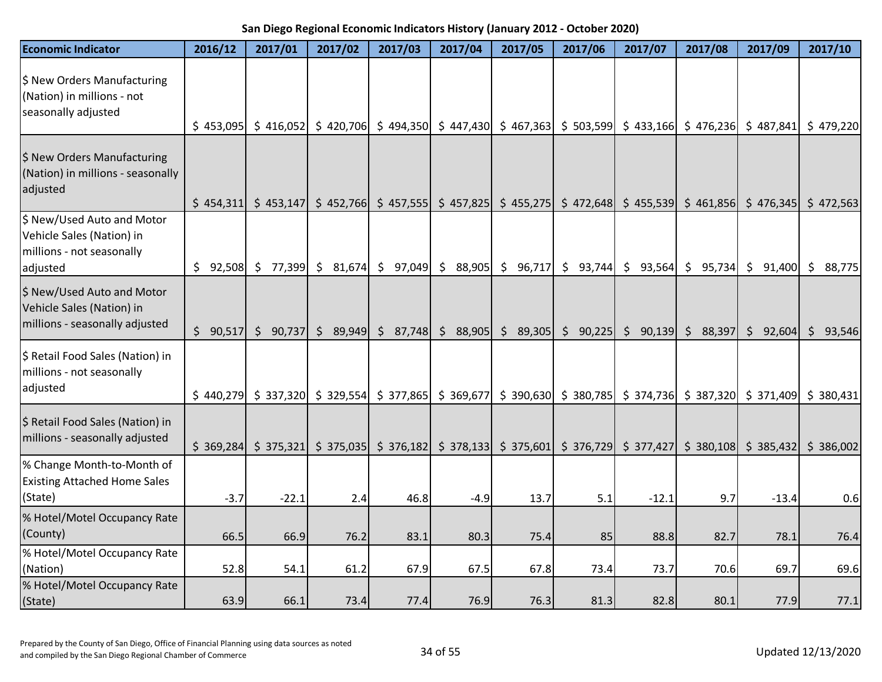# San Diego Regional Economic Indicators History (January 2012 - October 2020)

| Economic Indicator | 2016/12 | 2017/01 | 2017/02 | 2017/03 | 2017/04 | 2017/05 | 2017/06 | 2017/07 | 2017/08 | 2017/09 | 2017/10 |
|---|---|---|---|---|---|---|---|---|---|---|---|
| $ New Orders Manufacturing (Nation) in millions - not seasonally adjusted | $ 453,095 | $ 416,052 | $ 420,706 | $ 494,350 | $ 447,430 | $ 467,363 | $ 503,599 | $ 433,166 | $ 476,236 | $ 487,841 | $ 479,220 |
| $ New Orders Manufacturing (Nation) in millions - seasonally adjusted | $ 454,311 | $ 453,147 | $ 452,766 | $ 457,555 | $ 457,825 | $ 455,275 | $ 472,648 | $ 455,539 | $ 461,856 | $ 476,345 | $ 472,563 |
| $ New/Used Auto and Motor Vehicle Sales (Nation) in millions - not seasonally adjusted | $ 92,508 | $ 77,399 | $ 81,674 | $ 97,049 | $ 88,905 | $ 96,717 | $ 93,744 | $ 93,564 | $ 95,734 | $ 91,400 | $ 88,775 |
| $ New/Used Auto and Motor Vehicle Sales (Nation) in millions - seasonally adjusted | $ 90,517 | $ 90,737 | $ 89,949 | $ 87,748 | $ 88,905 | $ 89,305 | $ 90,225 | $ 90,139 | $ 88,397 | $ 92,604 | $ 93,546 |
| $ Retail Food Sales (Nation) in millions - not seasonally adjusted | $ 440,279 | $ 337,320 | $ 329,554 | $ 377,865 | $ 369,677 | $ 390,630 | $ 380,785 | $ 374,736 | $ 387,320 | $ 371,409 | $ 380,431 |
| $ Retail Food Sales (Nation) in millions - seasonally adjusted | $ 369,284 | $ 375,321 | $ 375,035 | $ 376,182 | $ 378,133 | $ 375,601 | $ 376,729 | $ 377,427 | $ 380,108 | $ 385,432 | $ 386,002 |
| % Change Month-to-Month of Existing Attached Home Sales (State) | -3.7 | -22.1 | 2.4 | 46.8 | -4.9 | 13.7 | 5.1 | -12.1 | 9.7 | -13.4 | 0.6 |
| % Hotel/Motel Occupancy Rate (County) | 66.5 | 66.9 | 76.2 | 83.1 | 80.3 | 75.4 | 85 | 88.8 | 82.7 | 78.1 | 76.4 |
| % Hotel/Motel Occupancy Rate (Nation) | 52.8 | 54.1 | 61.2 | 67.9 | 67.5 | 67.8 | 73.4 | 73.7 | 70.6 | 69.7 | 69.6 |
| % Hotel/Motel Occupancy Rate (State) | 63.9 | 66.1 | 73.4 | 77.4 | 76.9 | 76.3 | 81.3 | 82.8 | 80.1 | 77.9 | 77.1 |

Prepared by the County of San Diego, Office of Financial Planning using data sources as noted and compiled by the San Diego Regional Chamber of Commerce

Updated 12/13/2020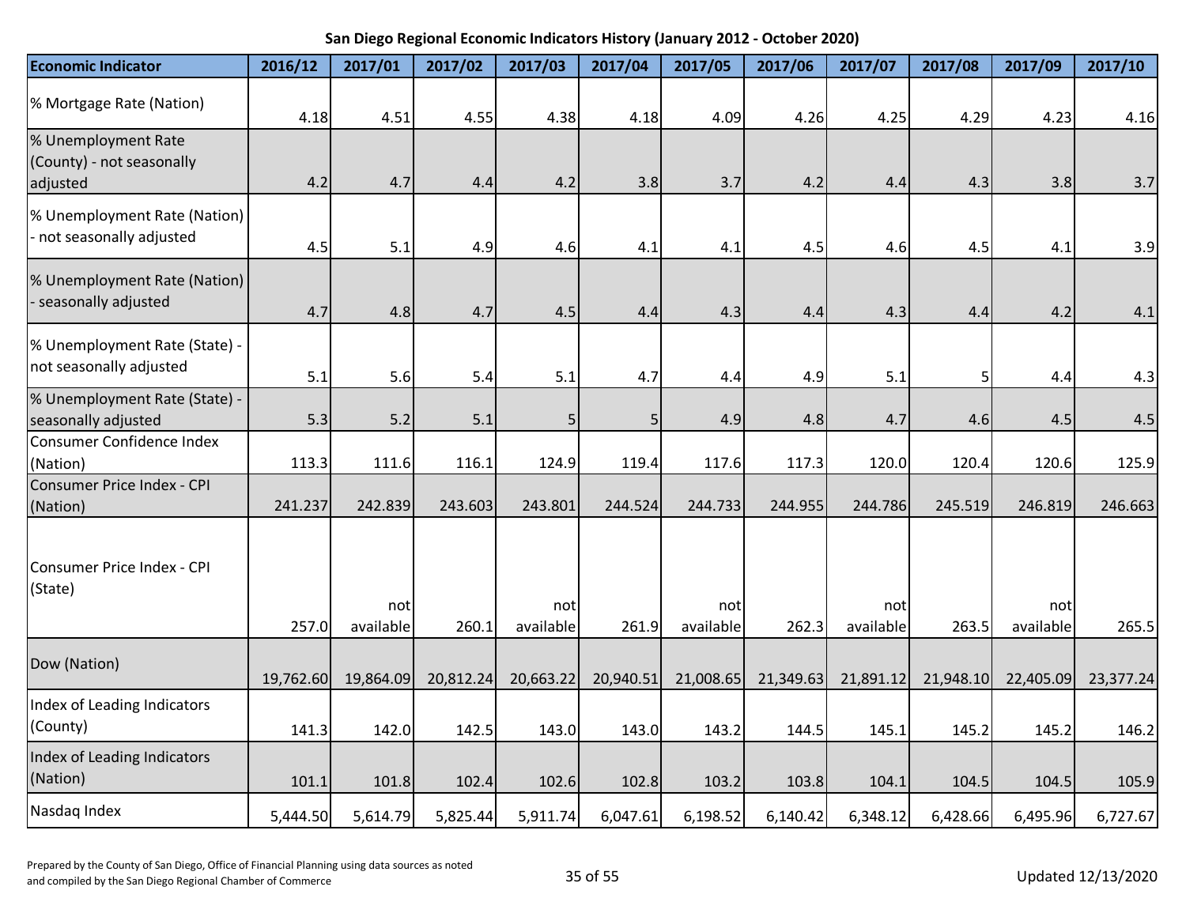## San Diego Regional Economic Indicators History (January 2012 - October 2020)

| Economic Indicator | 2016/12 | 2017/01 | 2017/02 | 2017/03 | 2017/04 | 2017/05 | 2017/06 | 2017/07 | 2017/08 | 2017/09 | 2017/10 |
|---|---|---|---|---|---|---|---|---|---|---|---|
| % Mortgage Rate (Nation) | 4.18 | 4.51 | 4.55 | 4.38 | 4.18 | 4.09 | 4.26 | 4.25 | 4.29 | 4.23 | 4.16 |
| % Unemployment Rate (County) - not seasonally adjusted | 4.2 | 4.7 | 4.4 | 4.2 | 3.8 | 3.7 | 4.2 | 4.4 | 4.3 | 3.8 | 3.7 |
| % Unemployment Rate (Nation) - not seasonally adjusted | 4.5 | 5.1 | 4.9 | 4.6 | 4.1 | 4.1 | 4.5 | 4.6 | 4.5 | 4.1 | 3.9 |
| % Unemployment Rate (Nation) - seasonally adjusted | 4.7 | 4.8 | 4.7 | 4.5 | 4.4 | 4.3 | 4.4 | 4.3 | 4.4 | 4.2 | 4.1 |
| % Unemployment Rate (State) - not seasonally adjusted | 5.1 | 5.6 | 5.4 | 5.1 | 4.7 | 4.4 | 4.9 | 5.1 | 5 | 4.4 | 4.3 |
| % Unemployment Rate (State) - seasonally adjusted | 5.3 | 5.2 | 5.1 | 5 | 5 | 4.9 | 4.8 | 4.7 | 4.6 | 4.5 | 4.5 |
| Consumer Confidence Index (Nation) | 113.3 | 111.6 | 116.1 | 124.9 | 119.4 | 117.6 | 117.3 | 120.0 | 120.4 | 120.6 | 125.9 |
| Consumer Price Index - CPI (Nation) | 241.237 | 242.839 | 243.603 | 243.801 | 244.524 | 244.733 | 244.955 | 244.786 | 245.519 | 246.819 | 246.663 |
| Consumer Price Index - CPI (State) | 257.0 | not available | 260.1 | not available | 261.9 | not available | 262.3 | not available | 263.5 | not available | 265.5 |
| Dow (Nation) | 19,762.60 | 19,864.09 | 20,812.24 | 20,663.22 | 20,940.51 | 21,008.65 | 21,349.63 | 21,891.12 | 21,948.10 | 22,405.09 | 23,377.24 |
| Index of Leading Indicators (County) | 141.3 | 142.0 | 142.5 | 143.0 | 143.0 | 143.2 | 144.5 | 145.1 | 145.2 | 145.2 | 146.2 |
| Index of Leading Indicators (Nation) | 101.1 | 101.8 | 102.4 | 102.6 | 102.8 | 103.2 | 103.8 | 104.1 | 104.5 | 104.5 | 105.9 |
| Nasdaq Index | 5,444.50 | 5,614.79 | 5,825.44 | 5,911.74 | 6,047.61 | 6,198.52 | 6,140.42 | 6,348.12 | 6,428.66 | 6,495.96 | 6,727.67 |

Prepared by the County of San Diego, Office of Financial Planning using data sources as noted and compiled by the San Diego Regional Chamber of Commerce

Updated 12/13/2020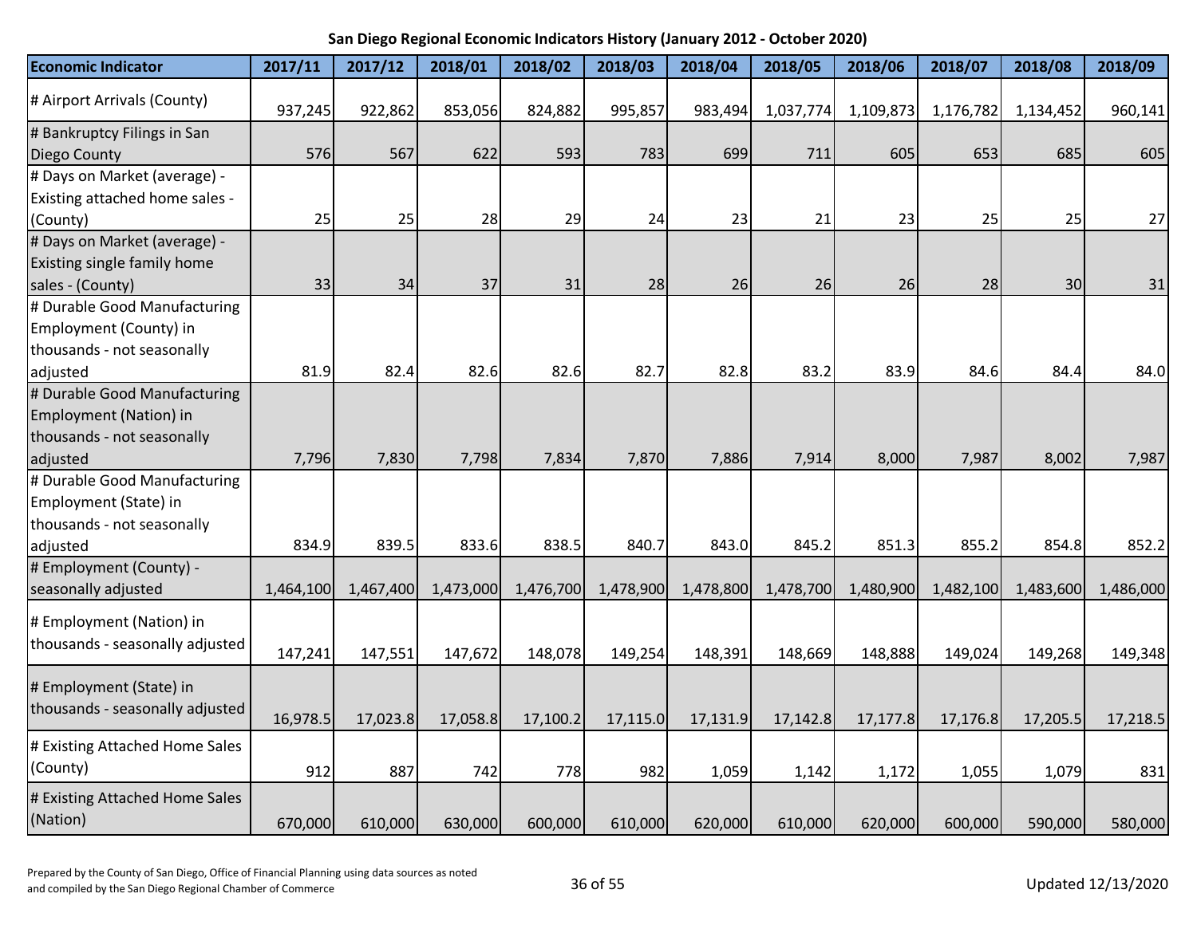**San Diego Regional Economic Indicators History (January 2012 - October 2020)**

| Economic Indicator | 2017/11 | 2017/12 | 2018/01 | 2018/02 | 2018/03 | 2018/04 | 2018/05 | 2018/06 | 2018/07 | 2018/08 | 2018/09 |
|---|---|---|---|---|---|---|---|---|---|---|---|
| # Airport Arrivals (County) | 937,245 | 922,862 | 853,056 | 824,882 | 995,857 | 983,494 | 1,037,774 | 1,109,873 | 1,176,782 | 1,134,452 | 960,141 |
| # Bankruptcy Filings in San Diego County | 576 | 567 | 622 | 593 | 783 | 699 | 711 | 605 | 653 | 685 | 605 |
| # Days on Market (average) - Existing attached home sales - (County) | 25 | 25 | 28 | 29 | 24 | 23 | 21 | 23 | 25 | 25 | 27 |
| # Days on Market (average) - Existing single family home sales - (County) | 33 | 34 | 37 | 31 | 28 | 26 | 26 | 26 | 28 | 30 | 31 |
| # Durable Good Manufacturing Employment (County) in thousands - not seasonally adjusted | 81.9 | 82.4 | 82.6 | 82.6 | 82.7 | 82.8 | 83.2 | 83.9 | 84.6 | 84.4 | 84.0 |
| # Durable Good Manufacturing Employment (Nation) in thousands - not seasonally adjusted | 7,796 | 7,830 | 7,798 | 7,834 | 7,870 | 7,886 | 7,914 | 8,000 | 7,987 | 8,002 | 7,987 |
| # Durable Good Manufacturing Employment (State) in thousands - not seasonally adjusted | 834.9 | 839.5 | 833.6 | 838.5 | 840.7 | 843.0 | 845.2 | 851.3 | 855.2 | 854.8 | 852.2 |
| # Employment (County) - seasonally adjusted | 1,464,100 | 1,467,400 | 1,473,000 | 1,476,700 | 1,478,900 | 1,478,800 | 1,478,700 | 1,480,900 | 1,482,100 | 1,483,600 | 1,486,000 |
| # Employment (Nation) in thousands - seasonally adjusted | 147,241 | 147,551 | 147,672 | 148,078 | 149,254 | 148,391 | 148,669 | 148,888 | 149,024 | 149,268 | 149,348 |
| # Employment (State) in thousands - seasonally adjusted | 16,978.5 | 17,023.8 | 17,058.8 | 17,100.2 | 17,115.0 | 17,131.9 | 17,142.8 | 17,177.8 | 17,176.8 | 17,205.5 | 17,218.5 |
| # Existing Attached Home Sales (County) | 912 | 887 | 742 | 778 | 982 | 1,059 | 1,142 | 1,172 | 1,055 | 1,079 | 831 |
| # Existing Attached Home Sales (Nation) | 670,000 | 610,000 | 630,000 | 600,000 | 610,000 | 620,000 | 610,000 | 620,000 | 600,000 | 590,000 | 580,000 |

Prepared by the County of San Diego, Office of Financial Planning using data sources as noted and compiled by the San Diego Regional Chamber of Commerce

Updated 12/13/2020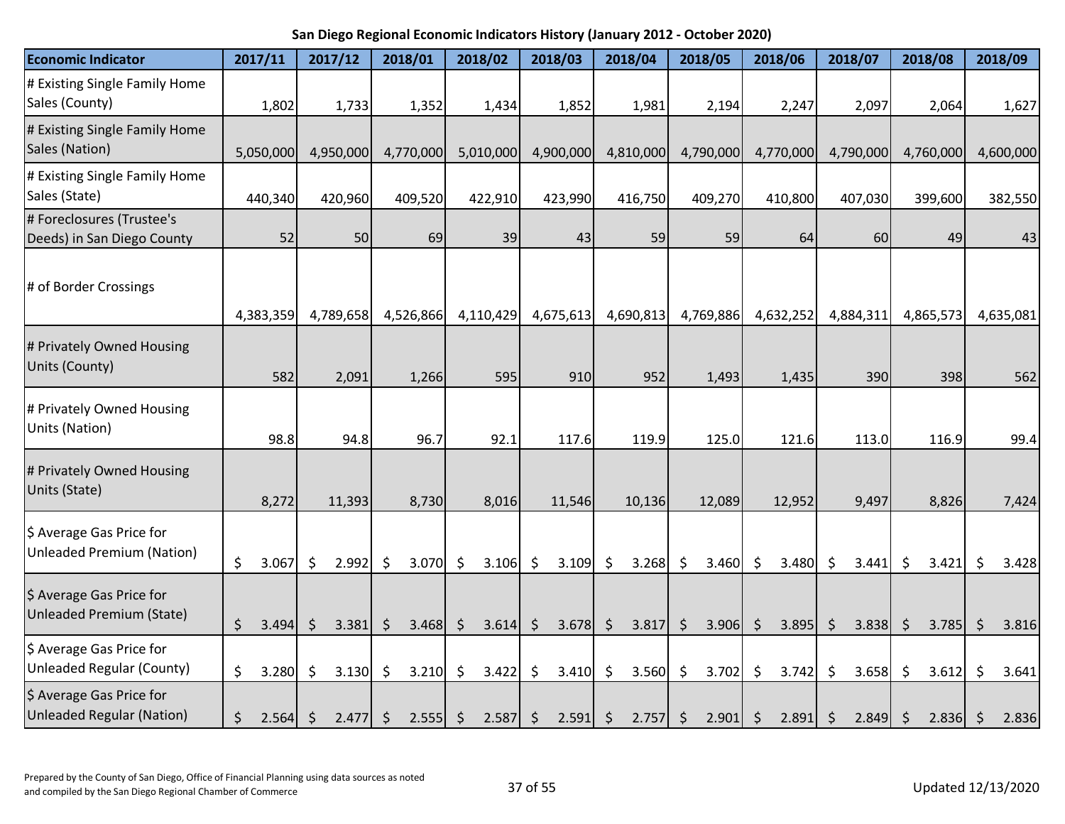## San Diego Regional Economic Indicators History (January 2012 - October 2020)

| Economic Indicator | 2017/11 | 2017/12 | 2018/01 | 2018/02 | 2018/03 | 2018/04 | 2018/05 | 2018/06 | 2018/07 | 2018/08 | 2018/09 |
|---|---|---|---|---|---|---|---|---|---|---|---|
| # Existing Single Family Home Sales (County) | 1,802 | 1,733 | 1,352 | 1,434 | 1,852 | 1,981 | 2,194 | 2,247 | 2,097 | 2,064 | 1,627 |
| # Existing Single Family Home Sales (Nation) | 5,050,000 | 4,950,000 | 4,770,000 | 5,010,000 | 4,900,000 | 4,810,000 | 4,790,000 | 4,770,000 | 4,790,000 | 4,760,000 | 4,600,000 |
| # Existing Single Family Home Sales (State) | 440,340 | 420,960 | 409,520 | 422,910 | 423,990 | 416,750 | 409,270 | 410,800 | 407,030 | 399,600 | 382,550 |
| # Foreclosures (Trustee's Deeds) in San Diego County | 52 | 50 | 69 | 39 | 43 | 59 | 59 | 64 | 60 | 49 | 43 |
| # of Border Crossings | 4,383,359 | 4,789,658 | 4,526,866 | 4,110,429 | 4,675,613 | 4,690,813 | 4,769,886 | 4,632,252 | 4,884,311 | 4,865,573 | 4,635,081 |
| # Privately Owned Housing Units (County) | 582 | 2,091 | 1,266 | 595 | 910 | 952 | 1,493 | 1,435 | 390 | 398 | 562 |
| # Privately Owned Housing Units (Nation) | 98.8 | 94.8 | 96.7 | 92.1 | 117.6 | 119.9 | 125.0 | 121.6 | 113.0 | 116.9 | 99.4 |
| # Privately Owned Housing Units (State) | 8,272 | 11,393 | 8,730 | 8,016 | 11,546 | 10,136 | 12,089 | 12,952 | 9,497 | 8,826 | 7,424 |
| $ Average Gas Price for Unleaded Premium (Nation) | $ 3.067 | $ 2.992 | $ 3.070 | $ 3.106 | $ 3.109 | $ 3.268 | $ 3.460 | $ 3.480 | $ 3.441 | $ 3.421 | $ 3.428 |
| $ Average Gas Price for Unleaded Premium (State) | $ 3.494 | $ 3.381 | $ 3.468 | $ 3.614 | $ 3.678 | $ 3.817 | $ 3.906 | $ 3.895 | $ 3.838 | $ 3.785 | $ 3.816 |
| $ Average Gas Price for Unleaded Regular (County) | $ 3.280 | $ 3.130 | $ 3.210 | $ 3.422 | $ 3.410 | $ 3.560 | $ 3.702 | $ 3.742 | $ 3.658 | $ 3.612 | $ 3.641 |
| $ Average Gas Price for Unleaded Regular (Nation) | $ 2.564 | $ 2.477 | $ 2.555 | $ 2.587 | $ 2.591 | $ 2.757 | $ 2.901 | $ 2.891 | $ 2.849 | $ 2.836 | $ 2.836 |

Prepared by the County of San Diego, Office of Financial Planning using data sources as noted and compiled by the San Diego Regional Chamber of Commerce

Updated 12/13/2020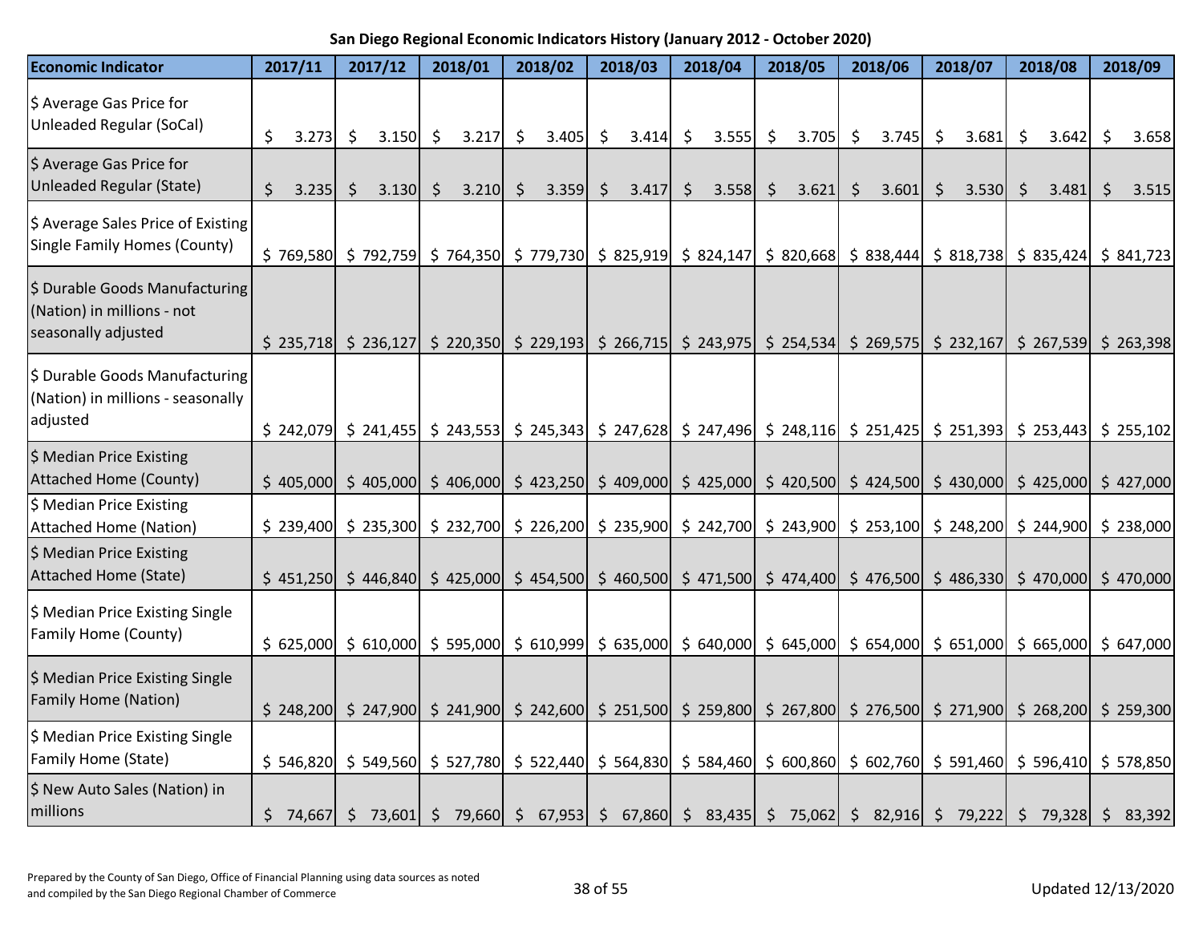**San Diego Regional Economic Indicators History (January 2012 - October 2020)**

| Economic Indicator | 2017/11 | 2017/12 | 2018/01 | 2018/02 | 2018/03 | 2018/04 | 2018/05 | 2018/06 | 2018/07 | 2018/08 | 2018/09 |
|---|---|---|---|---|---|---|---|---|---|---|---|
| $ Average Gas Price for Unleaded Regular (SoCal) | $ 3.273 | $ 3.150 | $ 3.217 | $ 3.405 | $ 3.414 | $ 3.555 | $ 3.705 | $ 3.745 | $ 3.681 | $ 3.642 | $ 3.658 |
| $ Average Gas Price for Unleaded Regular (State) | $ 3.235 | $ 3.130 | $ 3.210 | $ 3.359 | $ 3.417 | $ 3.558 | $ 3.621 | $ 3.601 | $ 3.530 | $ 3.481 | $ 3.515 |
| $ Average Sales Price of Existing Single Family Homes (County) | $ 769,580 | $ 792,759 | $ 764,350 | $ 779,730 | $ 825,919 | $ 824,147 | $ 820,668 | $ 838,444 | $ 818,738 | $ 835,424 | $ 841,723 |
| $ Durable Goods Manufacturing (Nation) in millions - not seasonally adjusted | $ 235,718 | $ 236,127 | $ 220,350 | $ 229,193 | $ 266,715 | $ 243,975 | $ 254,534 | $ 269,575 | $ 232,167 | $ 267,539 | $ 263,398 |
| $ Durable Goods Manufacturing (Nation) in millions - seasonally adjusted | $ 242,079 | $ 241,455 | $ 243,553 | $ 245,343 | $ 247,628 | $ 247,496 | $ 248,116 | $ 251,425 | $ 251,393 | $ 253,443 | $ 255,102 |
| $ Median Price Existing Attached Home (County) | $ 405,000 | $ 405,000 | $ 406,000 | $ 423,250 | $ 409,000 | $ 425,000 | $ 420,500 | $ 424,500 | $ 430,000 | $ 425,000 | $ 427,000 |
| $ Median Price Existing Attached Home (Nation) | $ 239,400 | $ 235,300 | $ 232,700 | $ 226,200 | $ 235,900 | $ 242,700 | $ 243,900 | $ 253,100 | $ 248,200 | $ 244,900 | $ 238,000 |
| $ Median Price Existing Attached Home (State) | $ 451,250 | $ 446,840 | $ 425,000 | $ 454,500 | $ 460,500 | $ 471,500 | $ 474,400 | $ 476,500 | $ 486,330 | $ 470,000 | $ 470,000 |
| $ Median Price Existing Single Family Home (County) | $ 625,000 | $ 610,000 | $ 595,000 | $ 610,999 | $ 635,000 | $ 640,000 | $ 645,000 | $ 654,000 | $ 651,000 | $ 665,000 | $ 647,000 |
| $ Median Price Existing Single Family Home (Nation) | $ 248,200 | $ 247,900 | $ 241,900 | $ 242,600 | $ 251,500 | $ 259,800 | $ 267,800 | $ 276,500 | $ 271,900 | $ 268,200 | $ 259,300 |
| $ Median Price Existing Single Family Home (State) | $ 546,820 | $ 549,560 | $ 527,780 | $ 522,440 | $ 564,830 | $ 584,460 | $ 600,860 | $ 602,760 | $ 591,460 | $ 596,410 | $ 578,850 |
| $ New Auto Sales (Nation) in millions | $ 74,667 | $ 73,601 | $ 79,660 | $ 67,953 | $ 67,860 | $ 83,435 | $ 75,062 | $ 82,916 | $ 79,222 | $ 79,328 | $ 83,392 |

Prepared by the County of San Diego, Office of Financial Planning using data sources as noted and compiled by the San Diego Regional Chamber of Commerce

Updated 12/13/2020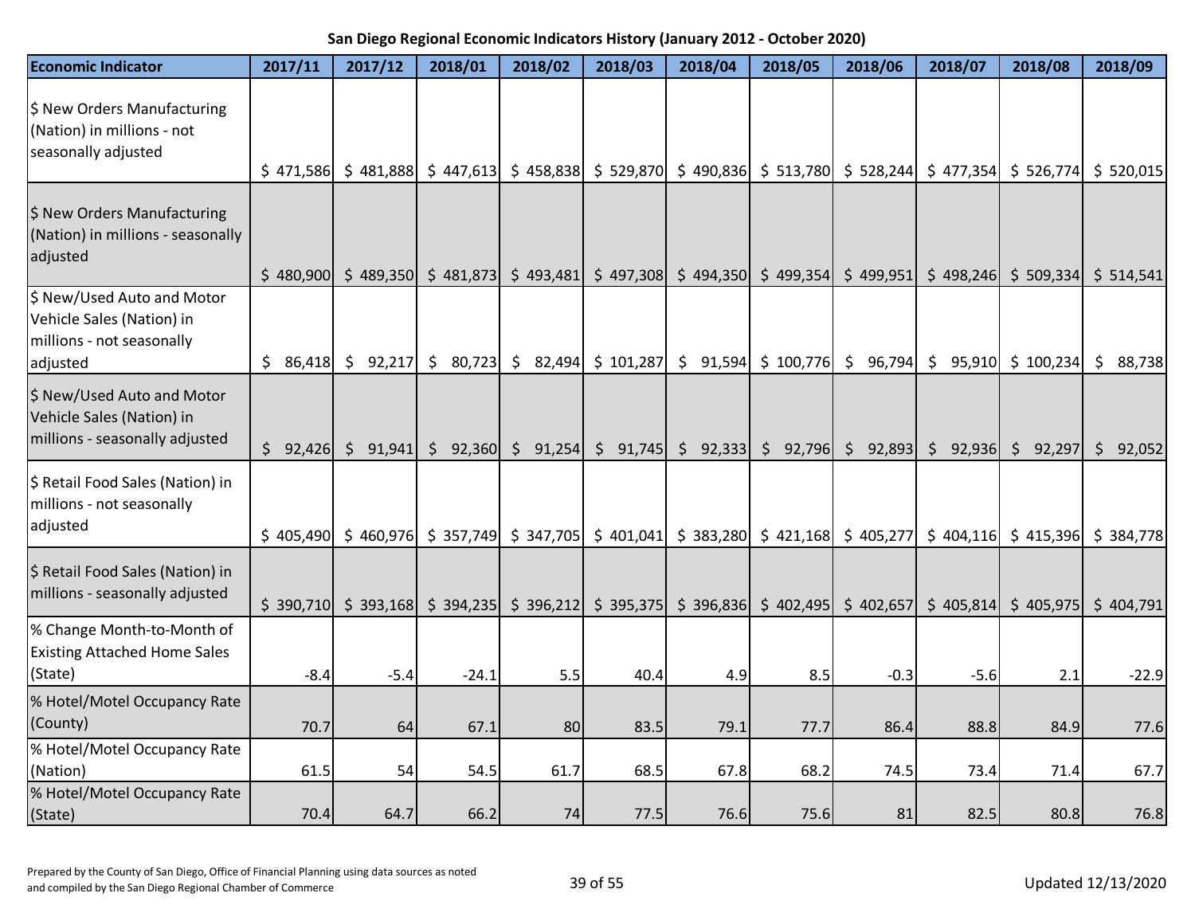**San Diego Regional Economic Indicators History (January 2012 - October 2020)**

| Economic Indicator | 2017/11 | 2017/12 | 2018/01 | 2018/02 | 2018/03 | 2018/04 | 2018/05 | 2018/06 | 2018/07 | 2018/08 | 2018/09 |
|---|---|---|---|---|---|---|---|---|---|---|---|
| $ New Orders Manufacturing (Nation) in millions - not seasonally adjusted | $ 471,586 | $ 481,888 | $ 447,613 | $ 458,838 | $ 529,870 | $ 490,836 | $ 513,780 | $ 528,244 | $ 477,354 | $ 526,774 | $ 520,015 |
| $ New Orders Manufacturing (Nation) in millions - seasonally adjusted | $ 480,900 | $ 489,350 | $ 481,873 | $ 493,481 | $ 497,308 | $ 494,350 | $ 499,354 | $ 499,951 | $ 498,246 | $ 509,334 | $ 514,541 |
| $ New/Used Auto and Motor Vehicle Sales (Nation) in millions - not seasonally adjusted | $ 86,418 | $ 92,217 | $ 80,723 | $ 82,494 | $ 101,287 | $ 91,594 | $ 100,776 | $ 96,794 | $ 95,910 | $ 100,234 | $ 88,738 |
| $ New/Used Auto and Motor Vehicle Sales (Nation) in millions - seasonally adjusted | $ 92,426 | $ 91,941 | $ 92,360 | $ 91,254 | $ 91,745 | $ 92,333 | $ 92,796 | $ 92,893 | $ 92,936 | $ 92,297 | $ 92,052 |
| $ Retail Food Sales (Nation) in millions - not seasonally adjusted | $ 405,490 | $ 460,976 | $ 357,749 | $ 347,705 | $ 401,041 | $ 383,280 | $ 421,168 | $ 405,277 | $ 404,116 | $ 415,396 | $ 384,778 |
| $ Retail Food Sales (Nation) in millions - seasonally adjusted | $ 390,710 | $ 393,168 | $ 394,235 | $ 396,212 | $ 395,375 | $ 396,836 | $ 402,495 | $ 402,657 | $ 405,814 | $ 405,975 | $ 404,791 |
| % Change Month-to-Month of Existing Attached Home Sales (State) | -8.4 | -5.4 | -24.1 | 5.5 | 40.4 | 4.9 | 8.5 | -0.3 | -5.6 | 2.1 | -22.9 |
| % Hotel/Motel Occupancy Rate (County) | 70.7 | 64 | 67.1 | 80 | 83.5 | 79.1 | 77.7 | 86.4 | 88.8 | 84.9 | 77.6 |
| % Hotel/Motel Occupancy Rate (Nation) | 61.5 | 54 | 54.5 | 61.7 | 68.5 | 67.8 | 68.2 | 74.5 | 73.4 | 71.4 | 67.7 |
| % Hotel/Motel Occupancy Rate (State) | 70.4 | 64.7 | 66.2 | 74 | 77.5 | 76.6 | 75.6 | 81 | 82.5 | 80.8 | 76.8 |

Prepared by the County of San Diego, Office of Financial Planning using data sources as noted and compiled by the San Diego Regional Chamber of Commerce

Updated 12/13/2020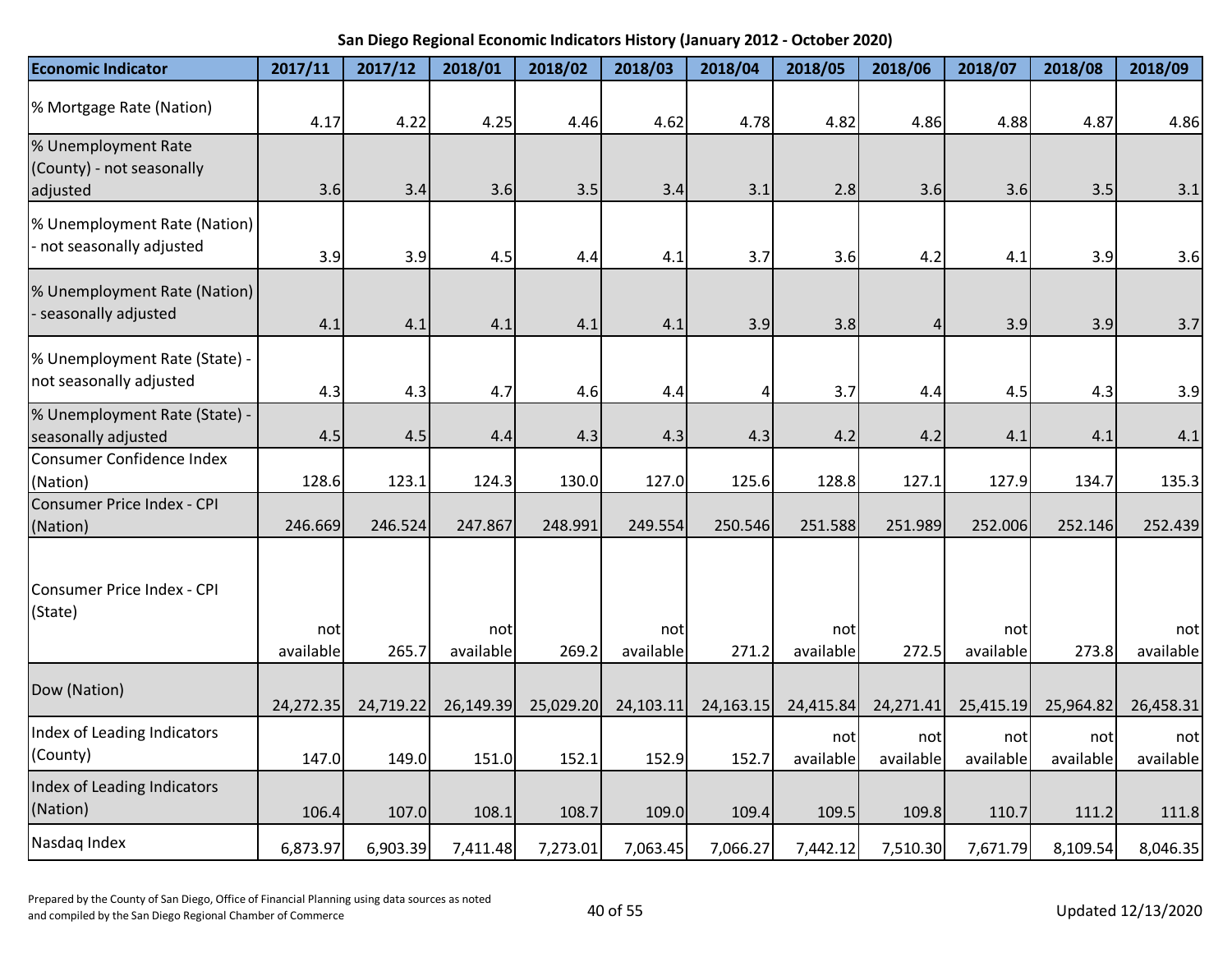San Diego Regional Economic Indicators History (January 2012 - October 2020)

| Economic Indicator | 2017/11 | 2017/12 | 2018/01 | 2018/02 | 2018/03 | 2018/04 | 2018/05 | 2018/06 | 2018/07 | 2018/08 | 2018/09 |
|---|---|---|---|---|---|---|---|---|---|---|---|
| % Mortgage Rate (Nation) | 4.17 | 4.22 | 4.25 | 4.46 | 4.62 | 4.78 | 4.82 | 4.86 | 4.88 | 4.87 | 4.86 |
| % Unemployment Rate (County) - not seasonally adjusted | 3.6 | 3.4 | 3.6 | 3.5 | 3.4 | 3.1 | 2.8 | 3.6 | 3.6 | 3.5 | 3.1 |
| % Unemployment Rate (Nation) - not seasonally adjusted | 3.9 | 3.9 | 4.5 | 4.4 | 4.1 | 3.7 | 3.6 | 4.2 | 4.1 | 3.9 | 3.6 |
| % Unemployment Rate (Nation) - seasonally adjusted | 4.1 | 4.1 | 4.1 | 4.1 | 4.1 | 3.9 | 3.8 | 4 | 3.9 | 3.9 | 3.7 |
| % Unemployment Rate (State) - not seasonally adjusted | 4.3 | 4.3 | 4.7 | 4.6 | 4.4 | 4 | 3.7 | 4.4 | 4.5 | 4.3 | 3.9 |
| % Unemployment Rate (State) - seasonally adjusted | 4.5 | 4.5 | 4.4 | 4.3 | 4.3 | 4.3 | 4.2 | 4.2 | 4.1 | 4.1 | 4.1 |
| Consumer Confidence Index (Nation) | 128.6 | 123.1 | 124.3 | 130.0 | 127.0 | 125.6 | 128.8 | 127.1 | 127.9 | 134.7 | 135.3 |
| Consumer Price Index - CPI (Nation) | 246.669 | 246.524 | 247.867 | 248.991 | 249.554 | 250.546 | 251.588 | 251.989 | 252.006 | 252.146 | 252.439 |
| Consumer Price Index - CPI (State) | not available | 265.7 | not available | 269.2 | not available | 271.2 | not available | 272.5 | not available | 273.8 | not available |
| Dow (Nation) | 24,272.35 | 24,719.22 | 26,149.39 | 25,029.20 | 24,103.11 | 24,163.15 | 24,415.84 | 24,271.41 | 25,415.19 | 25,964.82 | 26,458.31 |
| Index of Leading Indicators (County) | 147.0 | 149.0 | 151.0 | 152.1 | 152.9 | 152.7 | not available | not available | not available | not available | not available |
| Index of Leading Indicators (Nation) | 106.4 | 107.0 | 108.1 | 108.7 | 109.0 | 109.4 | 109.5 | 109.8 | 110.7 | 111.2 | 111.8 |
| Nasdaq Index | 6,873.97 | 6,903.39 | 7,411.48 | 7,273.01 | 7,063.45 | 7,066.27 | 7,442.12 | 7,510.30 | 7,671.79 | 8,109.54 | 8,046.35 |

Prepared by the County of San Diego, Office of Financial Planning using data sources as noted and compiled by the San Diego Regional Chamber of Commerce

Updated 12/13/2020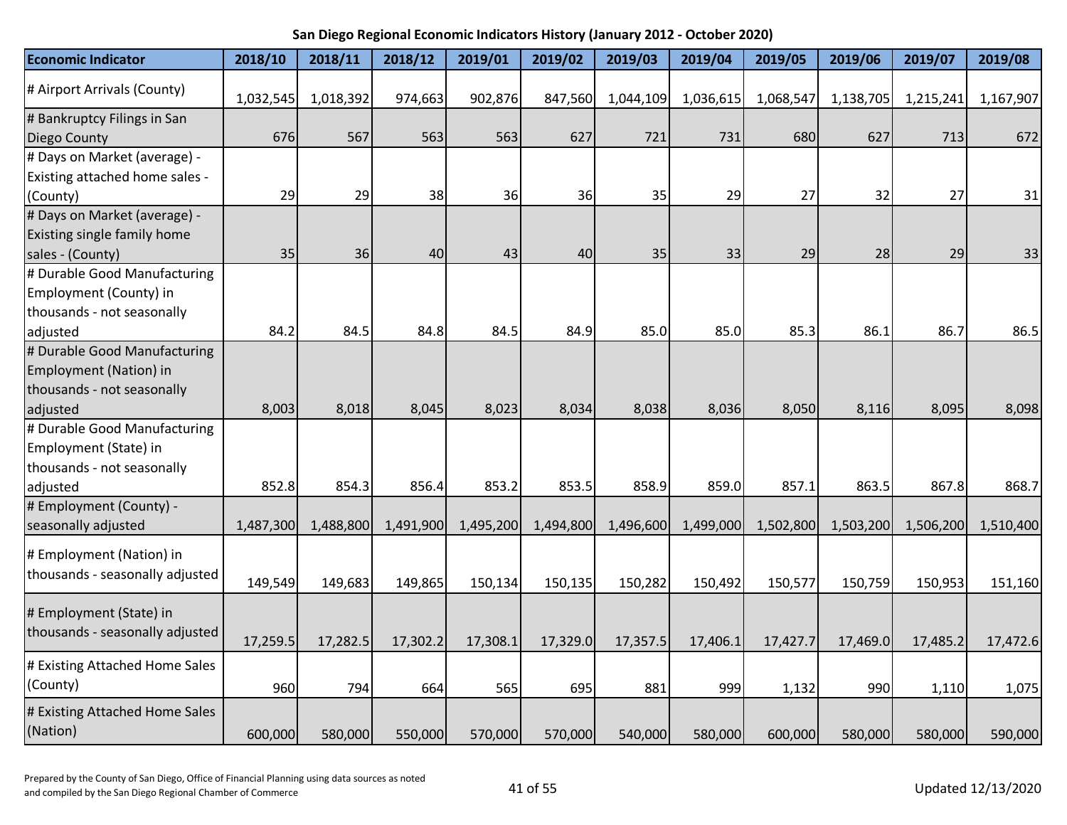## San Diego Regional Economic Indicators History (January 2012 - October 2020)

| Economic Indicator | 2018/10 | 2018/11 | 2018/12 | 2019/01 | 2019/02 | 2019/03 | 2019/04 | 2019/05 | 2019/06 | 2019/07 | 2019/08 |
|---|---|---|---|---|---|---|---|---|---|---|---|
| # Airport Arrivals (County) | 1,032,545 | 1,018,392 | 974,663 | 902,876 | 847,560 | 1,044,109 | 1,036,615 | 1,068,547 | 1,138,705 | 1,215,241 | 1,167,907 |
| # Bankruptcy Filings in San Diego County | 676 | 567 | 563 | 563 | 627 | 721 | 731 | 680 | 627 | 713 | 672 |
| # Days on Market (average) - Existing attached home sales - (County) | 29 | 29 | 38 | 36 | 36 | 35 | 29 | 27 | 32 | 27 | 31 |
| # Days on Market (average) - Existing single family home sales - (County) | 35 | 36 | 40 | 43 | 40 | 35 | 33 | 29 | 28 | 29 | 33 |
| # Durable Good Manufacturing Employment (County) in thousands - not seasonally adjusted | 84.2 | 84.5 | 84.8 | 84.5 | 84.9 | 85.0 | 85.0 | 85.3 | 86.1 | 86.7 | 86.5 |
| # Durable Good Manufacturing Employment (Nation) in thousands - not seasonally adjusted | 8,003 | 8,018 | 8,045 | 8,023 | 8,034 | 8,038 | 8,036 | 8,050 | 8,116 | 8,095 | 8,098 |
| # Durable Good Manufacturing Employment (State) in thousands - not seasonally adjusted | 852.8 | 854.3 | 856.4 | 853.2 | 853.5 | 858.9 | 859.0 | 857.1 | 863.5 | 867.8 | 868.7 |
| # Employment (County) - seasonally adjusted | 1,487,300 | 1,488,800 | 1,491,900 | 1,495,200 | 1,494,800 | 1,496,600 | 1,499,000 | 1,502,800 | 1,503,200 | 1,506,200 | 1,510,400 |
| # Employment (Nation) in thousands - seasonally adjusted | 149,549 | 149,683 | 149,865 | 150,134 | 150,135 | 150,282 | 150,492 | 150,577 | 150,759 | 150,953 | 151,160 |
| # Employment (State) in thousands - seasonally adjusted | 17,259.5 | 17,282.5 | 17,302.2 | 17,308.1 | 17,329.0 | 17,357.5 | 17,406.1 | 17,427.7 | 17,469.0 | 17,485.2 | 17,472.6 |
| # Existing Attached Home Sales (County) | 960 | 794 | 664 | 565 | 695 | 881 | 999 | 1,132 | 990 | 1,110 | 1,075 |
| # Existing Attached Home Sales (Nation) | 600,000 | 580,000 | 550,000 | 570,000 | 570,000 | 540,000 | 580,000 | 600,000 | 580,000 | 580,000 | 590,000 |

Prepared by the County of San Diego, Office of Financial Planning using data sources as noted and compiled by the San Diego Regional Chamber of Commerce

Updated 12/13/2020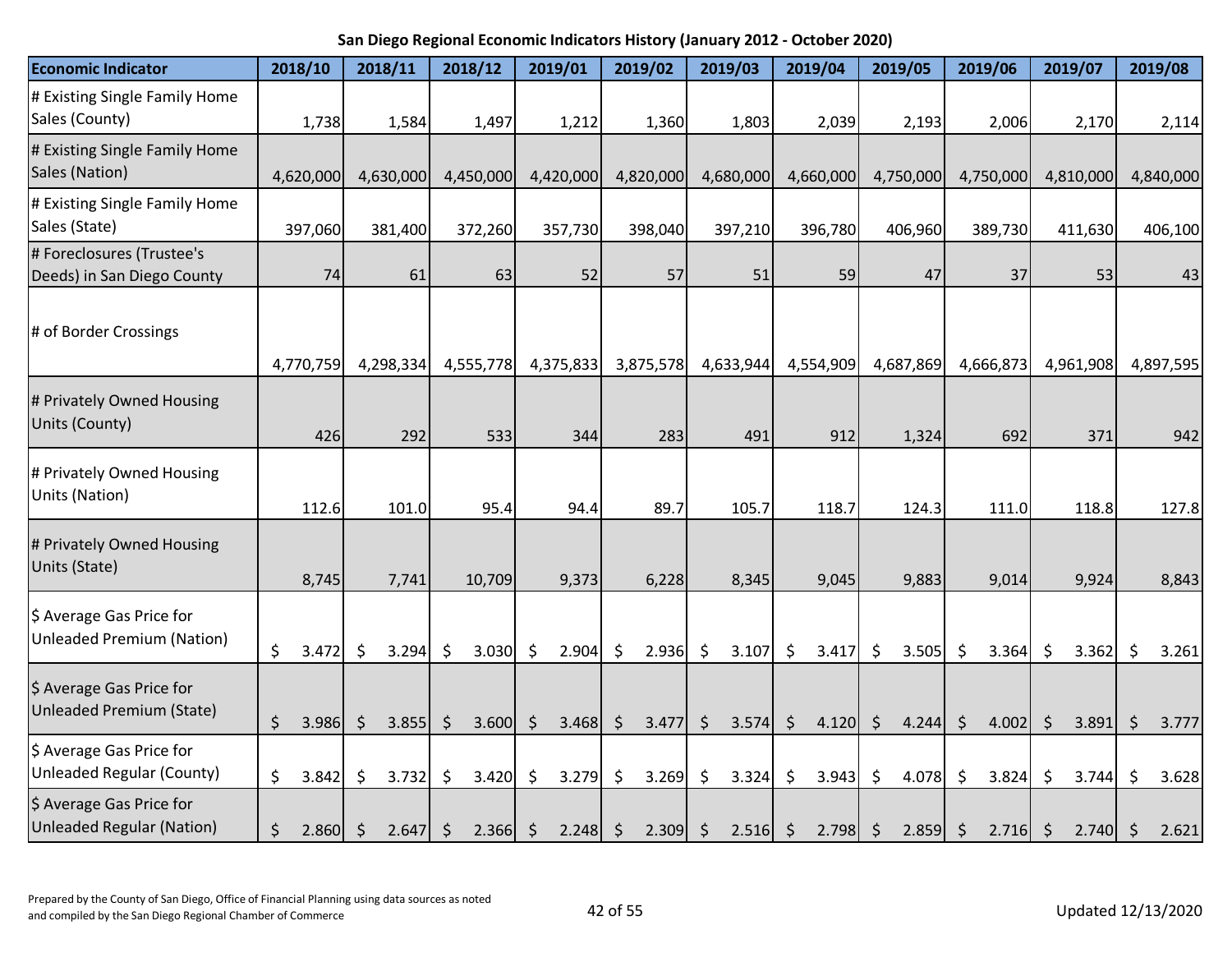**San Diego Regional Economic Indicators History (January 2012 - October 2020)**

| Economic Indicator | 2018/10 | 2018/11 | 2018/12 | 2019/01 | 2019/02 | 2019/03 | 2019/04 | 2019/05 | 2019/06 | 2019/07 | 2019/08 |
|---|---|---|---|---|---|---|---|---|---|---|---|
| # Existing Single Family Home Sales (County) | 1,738 | 1,584 | 1,497 | 1,212 | 1,360 | 1,803 | 2,039 | 2,193 | 2,006 | 2,170 | 2,114 |
| # Existing Single Family Home Sales (Nation) | 4,620,000 | 4,630,000 | 4,450,000 | 4,420,000 | 4,820,000 | 4,680,000 | 4,660,000 | 4,750,000 | 4,750,000 | 4,810,000 | 4,840,000 |
| # Existing Single Family Home Sales (State) | 397,060 | 381,400 | 372,260 | 357,730 | 398,040 | 397,210 | 396,780 | 406,960 | 389,730 | 411,630 | 406,100 |
| # Foreclosures (Trustee's Deeds) in San Diego County | 74 | 61 | 63 | 52 | 57 | 51 | 59 | 47 | 37 | 53 | 43 |
| # of Border Crossings | 4,770,759 | 4,298,334 | 4,555,778 | 4,375,833 | 3,875,578 | 4,633,944 | 4,554,909 | 4,687,869 | 4,666,873 | 4,961,908 | 4,897,595 |
| # Privately Owned Housing Units (County) | 426 | 292 | 533 | 344 | 283 | 491 | 912 | 1,324 | 692 | 371 | 942 |
| # Privately Owned Housing Units (Nation) | 112.6 | 101.0 | 95.4 | 94.4 | 89.7 | 105.7 | 118.7 | 124.3 | 111.0 | 118.8 | 127.8 |
| # Privately Owned Housing Units (State) | 8,745 | 7,741 | 10,709 | 9,373 | 6,228 | 8,345 | 9,045 | 9,883 | 9,014 | 9,924 | 8,843 |
| $ Average Gas Price for Unleaded Premium (Nation) | $ 3.472 | $ 3.294 | $ 3.030 | $ 2.904 | $ 2.936 | $ 3.107 | $ 3.417 | $ 3.505 | $ 3.364 | $ 3.362 | $ 3.261 |
| $ Average Gas Price for Unleaded Premium (State) | $ 3.986 | $ 3.855 | $ 3.600 | $ 3.468 | $ 3.477 | $ 3.574 | $ 4.120 | $ 4.244 | $ 4.002 | $ 3.891 | $ 3.777 |
| $ Average Gas Price for Unleaded Regular (County) | $ 3.842 | $ 3.732 | $ 3.420 | $ 3.279 | $ 3.269 | $ 3.324 | $ 3.943 | $ 4.078 | $ 3.824 | $ 3.744 | $ 3.628 |
| $ Average Gas Price for Unleaded Regular (Nation) | $ 2.860 | $ 2.647 | $ 2.366 | $ 2.248 | $ 2.309 | $ 2.516 | $ 2.798 | $ 2.859 | $ 2.716 | $ 2.740 | $ 2.621 |

Prepared by the County of San Diego, Office of Financial Planning using data sources as noted and compiled by the San Diego Regional Chamber of Commerce

Updated 12/13/2020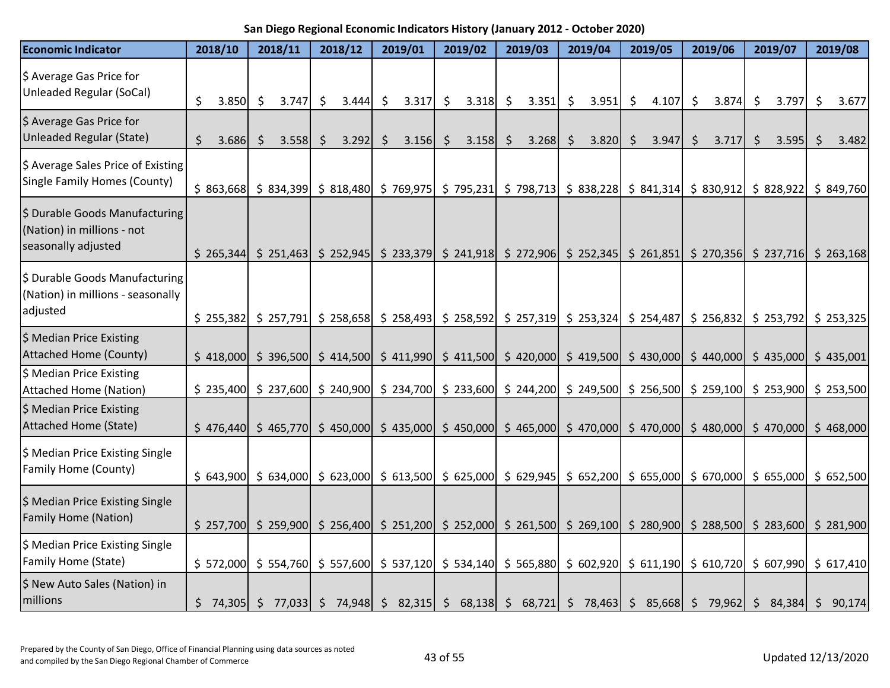## San Diego Regional Economic Indicators History (January 2012 - October 2020)

| Economic Indicator | 2018/10 | 2018/11 | 2018/12 | 2019/01 | 2019/02 | 2019/03 | 2019/04 | 2019/05 | 2019/06 | 2019/07 | 2019/08 |
|---|---|---|---|---|---|---|---|---|---|---|---|
| $ Average Gas Price for Unleaded Regular (SoCal) | $ 3.850 | $ 3.747 | $ 3.444 | $ 3.317 | $ 3.318 | $ 3.351 | $ 3.951 | $ 4.107 | $ 3.874 | $ 3.797 | $ 3.677 |
| $ Average Gas Price for Unleaded Regular (State) | $ 3.686 | $ 3.558 | $ 3.292 | $ 3.156 | $ 3.158 | $ 3.268 | $ 3.820 | $ 3.947 | $ 3.717 | $ 3.595 | $ 3.482 |
| $ Average Sales Price of Existing Single Family Homes (County) | $ 863,668 | $ 834,399 | $ 818,480 | $ 769,975 | $ 795,231 | $ 798,713 | $ 838,228 | $ 841,314 | $ 830,912 | $ 828,922 | $ 849,760 |
| $ Durable Goods Manufacturing (Nation) in millions - not seasonally adjusted | $ 265,344 | $ 251,463 | $ 252,945 | $ 233,379 | $ 241,918 | $ 272,906 | $ 252,345 | $ 261,851 | $ 270,356 | $ 237,716 | $ 263,168 |
| $ Durable Goods Manufacturing (Nation) in millions - seasonally adjusted | $ 255,382 | $ 257,791 | $ 258,658 | $ 258,493 | $ 258,592 | $ 257,319 | $ 253,324 | $ 254,487 | $ 256,832 | $ 253,792 | $ 253,325 |
| $ Median Price Existing Attached Home (County) | $ 418,000 | $ 396,500 | $ 414,500 | $ 411,990 | $ 411,500 | $ 420,000 | $ 419,500 | $ 430,000 | $ 440,000 | $ 435,000 | $ 435,001 |
| $ Median Price Existing Attached Home (Nation) | $ 235,400 | $ 237,600 | $ 240,900 | $ 234,700 | $ 233,600 | $ 244,200 | $ 249,500 | $ 256,500 | $ 259,100 | $ 253,900 | $ 253,500 |
| $ Median Price Existing Attached Home (State) | $ 476,440 | $ 465,770 | $ 450,000 | $ 435,000 | $ 450,000 | $ 465,000 | $ 470,000 | $ 470,000 | $ 480,000 | $ 470,000 | $ 468,000 |
| $ Median Price Existing Single Family Home (County) | $ 643,900 | $ 634,000 | $ 623,000 | $ 613,500 | $ 625,000 | $ 629,945 | $ 652,200 | $ 655,000 | $ 670,000 | $ 655,000 | $ 652,500 |
| $ Median Price Existing Single Family Home (Nation) | $ 257,700 | $ 259,900 | $ 256,400 | $ 251,200 | $ 252,000 | $ 261,500 | $ 269,100 | $ 280,900 | $ 288,500 | $ 283,600 | $ 281,900 |
| $ Median Price Existing Single Family Home (State) | $ 572,000 | $ 554,760 | $ 557,600 | $ 537,120 | $ 534,140 | $ 565,880 | $ 602,920 | $ 611,190 | $ 610,720 | $ 607,990 | $ 617,410 |
| $ New Auto Sales (Nation) in millions | $ 74,305 | $ 77,033 | $ 74,948 | $ 82,315 | $ 68,138 | $ 68,721 | $ 78,463 | $ 85,668 | $ 79,962 | $ 84,384 | $ 90,174 |

Prepared by the County of San Diego, Office of Financial Planning using data sources as noted and compiled by the San Diego Regional Chamber of Commerce

Updated 12/13/2020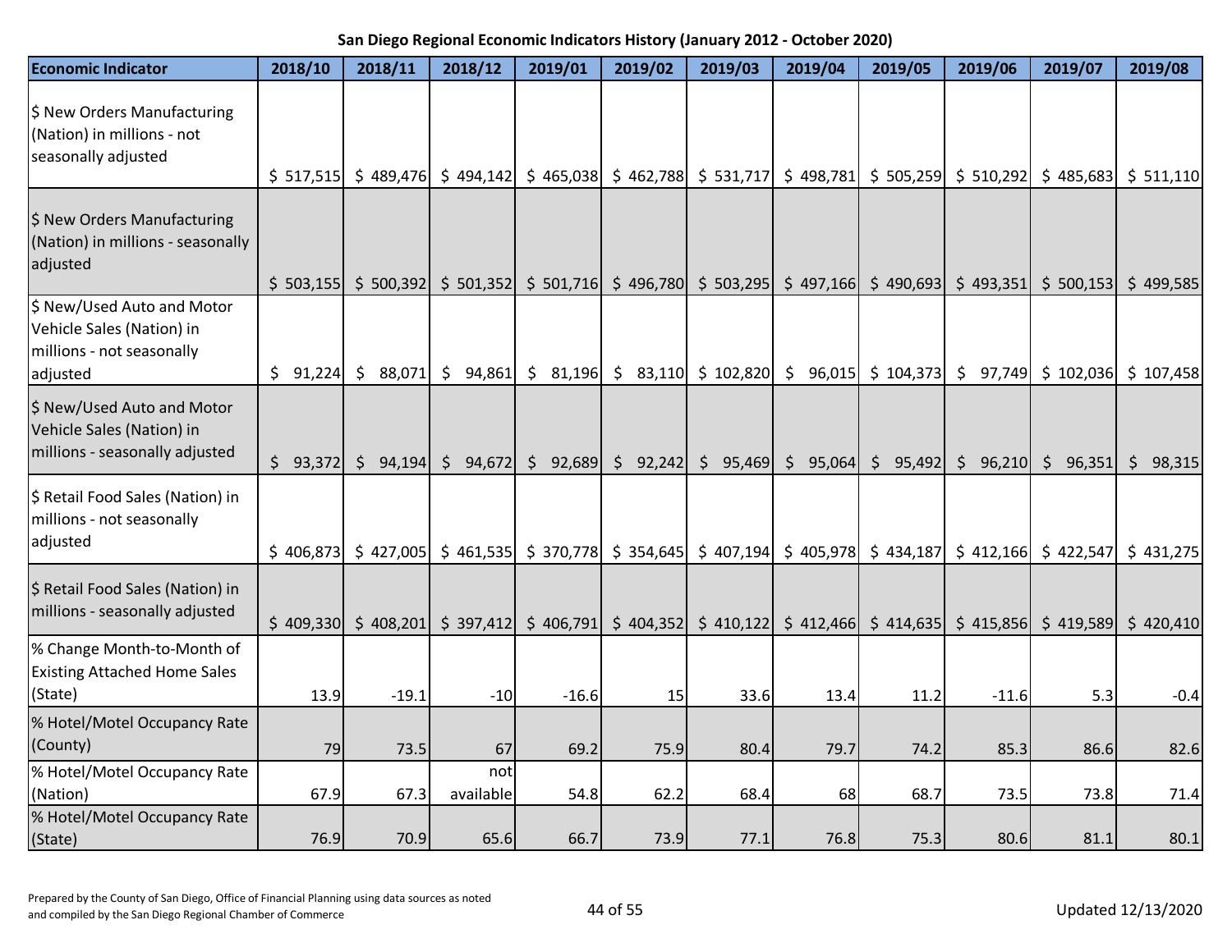**San Diego Regional Economic Indicators History (January 2012 - October 2020)**

| Economic Indicator | 2018/10 | 2018/11 | 2018/12 | 2019/01 | 2019/02 | 2019/03 | 2019/04 | 2019/05 | 2019/06 | 2019/07 | 2019/08 |
|---|---|---|---|---|---|---|---|---|---|---|---|
| $ New Orders Manufacturing (Nation) in millions - not seasonally adjusted | $ 517,515 | $ 489,476 | $ 494,142 | $ 465,038 | $ 462,788 | $ 531,717 | $ 498,781 | $ 505,259 | $ 510,292 | $ 485,683 | $ 511,110 |
| $ New Orders Manufacturing (Nation) in millions - seasonally adjusted | $ 503,155 | $ 500,392 | $ 501,352 | $ 501,716 | $ 496,780 | $ 503,295 | $ 497,166 | $ 490,693 | $ 493,351 | $ 500,153 | $ 499,585 |
| $ New/Used Auto and Motor Vehicle Sales (Nation) in millions - not seasonally adjusted | $ 91,224 | $ 88,071 | $ 94,861 | $ 81,196 | $ 83,110 | $ 102,820 | $ 96,015 | $ 104,373 | $ 97,749 | $ 102,036 | $ 107,458 |
| $ New/Used Auto and Motor Vehicle Sales (Nation) in millions - seasonally adjusted | $ 93,372 | $ 94,194 | $ 94,672 | $ 92,689 | $ 92,242 | $ 95,469 | $ 95,064 | $ 95,492 | $ 96,210 | $ 96,351 | $ 98,315 |
| $ Retail Food Sales (Nation) in millions - not seasonally adjusted | $ 406,873 | $ 427,005 | $ 461,535 | $ 370,778 | $ 354,645 | $ 407,194 | $ 405,978 | $ 434,187 | $ 412,166 | $ 422,547 | $ 431,275 |
| $ Retail Food Sales (Nation) in millions - seasonally adjusted | $ 409,330 | $ 408,201 | $ 397,412 | $ 406,791 | $ 404,352 | $ 410,122 | $ 412,466 | $ 414,635 | $ 415,856 | $ 419,589 | $ 420,410 |
| % Change Month-to-Month of Existing Attached Home Sales (State) | 13.9 | -19.1 | -10 | -16.6 | 15 | 33.6 | 13.4 | 11.2 | -11.6 | 5.3 | -0.4 |
| % Hotel/Motel Occupancy Rate (County) | 79 | 73.5 | 67 | 69.2 | 75.9 | 80.4 | 79.7 | 74.2 | 85.3 | 86.6 | 82.6 |
| % Hotel/Motel Occupancy Rate (Nation) | 67.9 | 67.3 | not available | 54.8 | 62.2 | 68.4 | 68 | 68.7 | 73.5 | 73.8 | 71.4 |
| % Hotel/Motel Occupancy Rate (State) | 76.9 | 70.9 | 65.6 | 66.7 | 73.9 | 77.1 | 76.8 | 75.3 | 80.6 | 81.1 | 80.1 |

Prepared by the County of San Diego, Office of Financial Planning using data sources as noted and compiled by the San Diego Regional Chamber of Commerce

Updated 12/13/2020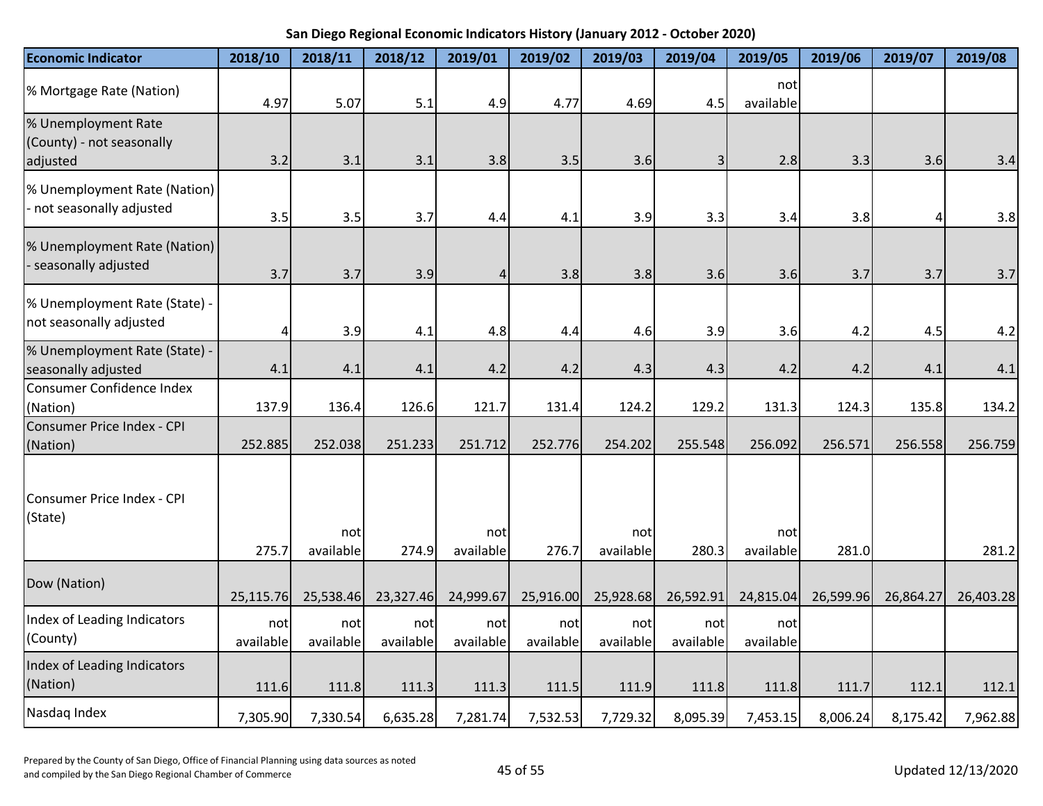## San Diego Regional Economic Indicators History (January 2012 - October 2020)

| Economic Indicator | 2018/10 | 2018/11 | 2018/12 | 2019/01 | 2019/02 | 2019/03 | 2019/04 | 2019/05 | 2019/06 | 2019/07 | 2019/08 |
|---|---|---|---|---|---|---|---|---|---|---|---|
| % Mortgage Rate (Nation) | 4.97 | 5.07 | 5.1 | 4.9 | 4.77 | 4.69 | 4.5 | not available | | | |
| % Unemployment Rate (County) - not seasonally adjusted | 3.2 | 3.1 | 3.1 | 3.8 | 3.5 | 3.6 | 3 | 2.8 | 3.3 | 3.6 | 3.4 |
| % Unemployment Rate (Nation) - not seasonally adjusted | 3.5 | 3.5 | 3.7 | 4.4 | 4.1 | 3.9 | 3.3 | 3.4 | 3.8 | 4 | 3.8 |
| % Unemployment Rate (Nation) - seasonally adjusted | 3.7 | 3.7 | 3.9 | 4 | 3.8 | 3.8 | 3.6 | 3.6 | 3.7 | 3.7 | 3.7 |
| % Unemployment Rate (State) - not seasonally adjusted | 4 | 3.9 | 4.1 | 4.8 | 4.4 | 4.6 | 3.9 | 3.6 | 4.2 | 4.5 | 4.2 |
| % Unemployment Rate (State) - seasonally adjusted | 4.1 | 4.1 | 4.1 | 4.2 | 4.2 | 4.3 | 4.3 | 4.2 | 4.2 | 4.1 | 4.1 |
| Consumer Confidence Index (Nation) | 137.9 | 136.4 | 126.6 | 121.7 | 131.4 | 124.2 | 129.2 | 131.3 | 124.3 | 135.8 | 134.2 |
| Consumer Price Index - CPI (Nation) | 252.885 | 252.038 | 251.233 | 251.712 | 252.776 | 254.202 | 255.548 | 256.092 | 256.571 | 256.558 | 256.759 |
| Consumer Price Index - CPI (State) | 275.7 | not available | 274.9 | not available | 276.7 | not available | 280.3 | not available | 281.0 | | 281.2 |
| Dow (Nation) | 25,115.76 | 25,538.46 | 23,327.46 | 24,999.67 | 25,916.00 | 25,928.68 | 26,592.91 | 24,815.04 | 26,599.96 | 26,864.27 | 26,403.28 |
| Index of Leading Indicators (County) | not available | not available | not available | not available | not available | not available | not available | not available | | | |
| Index of Leading Indicators (Nation) | 111.6 | 111.8 | 111.3 | 111.3 | 111.5 | 111.9 | 111.8 | 111.8 | 111.7 | 112.1 | 112.1 |
| Nasdaq Index | 7,305.90 | 7,330.54 | 6,635.28 | 7,281.74 | 7,532.53 | 7,729.32 | 8,095.39 | 7,453.15 | 8,006.24 | 8,175.42 | 7,962.88 |

Prepared by the County of San Diego, Office of Financial Planning using data sources as noted and compiled by the San Diego Regional Chamber of Commerce

Updated 12/13/2020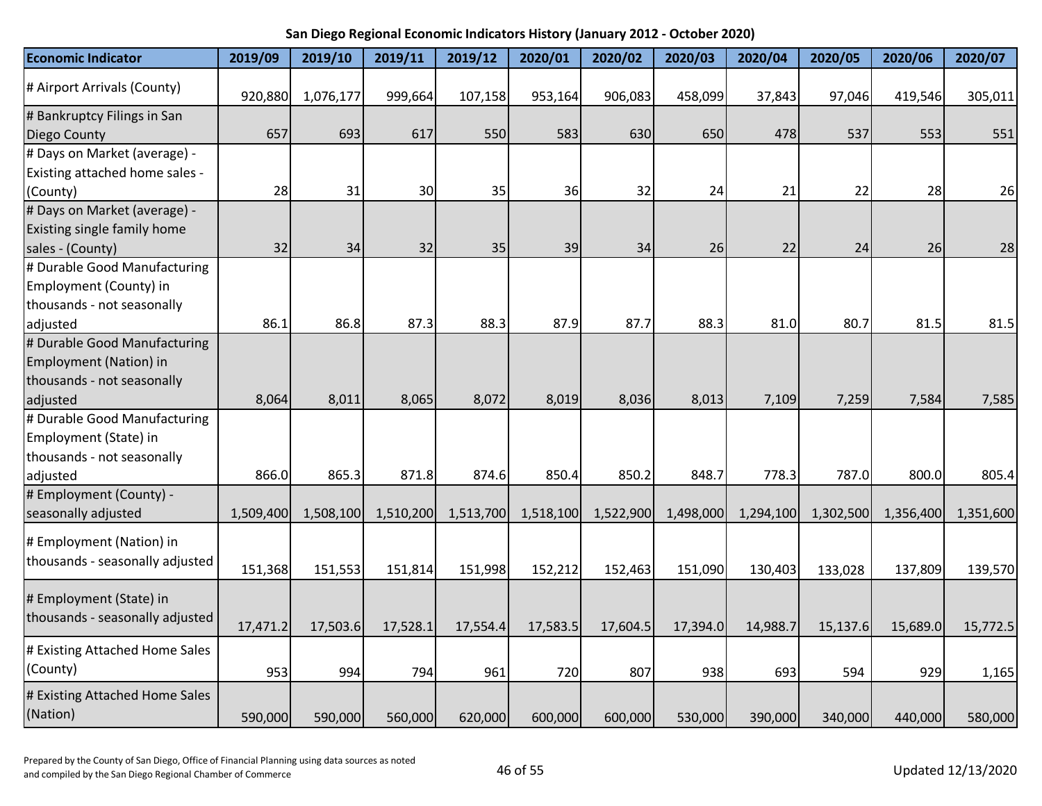**San Diego Regional Economic Indicators History (January 2012 - October 2020)**

| Economic Indicator | 2019/09 | 2019/10 | 2019/11 | 2019/12 | 2020/01 | 2020/02 | 2020/03 | 2020/04 | 2020/05 | 2020/06 | 2020/07 |
|---|---|---|---|---|---|---|---|---|---|---|---|
| # Airport Arrivals (County) | 920,880 | 1,076,177 | 999,664 | 107,158 | 953,164 | 906,083 | 458,099 | 37,843 | 97,046 | 419,546 | 305,011 |
| # Bankruptcy Filings in San Diego County | 657 | 693 | 617 | 550 | 583 | 630 | 650 | 478 | 537 | 553 | 551 |
| # Days on Market (average) - Existing attached home sales - (County) | 28 | 31 | 30 | 35 | 36 | 32 | 24 | 21 | 22 | 28 | 26 |
| # Days on Market (average) - Existing single family home sales - (County) | 32 | 34 | 32 | 35 | 39 | 34 | 26 | 22 | 24 | 26 | 28 |
| # Durable Good Manufacturing Employment (County) in thousands - not seasonally adjusted | 86.1 | 86.8 | 87.3 | 88.3 | 87.9 | 87.7 | 88.3 | 81.0 | 80.7 | 81.5 | 81.5 |
| # Durable Good Manufacturing Employment (Nation) in thousands - not seasonally adjusted | 8,064 | 8,011 | 8,065 | 8,072 | 8,019 | 8,036 | 8,013 | 7,109 | 7,259 | 7,584 | 7,585 |
| # Durable Good Manufacturing Employment (State) in thousands - not seasonally adjusted | 866.0 | 865.3 | 871.8 | 874.6 | 850.4 | 850.2 | 848.7 | 778.3 | 787.0 | 800.0 | 805.4 |
| # Employment (County) - seasonally adjusted | 1,509,400 | 1,508,100 | 1,510,200 | 1,513,700 | 1,518,100 | 1,522,900 | 1,498,000 | 1,294,100 | 1,302,500 | 1,356,400 | 1,351,600 |
| # Employment (Nation) in thousands - seasonally adjusted | 151,368 | 151,553 | 151,814 | 151,998 | 152,212 | 152,463 | 151,090 | 130,403 | 133,028 | 137,809 | 139,570 |
| # Employment (State) in thousands - seasonally adjusted | 17,471.2 | 17,503.6 | 17,528.1 | 17,554.4 | 17,583.5 | 17,604.5 | 17,394.0 | 14,988.7 | 15,137.6 | 15,689.0 | 15,772.5 |
| # Existing Attached Home Sales (County) | 953 | 994 | 794 | 961 | 720 | 807 | 938 | 693 | 594 | 929 | 1,165 |
| # Existing Attached Home Sales (Nation) | 590,000 | 590,000 | 560,000 | 620,000 | 600,000 | 600,000 | 530,000 | 390,000 | 340,000 | 440,000 | 580,000 |

Prepared by the County of San Diego, Office of Financial Planning using data sources as noted and compiled by the San Diego Regional Chamber of Commerce

Updated 12/13/2020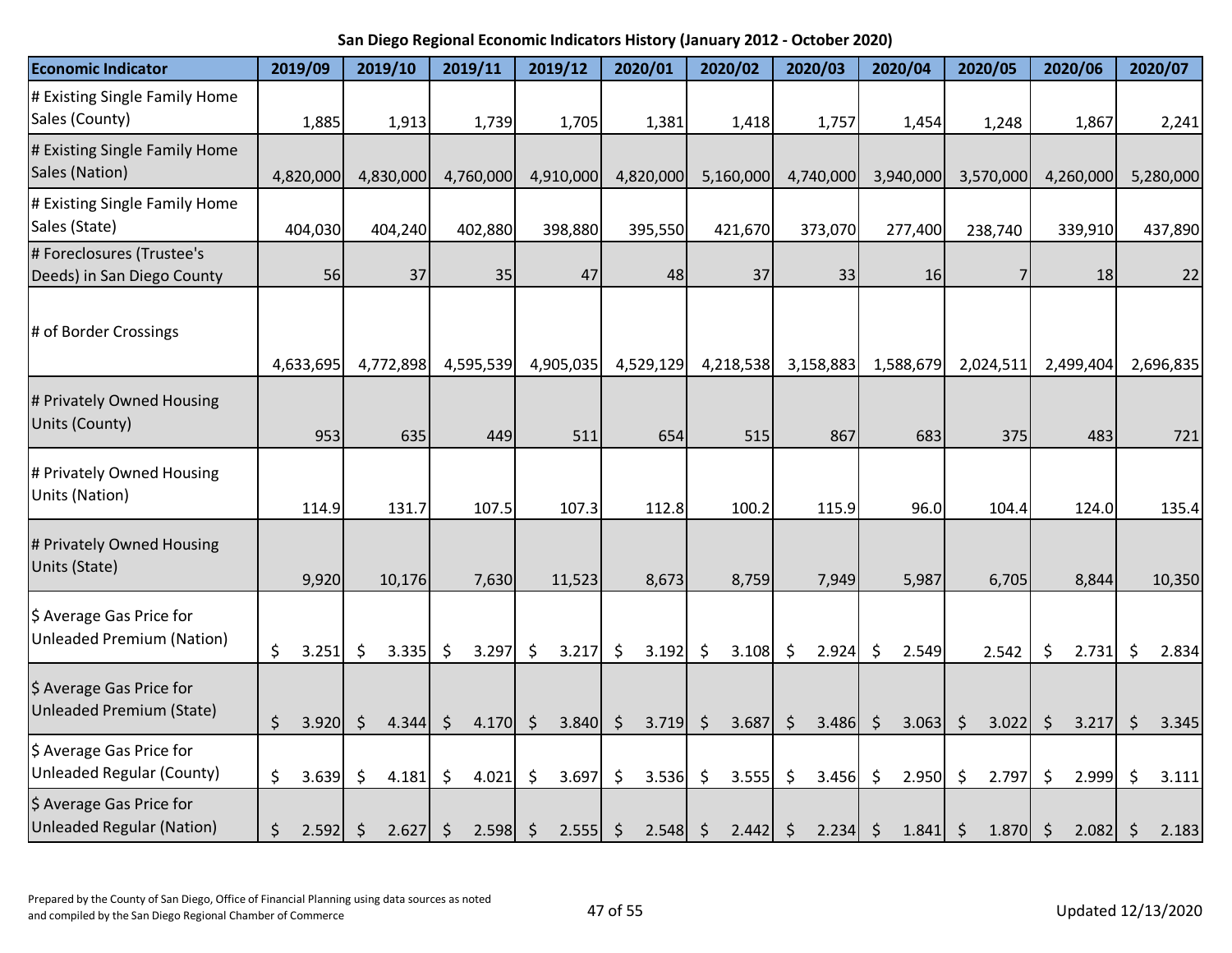## San Diego Regional Economic Indicators History (January 2012 - October 2020)

| Economic Indicator | 2019/09 | 2019/10 | 2019/11 | 2019/12 | 2020/01 | 2020/02 | 2020/03 | 2020/04 | 2020/05 | 2020/06 | 2020/07 |
|---|---|---|---|---|---|---|---|---|---|---|---|
| # Existing Single Family Home Sales (County) | 1,885 | 1,913 | 1,739 | 1,705 | 1,381 | 1,418 | 1,757 | 1,454 | 1,248 | 1,867 | 2,241 |
| # Existing Single Family Home Sales (Nation) | 4,820,000 | 4,830,000 | 4,760,000 | 4,910,000 | 4,820,000 | 5,160,000 | 4,740,000 | 3,940,000 | 3,570,000 | 4,260,000 | 5,280,000 |
| # Existing Single Family Home Sales (State) | 404,030 | 404,240 | 402,880 | 398,880 | 395,550 | 421,670 | 373,070 | 277,400 | 238,740 | 339,910 | 437,890 |
| # Foreclosures (Trustee's Deeds) in San Diego County | 56 | 37 | 35 | 47 | 48 | 37 | 33 | 16 | 7 | 18 | 22 |
| # of Border Crossings | 4,633,695 | 4,772,898 | 4,595,539 | 4,905,035 | 4,529,129 | 4,218,538 | 3,158,883 | 1,588,679 | 2,024,511 | 2,499,404 | 2,696,835 |
| # Privately Owned Housing Units (County) | 953 | 635 | 449 | 511 | 654 | 515 | 867 | 683 | 375 | 483 | 721 |
| # Privately Owned Housing Units (Nation) | 114.9 | 131.7 | 107.5 | 107.3 | 112.8 | 100.2 | 115.9 | 96.0 | 104.4 | 124.0 | 135.4 |
| # Privately Owned Housing Units (State) | 9,920 | 10,176 | 7,630 | 11,523 | 8,673 | 8,759 | 7,949 | 5,987 | 6,705 | 8,844 | 10,350 |
| $ Average Gas Price for Unleaded Premium (Nation) | $ 3.251 | $ 3.335 | $ 3.297 | $ 3.217 | $ 3.192 | $ 3.108 | $ 2.924 | $ 2.549 | 2.542 | $ 2.731 | $ 2.834 |
| $ Average Gas Price for Unleaded Premium (State) | $ 3.920 | $ 4.344 | $ 4.170 | $ 3.840 | $ 3.719 | $ 3.687 | $ 3.486 | $ 3.063 | $ 3.022 | $ 3.217 | $ 3.345 |
| $ Average Gas Price for Unleaded Regular (County) | $ 3.639 | $ 4.181 | $ 4.021 | $ 3.697 | $ 3.536 | $ 3.555 | $ 3.456 | $ 2.950 | $ 2.797 | $ 2.999 | $ 3.111 |
| $ Average Gas Price for Unleaded Regular (Nation) | $ 2.592 | $ 2.627 | $ 2.598 | $ 2.555 | $ 2.548 | $ 2.442 | $ 2.234 | $ 1.841 | $ 1.870 | $ 2.082 | $ 2.183 |

Prepared by the County of San Diego, Office of Financial Planning using data sources as noted and compiled by the San Diego Regional Chamber of Commerce

Updated 12/13/2020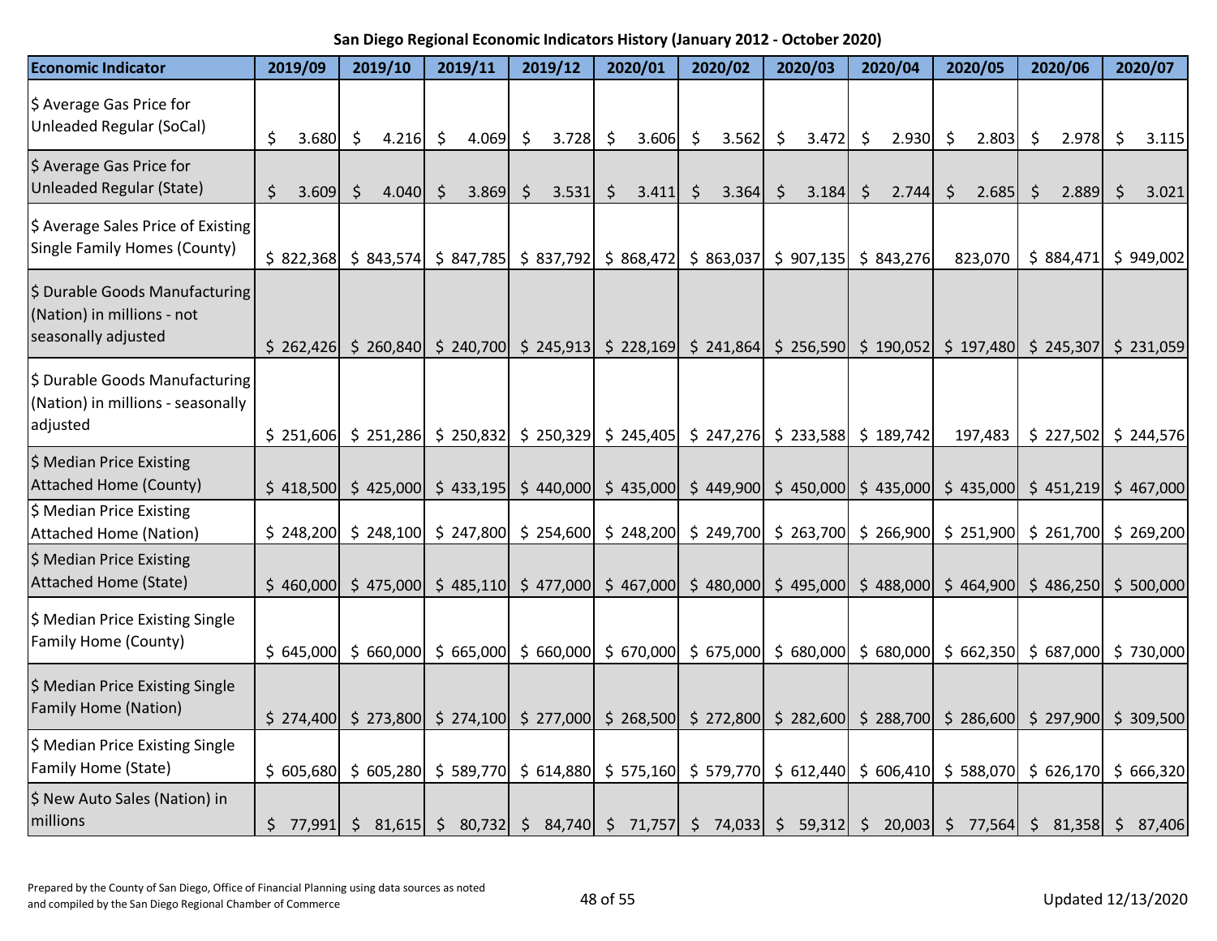**San Diego Regional Economic Indicators History (January 2012 - October 2020)**

| Economic Indicator | 2019/09 | 2019/10 | 2019/11 | 2019/12 | 2020/01 | 2020/02 | 2020/03 | 2020/04 | 2020/05 | 2020/06 | 2020/07 |
|---|---|---|---|---|---|---|---|---|---|---|---|
| $ Average Gas Price for Unleaded Regular (SoCal) | $ 3.680 | $ 4.216 | $ 4.069 | $ 3.728 | $ 3.606 | $ 3.562 | $ 3.472 | $ 2.930 | $ 2.803 | $ 2.978 | $ 3.115 |
| $ Average Gas Price for Unleaded Regular (State) | $ 3.609 | $ 4.040 | $ 3.869 | $ 3.531 | $ 3.411 | $ 3.364 | $ 3.184 | $ 2.744 | $ 2.685 | $ 2.889 | $ 3.021 |
| $ Average Sales Price of Existing Single Family Homes (County) | $ 822,368 | $ 843,574 | $ 847,785 | $ 837,792 | $ 868,472 | $ 863,037 | $ 907,135 | $ 843,276 | 823,070 | $ 884,471 | $ 949,002 |
| $ Durable Goods Manufacturing (Nation) in millions - not seasonally adjusted | $ 262,426 | $ 260,840 | $ 240,700 | $ 245,913 | $ 228,169 | $ 241,864 | $ 256,590 | $ 190,052 | $ 197,480 | $ 245,307 | $ 231,059 |
| $ Durable Goods Manufacturing (Nation) in millions - seasonally adjusted | $ 251,606 | $ 251,286 | $ 250,832 | $ 250,329 | $ 245,405 | $ 247,276 | $ 233,588 | $ 189,742 | 197,483 | $ 227,502 | $ 244,576 |
| $ Median Price Existing Attached Home (County) | $ 418,500 | $ 425,000 | $ 433,195 | $ 440,000 | $ 435,000 | $ 449,900 | $ 450,000 | $ 435,000 | $ 435,000 | $ 451,219 | $ 467,000 |
| $ Median Price Existing Attached Home (Nation) | $ 248,200 | $ 248,100 | $ 247,800 | $ 254,600 | $ 248,200 | $ 249,700 | $ 263,700 | $ 266,900 | $ 251,900 | $ 261,700 | $ 269,200 |
| $ Median Price Existing Attached Home (State) | $ 460,000 | $ 475,000 | $ 485,110 | $ 477,000 | $ 467,000 | $ 480,000 | $ 495,000 | $ 488,000 | $ 464,900 | $ 486,250 | $ 500,000 |
| $ Median Price Existing Single Family Home (County) | $ 645,000 | $ 660,000 | $ 665,000 | $ 660,000 | $ 670,000 | $ 675,000 | $ 680,000 | $ 680,000 | $ 662,350 | $ 687,000 | $ 730,000 |
| $ Median Price Existing Single Family Home (Nation) | $ 274,400 | $ 273,800 | $ 274,100 | $ 277,000 | $ 268,500 | $ 272,800 | $ 282,600 | $ 288,700 | $ 286,600 | $ 297,900 | $ 309,500 |
| $ Median Price Existing Single Family Home (State) | $ 605,680 | $ 605,280 | $ 589,770 | $ 614,880 | $ 575,160 | $ 579,770 | $ 612,440 | $ 606,410 | $ 588,070 | $ 626,170 | $ 666,320 |
| $ New Auto Sales (Nation) in millions | $ 77,991 | $ 81,615 | $ 80,732 | $ 84,740 | $ 71,757 | $ 74,033 | $ 59,312 | $ 20,003 | $ 77,564 | $ 81,358 | $ 87,406 |

Prepared by the County of San Diego, Office of Financial Planning using data sources as noted and compiled by the San Diego Regional Chamber of Commerce

Updated 12/13/2020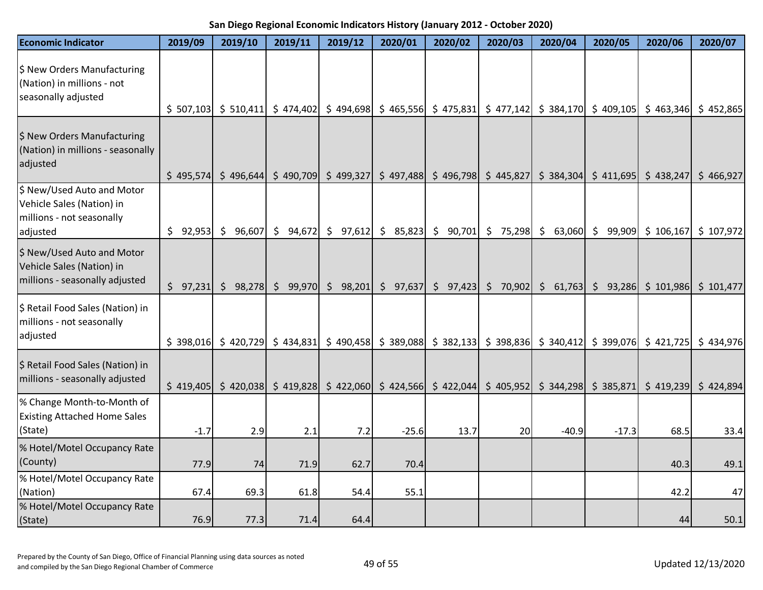## San Diego Regional Economic Indicators History (January 2012 - October 2020)

| Economic Indicator | 2019/09 | 2019/10 | 2019/11 | 2019/12 | 2020/01 | 2020/02 | 2020/03 | 2020/04 | 2020/05 | 2020/06 | 2020/07 |
|---|---|---|---|---|---|---|---|---|---|---|---|
| $ New Orders Manufacturing (Nation) in millions - not seasonally adjusted | $ 507,103 | $ 510,411 | $ 474,402 | $ 494,698 | $ 465,556 | $ 475,831 | $ 477,142 | $ 384,170 | $ 409,105 | $ 463,346 | $ 452,865 |
| $ New Orders Manufacturing (Nation) in millions - seasonally adjusted | $ 495,574 | $ 496,644 | $ 490,709 | $ 499,327 | $ 497,488 | $ 496,798 | $ 445,827 | $ 384,304 | $ 411,695 | $ 438,247 | $ 466,927 |
| $ New/Used Auto and Motor Vehicle Sales (Nation) in millions - not seasonally adjusted | $ 92,953 | $ 96,607 | $ 94,672 | $ 97,612 | $ 85,823 | $ 90,701 | $ 75,298 | $ 63,060 | $ 99,909 | $ 106,167 | $ 107,972 |
| $ New/Used Auto and Motor Vehicle Sales (Nation) in millions - seasonally adjusted | $ 97,231 | $ 98,278 | $ 99,970 | $ 98,201 | $ 97,637 | $ 97,423 | $ 70,902 | $ 61,763 | $ 93,286 | $ 101,986 | $ 101,477 |
| $ Retail Food Sales (Nation) in millions - not seasonally adjusted | $ 398,016 | $ 420,729 | $ 434,831 | $ 490,458 | $ 389,088 | $ 382,133 | $ 398,836 | $ 340,412 | $ 399,076 | $ 421,725 | $ 434,976 |
| $ Retail Food Sales (Nation) in millions - seasonally adjusted | $ 419,405 | $ 420,038 | $ 419,828 | $ 422,060 | $ 424,566 | $ 422,044 | $ 405,952 | $ 344,298 | $ 385,871 | $ 419,239 | $ 424,894 |
| % Change Month-to-Month of Existing Attached Home Sales (State) | -1.7 | 2.9 | 2.1 | 7.2 | -25.6 | 13.7 | 20 | -40.9 | -17.3 | 68.5 | 33.4 |
| % Hotel/Motel Occupancy Rate (County) | 77.9 | 74 | 71.9 | 62.7 | 70.4 | | | | | 40.3 | 49.1 |
| % Hotel/Motel Occupancy Rate (Nation) | 67.4 | 69.3 | 61.8 | 54.4 | 55.1 | | | | | 42.2 | 47 |
| % Hotel/Motel Occupancy Rate (State) | 76.9 | 77.3 | 71.4 | 64.4 | | | | | | 44 | 50.1 |

Prepared by the County of San Diego, Office of Financial Planning using data sources as noted and compiled by the San Diego Regional Chamber of Commerce

Updated 12/13/2020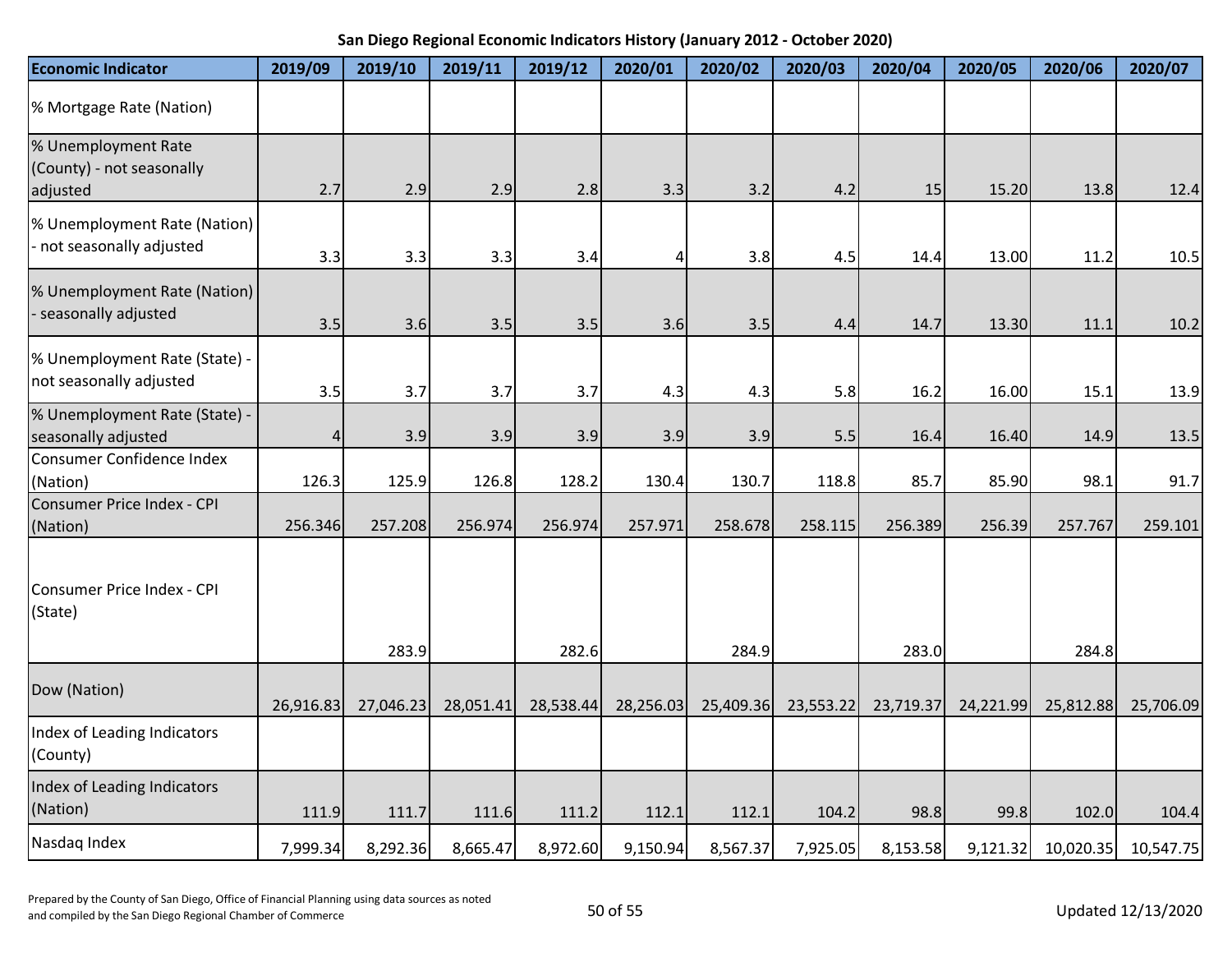**San Diego Regional Economic Indicators History (January 2012 - October 2020)**

| Economic Indicator | 2019/09 | 2019/10 | 2019/11 | 2019/12 | 2020/01 | 2020/02 | 2020/03 | 2020/04 | 2020/05 | 2020/06 | 2020/07 |
|---|---|---|---|---|---|---|---|---|---|---|---|
| % Mortgage Rate (Nation) | | | | | | | | | | | |
| % Unemployment Rate (County) - not seasonally adjusted | 2.7 | 2.9 | 2.9 | 2.8 | 3.3 | 3.2 | 4.2 | 15 | 15.20 | 13.8 | 12.4 |
| % Unemployment Rate (Nation) - not seasonally adjusted | 3.3 | 3.3 | 3.3 | 3.4 | 4 | 3.8 | 4.5 | 14.4 | 13.00 | 11.2 | 10.5 |
| % Unemployment Rate (Nation) - seasonally adjusted | 3.5 | 3.6 | 3.5 | 3.5 | 3.6 | 3.5 | 4.4 | 14.7 | 13.30 | 11.1 | 10.2 |
| % Unemployment Rate (State) - not seasonally adjusted | 3.5 | 3.7 | 3.7 | 3.7 | 4.3 | 4.3 | 5.8 | 16.2 | 16.00 | 15.1 | 13.9 |
| % Unemployment Rate (State) - seasonally adjusted | 4 | 3.9 | 3.9 | 3.9 | 3.9 | 3.9 | 5.5 | 16.4 | 16.40 | 14.9 | 13.5 |
| Consumer Confidence Index (Nation) | 126.3 | 125.9 | 126.8 | 128.2 | 130.4 | 130.7 | 118.8 | 85.7 | 85.90 | 98.1 | 91.7 |
| Consumer Price Index - CPI (Nation) | 256.346 | 257.208 | 256.974 | 256.974 | 257.971 | 258.678 | 258.115 | 256.389 | 256.39 | 257.767 | 259.101 |
| Consumer Price Index - CPI (State) | | 283.9 | | 282.6 | | 284.9 | | 283.0 | | 284.8 | |
| Dow (Nation) | 26,916.83 | 27,046.23 | 28,051.41 | 28,538.44 | 28,256.03 | 25,409.36 | 23,553.22 | 23,719.37 | 24,221.99 | 25,812.88 | 25,706.09 |
| Index of Leading Indicators (County) | | | | | | | | | | | |
| Index of Leading Indicators (Nation) | 111.9 | 111.7 | 111.6 | 111.2 | 112.1 | 112.1 | 104.2 | 98.8 | 99.8 | 102.0 | 104.4 |
| Nasdaq Index | 7,999.34 | 8,292.36 | 8,665.47 | 8,972.60 | 9,150.94 | 8,567.37 | 7,925.05 | 8,153.58 | 9,121.32 | 10,020.35 | 10,547.75 |

Prepared by the County of San Diego, Office of Financial Planning using data sources as noted and compiled by the San Diego Regional Chamber of Commerce

Updated 12/13/2020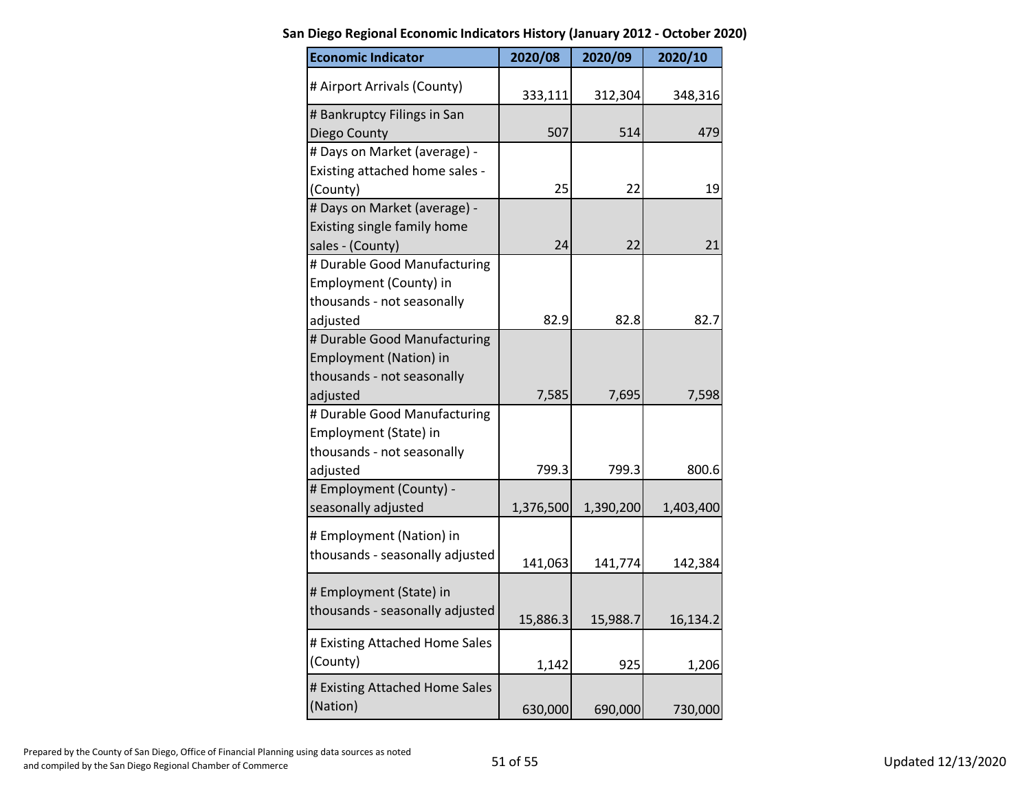**San Diego Regional Economic Indicators History (January 2012 - October 2020)**

| Economic Indicator | 2020/08 | 2020/09 | 2020/10 |
|---|---|---|---|
| # Airport Arrivals (County) | 333,111 | 312,304 | 348,316 |
| # Bankruptcy Filings in San Diego County | 507 | 514 | 479 |
| # Days on Market (average) - Existing attached home sales - (County) | 25 | 22 | 19 |
| # Days on Market (average) - Existing single family home sales - (County) | 24 | 22 | 21 |
| # Durable Good Manufacturing Employment (County) in thousands - not seasonally adjusted | 82.9 | 82.8 | 82.7 |
| # Durable Good Manufacturing Employment (Nation) in thousands - not seasonally adjusted | 7,585 | 7,695 | 7,598 |
| # Durable Good Manufacturing Employment (State) in thousands - not seasonally adjusted | 799.3 | 799.3 | 800.6 |
| # Employment (County) - seasonally adjusted | 1,376,500 | 1,390,200 | 1,403,400 |
| # Employment (Nation) in thousands - seasonally adjusted | 141,063 | 141,774 | 142,384 |
| # Employment (State) in thousands - seasonally adjusted | 15,886.3 | 15,988.7 | 16,134.2 |
| # Existing Attached Home Sales (County) | 1,142 | 925 | 1,206 |
| # Existing Attached Home Sales (Nation) | 630,000 | 690,000 | 730,000 |

Prepared by the County of San Diego, Office of Financial Planning using data sources as noted and compiled by the San Diego Regional Chamber of Commerce

Updated 12/13/2020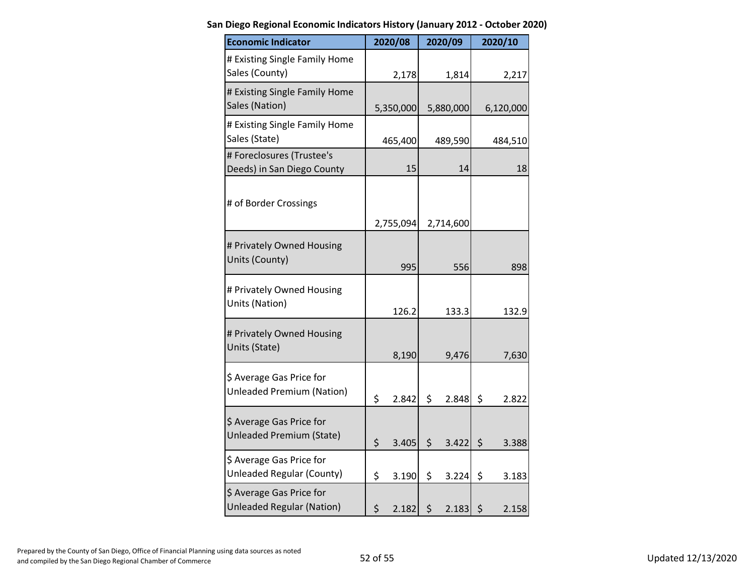**San Diego Regional Economic Indicators History (January 2012 - October 2020)**

| Economic Indicator | 2020/08 | 2020/09 | 2020/10 |
|---|---|---|---|
| # Existing Single Family Home Sales (County) | 2,178 | 1,814 | 2,217 |
| # Existing Single Family Home Sales (Nation) | 5,350,000 | 5,880,000 | 6,120,000 |
| # Existing Single Family Home Sales (State) | 465,400 | 489,590 | 484,510 |
| # Foreclosures (Trustee's Deeds) in San Diego County | 15 | 14 | 18 |
| # of Border Crossings | 2,755,094 | 2,714,600 | |
| # Privately Owned Housing Units (County) | 995 | 556 | 898 |
| # Privately Owned Housing Units (Nation) | 126.2 | 133.3 | 132.9 |
| # Privately Owned Housing Units (State) | 8,190 | 9,476 | 7,630 |
| $ Average Gas Price for Unleaded Premium (Nation) | $ 2.842 | $ 2.848 | $ 2.822 |
| $ Average Gas Price for Unleaded Premium (State) | $ 3.405 | $ 3.422 | $ 3.388 |
| $ Average Gas Price for Unleaded Regular (County) | $ 3.190 | $ 3.224 | $ 3.183 |
| $ Average Gas Price for Unleaded Regular (Nation) | $ 2.182 | $ 2.183 | $ 2.158 |

Prepared by the County of San Diego, Office of Financial Planning using data sources as noted and compiled by the San Diego Regional Chamber of Commerce

Updated 12/13/2020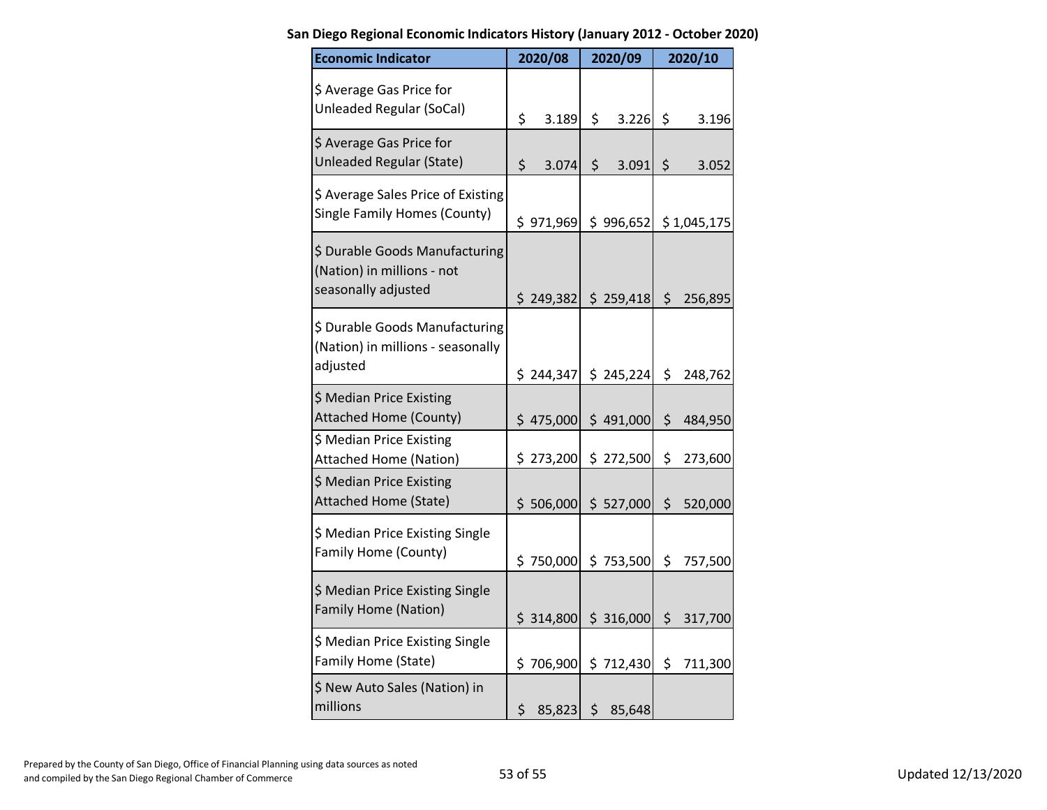**San Diego Regional Economic Indicators History (January 2012 - October 2020)**

| Economic Indicator | 2020/08 | 2020/09 | 2020/10 |
|---|---|---|---|
| $ Average Gas Price for Unleaded Regular (SoCal) | $ 3.189 | $ 3.226 | $ 3.196 |
| $ Average Gas Price for Unleaded Regular (State) | $ 3.074 | $ 3.091 | $ 3.052 |
| $ Average Sales Price of Existing Single Family Homes (County) | $ 971,969 | $ 996,652 | $ 1,045,175 |
| $ Durable Goods Manufacturing (Nation) in millions - not seasonally adjusted | $ 249,382 | $ 259,418 | $ 256,895 |
| $ Durable Goods Manufacturing (Nation) in millions - seasonally adjusted | $ 244,347 | $ 245,224 | $ 248,762 |
| $ Median Price Existing Attached Home (County) | $ 475,000 | $ 491,000 | $ 484,950 |
| $ Median Price Existing Attached Home (Nation) | $ 273,200 | $ 272,500 | $ 273,600 |
| $ Median Price Existing Attached Home (State) | $ 506,000 | $ 527,000 | $ 520,000 |
| $ Median Price Existing Single Family Home (County) | $ 750,000 | $ 753,500 | $ 757,500 |
| $ Median Price Existing Single Family Home (Nation) | $ 314,800 | $ 316,000 | $ 317,700 |
| $ Median Price Existing Single Family Home (State) | $ 706,900 | $ 712,430 | $ 711,300 |
| $ New Auto Sales (Nation) in millions | $ 85,823 | $ 85,648 | |

Prepared by the County of San Diego, Office of Financial Planning using data sources as noted and compiled by the San Diego Regional Chamber of Commerce

Updated 12/13/2020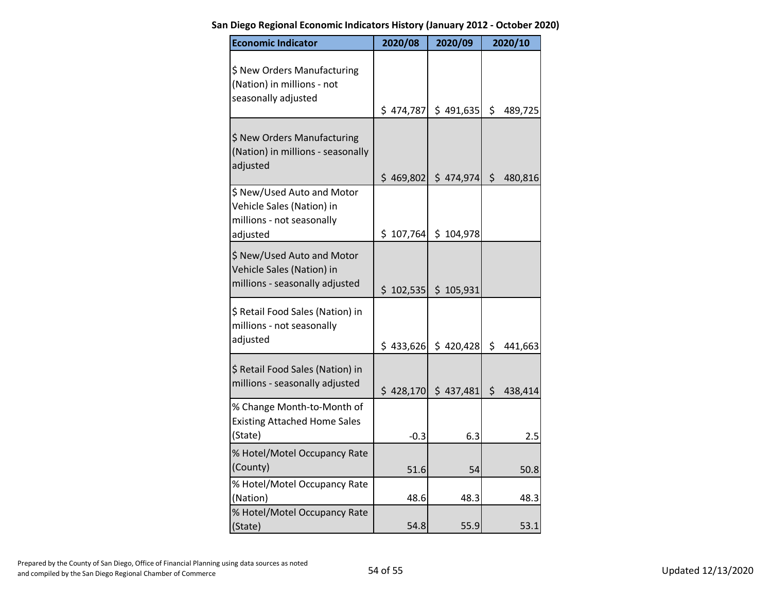**San Diego Regional Economic Indicators History (January 2012 - October 2020)**

| Economic Indicator | 2020/08 | 2020/09 | 2020/10 |
|---|---|---|---|
| $ New Orders Manufacturing (Nation) in millions - not seasonally adjusted | $ 474,787 | $ 491,635 | $ 489,725 |
| $ New Orders Manufacturing (Nation) in millions - seasonally adjusted | $ 469,802 | $ 474,974 | $ 480,816 |
| $ New/Used Auto and Motor Vehicle Sales (Nation) in millions - not seasonally adjusted | $ 107,764 | $ 104,978 | |
| $ New/Used Auto and Motor Vehicle Sales (Nation) in millions - seasonally adjusted | $ 102,535 | $ 105,931 | |
| $ Retail Food Sales (Nation) in millions - not seasonally adjusted | $ 433,626 | $ 420,428 | $ 441,663 |
| $ Retail Food Sales (Nation) in millions - seasonally adjusted | $ 428,170 | $ 437,481 | $ 438,414 |
| % Change Month-to-Month of Existing Attached Home Sales (State) | -0.3 | 6.3 | 2.5 |
| % Hotel/Motel Occupancy Rate (County) | 51.6 | 54 | 50.8 |
| % Hotel/Motel Occupancy Rate (Nation) | 48.6 | 48.3 | 48.3 |
| % Hotel/Motel Occupancy Rate (State) | 54.8 | 55.9 | 53.1 |

Prepared by the County of San Diego, Office of Financial Planning using data sources as noted and compiled by the San Diego Regional Chamber of Commerce

Updated 12/13/2020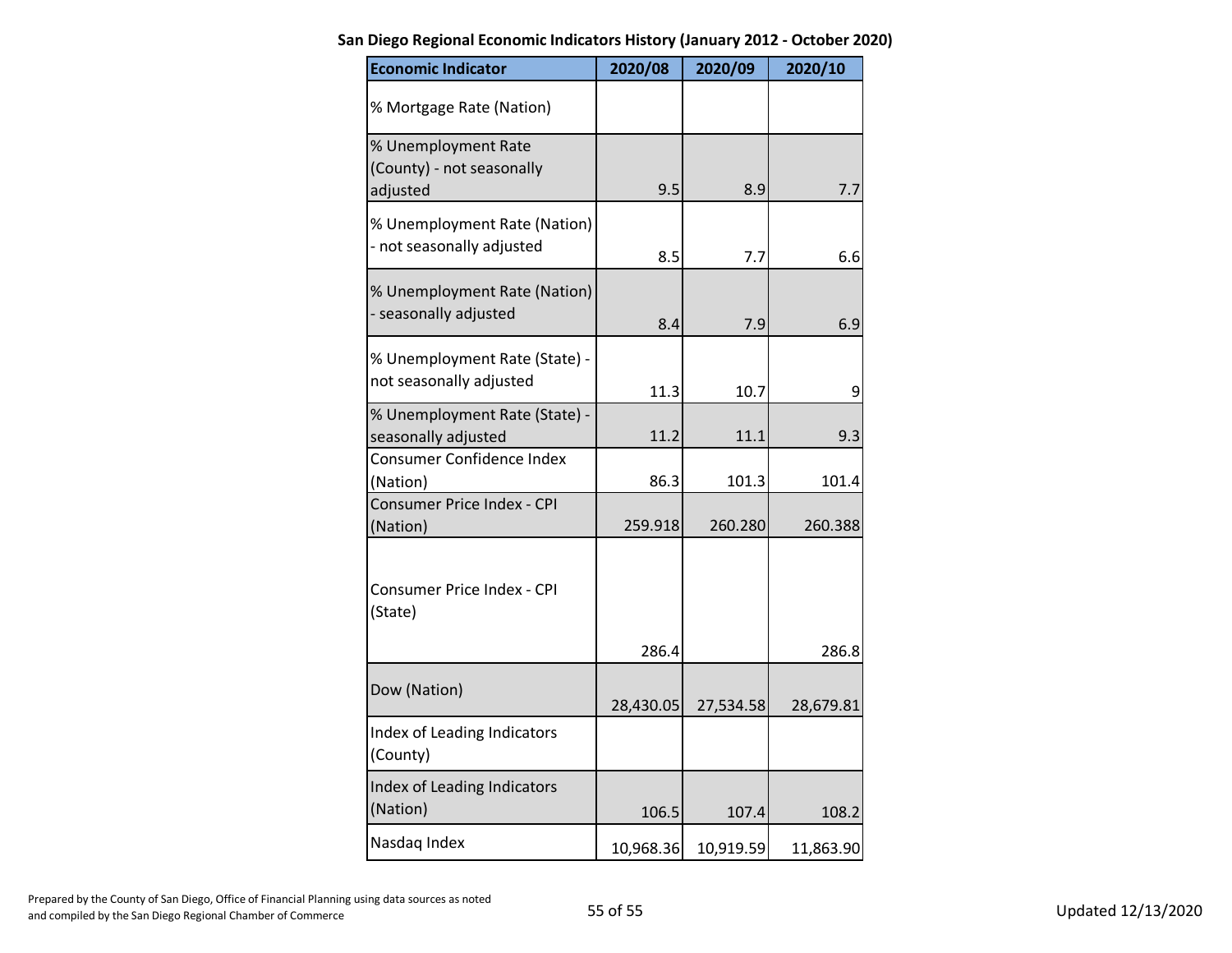**San Diego Regional Economic Indicators History (January 2012 - October 2020)**

| Economic Indicator | 2020/08 | 2020/09 | 2020/10 |
|---|---|---|---|
| % Mortgage Rate (Nation) | | | |
| % Unemployment Rate (County) - not seasonally adjusted | 9.5 | 8.9 | 7.7 |
| % Unemployment Rate (Nation) - not seasonally adjusted | 8.5 | 7.7 | 6.6 |
| % Unemployment Rate (Nation) - seasonally adjusted | 8.4 | 7.9 | 6.9 |
| % Unemployment Rate (State) - not seasonally adjusted | 11.3 | 10.7 | 9 |
| % Unemployment Rate (State) - seasonally adjusted | 11.2 | 11.1 | 9.3 |
| Consumer Confidence Index (Nation) | 86.3 | 101.3 | 101.4 |
| Consumer Price Index - CPI (Nation) | 259.918 | 260.280 | 260.388 |
| Consumer Price Index - CPI (State) | 286.4 | | 286.8 |
| Dow (Nation) | 28,430.05 | 27,534.58 | 28,679.81 |
| Index of Leading Indicators (County) | | | |
| Index of Leading Indicators (Nation) | 106.5 | 107.4 | 108.2 |
| Nasdaq Index | 10,968.36 | 10,919.59 | 11,863.90 |

Prepared by the County of San Diego, Office of Financial Planning using data sources as noted and compiled by the San Diego Regional Chamber of Commerce

Updated 12/13/2020